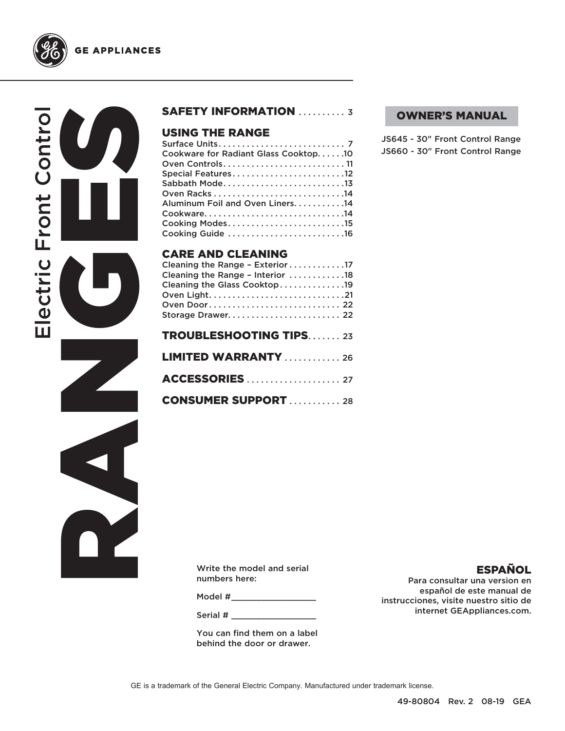GE APPLIANCES

# RANGES

Electric Front Control

**OWNER'S MANUAL**

JS645 - 30" Front Control Range
JS660 - 30" Front Control Range

## SAFETY INFORMATION .......... 3

## USING THE RANGE

Surface Units.......................... 7
Cookware for Radiant Glass Cooktop......10
Oven Controls.......................... 11
Special Features........................12
Sabbath Mode..........................13
Oven Racks............................14
Aluminum Foil and Oven Liners...........14
Cookware..............................14
Cooking Modes.........................15
Cooking Guide.........................16

## CARE AND CLEANING

Cleaning the Range – Exterior............17
Cleaning the Range – Interior............18
Cleaning the Glass Cooktop..............19
Oven Light.............................21
Oven Door............................. 22
Storage Drawer......................... 22

## TROUBLESHOOTING TIPS....... 23

## LIMITED WARRANTY ............ 26

## ACCESSORIES .................... 27

## CONSUMER SUPPORT ........... 28

Write the model and serial numbers here:

Model #_________________

Serial # _________________

You can find them on a label behind the door or drawer.

**ESPAÑOL**

Para consultar una version en español de este manual de instrucciones, visite nuestro sitio de internet GEAppliances.com.

GE is a trademark of the General Electric Company. Manufactured under trademark license.

49-80804 Rev. 2 08-19 GEA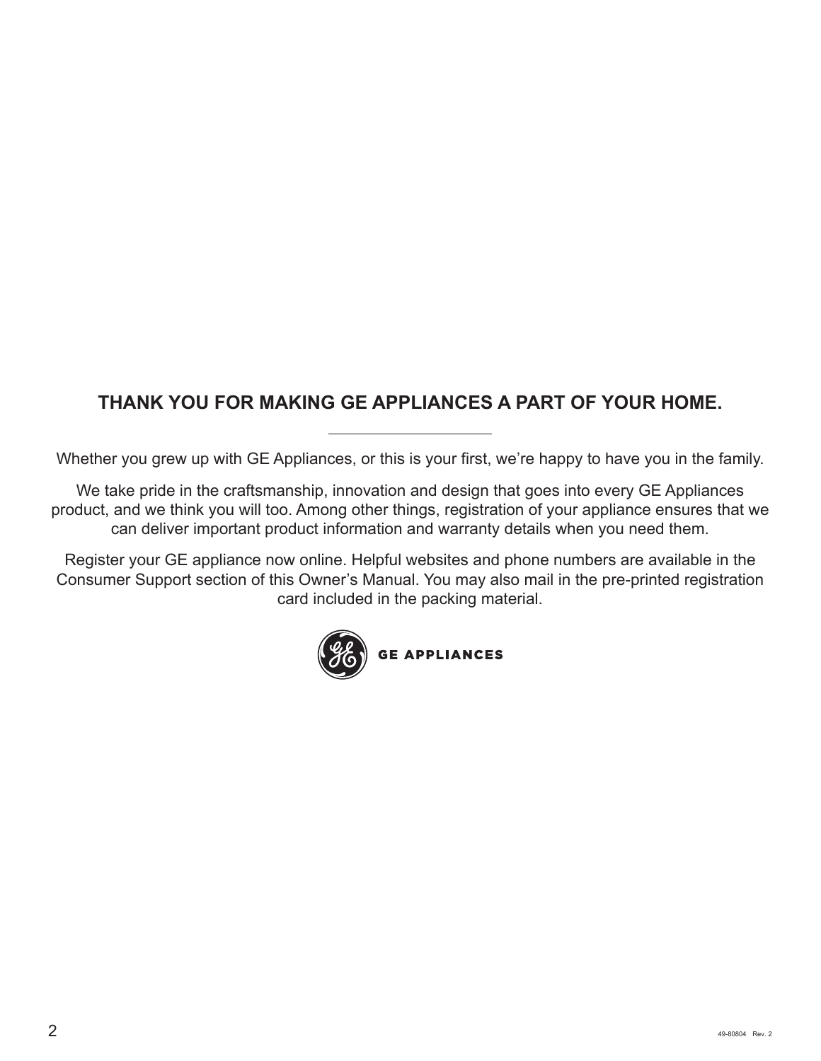## THANK YOU FOR MAKING GE APPLIANCES A PART OF YOUR HOME.

Whether you grew up with GE Appliances, or this is your first, we're happy to have you in the family.

We take pride in the craftsmanship, innovation and design that goes into every GE Appliances product, and we think you will too. Among other things, registration of your appliance ensures that we can deliver important product information and warranty details when you need them.

Register your GE appliance now online. Helpful websites and phone numbers are available in the Consumer Support section of this Owner's Manual. You may also mail in the pre-printed registration card included in the packing material.

GE APPLIANCES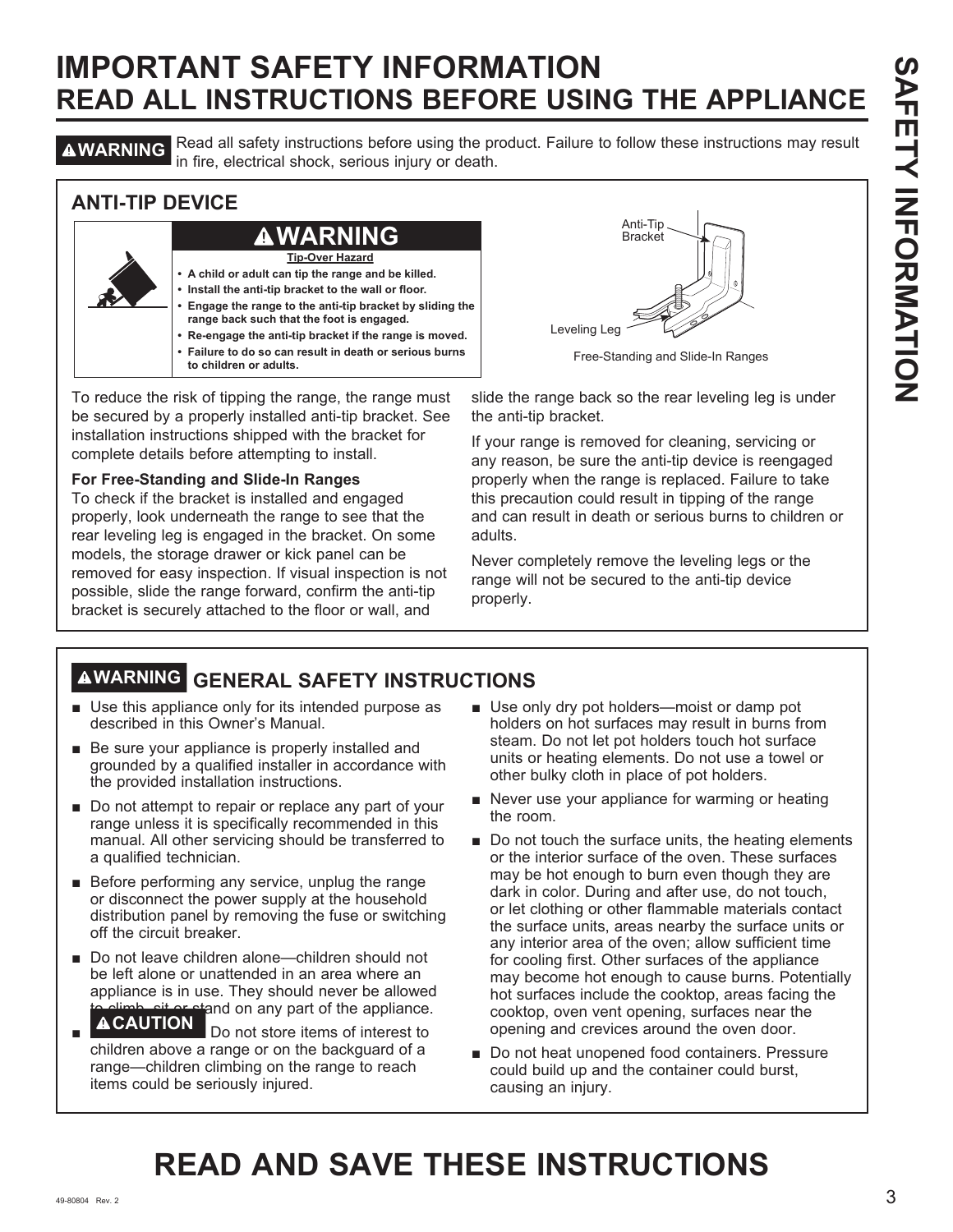# IMPORTANT SAFETY INFORMATION
## READ ALL INSTRUCTIONS BEFORE USING THE APPLIANCE

**⚠WARNING** Read all safety instructions before using the product. Failure to follow these instructions may result in fire, electrical shock, serious injury or death.

### ANTI-TIP DEVICE

**⚠WARNING**

**Tip-Over Hazard**

- **A child or adult can tip the range and be killed.**
- **Install the anti-tip bracket to the wall or floor.**
- **Engage the range to the anti-tip bracket by sliding the range back such that the foot is engaged.**
- **Re-engage the anti-tip bracket if the range is moved.**
- **Failure to do so can result in death or serious burns to children or adults.**

Anti-Tip Bracket

Leveling Leg

Free-Standing and Slide-In Ranges

To reduce the risk of tipping the range, the range must be secured by a properly installed anti-tip bracket. See installation instructions shipped with the bracket for complete details before attempting to install.

**For Free-Standing and Slide-In Ranges**
To check if the bracket is installed and engaged properly, look underneath the range to see that the rear leveling leg is engaged in the bracket. On some models, the storage drawer or kick panel can be removed for easy inspection. If visual inspection is not possible, slide the range forward, confirm the anti-tip bracket is securely attached to the floor or wall, and slide the range back so the rear leveling leg is under the anti-tip bracket.

If your range is removed for cleaning, servicing or any reason, be sure the anti-tip device is reengaged properly when the range is replaced. Failure to take this precaution could result in tipping of the range and can result in death or serious burns to children or adults.

Never completely remove the leveling legs or the range will not be secured to the anti-tip device properly.

### ⚠WARNING GENERAL SAFETY INSTRUCTIONS

- Use this appliance only for its intended purpose as described in this Owner's Manual.
- Be sure your appliance is properly installed and grounded by a qualified installer in accordance with the provided installation instructions.
- Do not attempt to repair or replace any part of your range unless it is specifically recommended in this manual. All other servicing should be transferred to a qualified technician.
- Before performing any service, unplug the range or disconnect the power supply at the household distribution panel by removing the fuse or switching off the circuit breaker.
- Do not leave children alone—children should not be left alone or unattended in an area where an appliance is in use. They should never be allowed to climb, sit or stand on any part of the appliance.
- **⚠CAUTION** Do not store items of interest to children above a range or on the backguard of a range—children climbing on the range to reach items could be seriously injured.
- Use only dry pot holders—moist or damp pot holders on hot surfaces may result in burns from steam. Do not let pot holders touch hot surface units or heating elements. Do not use a towel or other bulky cloth in place of pot holders.
- Never use your appliance for warming or heating the room.
- Do not touch the surface units, the heating elements or the interior surface of the oven. These surfaces may be hot enough to burn even though they are dark in color. During and after use, do not touch, or let clothing or other flammable materials contact the surface units, areas nearby the surface units or any interior area of the oven; allow sufficient time for cooling first. Other surfaces of the appliance may become hot enough to cause burns. Potentially hot surfaces include the cooktop, areas facing the cooktop, oven vent opening, surfaces near the opening and crevices around the oven door.
- Do not heat unopened food containers. Pressure could build up and the container could burst, causing an injury.

# READ AND SAVE THESE INSTRUCTIONS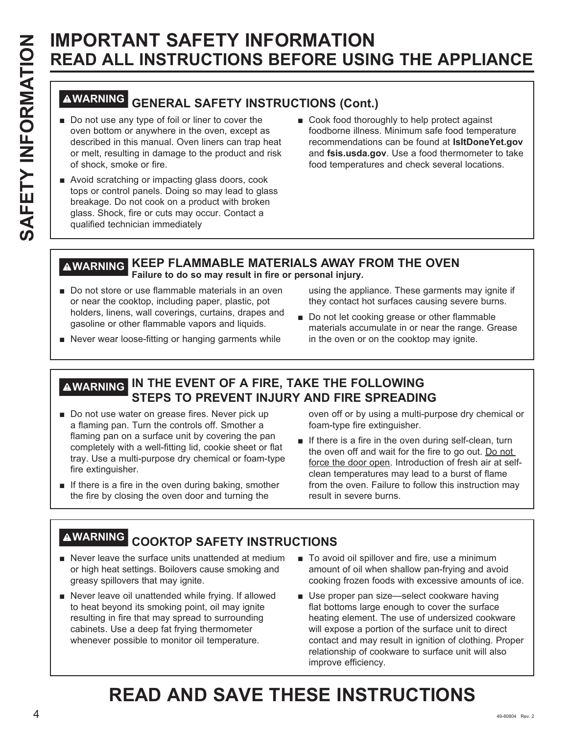# IMPORTANT SAFETY INFORMATION
## READ ALL INSTRUCTIONS BEFORE USING THE APPLIANCE

### ⚠WARNING GENERAL SAFETY INSTRUCTIONS (Cont.)

- Do not use any type of foil or liner to cover the oven bottom or anywhere in the oven, except as described in this manual. Oven liners can trap heat or melt, resulting in damage to the product and risk of shock, smoke or fire.
- Avoid scratching or impacting glass doors, cook tops or control panels. Doing so may lead to glass breakage. Do not cook on a product with broken glass. Shock, fire or cuts may occur. Contact a qualified technician immediately
- Cook food thoroughly to help protect against foodborne illness. Minimum safe food temperature recommendations can be found at **IsItDoneYet.gov** and **fsis.usda.gov**. Use a food thermometer to take food temperatures and check several locations.

### ⚠WARNING KEEP FLAMMABLE MATERIALS AWAY FROM THE OVEN

**Failure to do so may result in fire or personal injury.**

- Do not store or use flammable materials in an oven or near the cooktop, including paper, plastic, pot holders, linens, wall coverings, curtains, drapes and gasoline or other flammable vapors and liquids.
- Never wear loose-fitting or hanging garments while using the appliance. These garments may ignite if they contact hot surfaces causing severe burns.
- Do not let cooking grease or other flammable materials accumulate in or near the range. Grease in the oven or on the cooktop may ignite.

### ⚠WARNING IN THE EVENT OF A FIRE, TAKE THE FOLLOWING STEPS TO PREVENT INJURY AND FIRE SPREADING

- Do not use water on grease fires. Never pick up a flaming pan. Turn the controls off. Smother a flaming pan on a surface unit by covering the pan completely with a well-fitting lid, cookie sheet or flat tray. Use a multi-purpose dry chemical or foam-type fire extinguisher.
- If there is a fire in the oven during baking, smother the fire by closing the oven door and turning the oven off or by using a multi-purpose dry chemical or foam-type fire extinguisher.
- If there is a fire in the oven during self-clean, turn the oven off and wait for the fire to go out. <u>Do not force the door open</u>. Introduction of fresh air at self-clean temperatures may lead to a burst of flame from the oven. Failure to follow this instruction may result in severe burns.

### ⚠WARNING COOKTOP SAFETY INSTRUCTIONS

- Never leave the surface units unattended at medium or high heat settings. Boilovers cause smoking and greasy spillovers that may ignite.
- Never leave oil unattended while frying. If allowed to heat beyond its smoking point, oil may ignite resulting in fire that may spread to surrounding cabinets. Use a deep fat frying thermometer whenever possible to monitor oil temperature.
- To avoid oil spillover and fire, use a minimum amount of oil when shallow pan-frying and avoid cooking frozen foods with excessive amounts of ice.
- Use proper pan size—select cookware having flat bottoms large enough to cover the surface heating element. The use of undersized cookware will expose a portion of the surface unit to direct contact and may result in ignition of clothing. Proper relationship of cookware to surface unit will also improve efficiency.

# READ AND SAVE THESE INSTRUCTIONS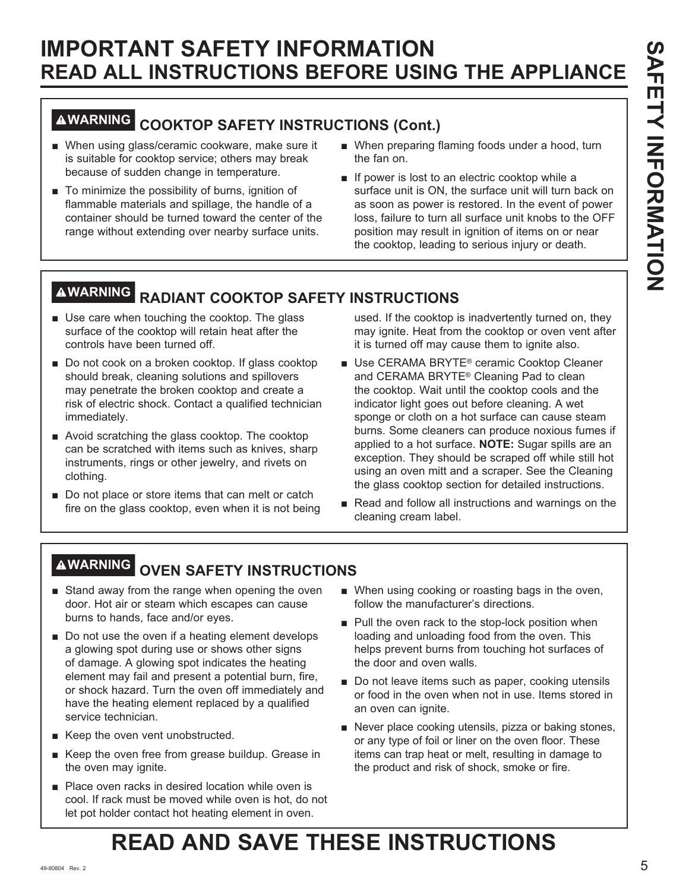# IMPORTANT SAFETY INFORMATION
## READ ALL INSTRUCTIONS BEFORE USING THE APPLIANCE

### ⚠WARNING COOKTOP SAFETY INSTRUCTIONS (Cont.)

- When using glass/ceramic cookware, make sure it is suitable for cooktop service; others may break because of sudden change in temperature.
- To minimize the possibility of burns, ignition of flammable materials and spillage, the handle of a container should be turned toward the center of the range without extending over nearby surface units.
- When preparing flaming foods under a hood, turn the fan on.
- If power is lost to an electric cooktop while a surface unit is ON, the surface unit will turn back on as soon as power is restored. In the event of power loss, failure to turn all surface unit knobs to the OFF position may result in ignition of items on or near the cooktop, leading to serious injury or death.

### ⚠WARNING RADIANT COOKTOP SAFETY INSTRUCTIONS

- Use care when touching the cooktop. The glass surface of the cooktop will retain heat after the controls have been turned off.
- Do not cook on a broken cooktop. If glass cooktop should break, cleaning solutions and spillovers may penetrate the broken cooktop and create a risk of electric shock. Contact a qualified technician immediately.
- Avoid scratching the glass cooktop. The cooktop can be scratched with items such as knives, sharp instruments, rings or other jewelry, and rivets on clothing.
- Do not place or store items that can melt or catch fire on the glass cooktop, even when it is not being used. If the cooktop is inadvertently turned on, they may ignite. Heat from the cooktop or oven vent after it is turned off may cause them to ignite also.
- Use CERAMA BRYTE® ceramic Cooktop Cleaner and CERAMA BRYTE® Cleaning Pad to clean the cooktop. Wait until the cooktop cools and the indicator light goes out before cleaning. A wet sponge or cloth on a hot surface can cause steam burns. Some cleaners can produce noxious fumes if applied to a hot surface. **NOTE:** Sugar spills are an exception. They should be scraped off while still hot using an oven mitt and a scraper. See the Cleaning the glass cooktop section for detailed instructions.
- Read and follow all instructions and warnings on the cleaning cream label.

### ⚠WARNING OVEN SAFETY INSTRUCTIONS

- Stand away from the range when opening the oven door. Hot air or steam which escapes can cause burns to hands, face and/or eyes.
- Do not use the oven if a heating element develops a glowing spot during use or shows other signs of damage. A glowing spot indicates the heating element may fail and present a potential burn, fire, or shock hazard. Turn the oven off immediately and have the heating element replaced by a qualified service technician.
- Keep the oven vent unobstructed.
- Keep the oven free from grease buildup. Grease in the oven may ignite.
- Place oven racks in desired location while oven is cool. If rack must be moved while oven is hot, do not let pot holder contact hot heating element in oven.
- When using cooking or roasting bags in the oven, follow the manufacturer's directions.
- Pull the oven rack to the stop-lock position when loading and unloading food from the oven. This helps prevent burns from touching hot surfaces of the door and oven walls.
- Do not leave items such as paper, cooking utensils or food in the oven when not in use. Items stored in an oven can ignite.
- Never place cooking utensils, pizza or baking stones, or any type of foil or liner on the oven floor. These items can trap heat or melt, resulting in damage to the product and risk of shock, smoke or fire.

## READ AND SAVE THESE INSTRUCTIONS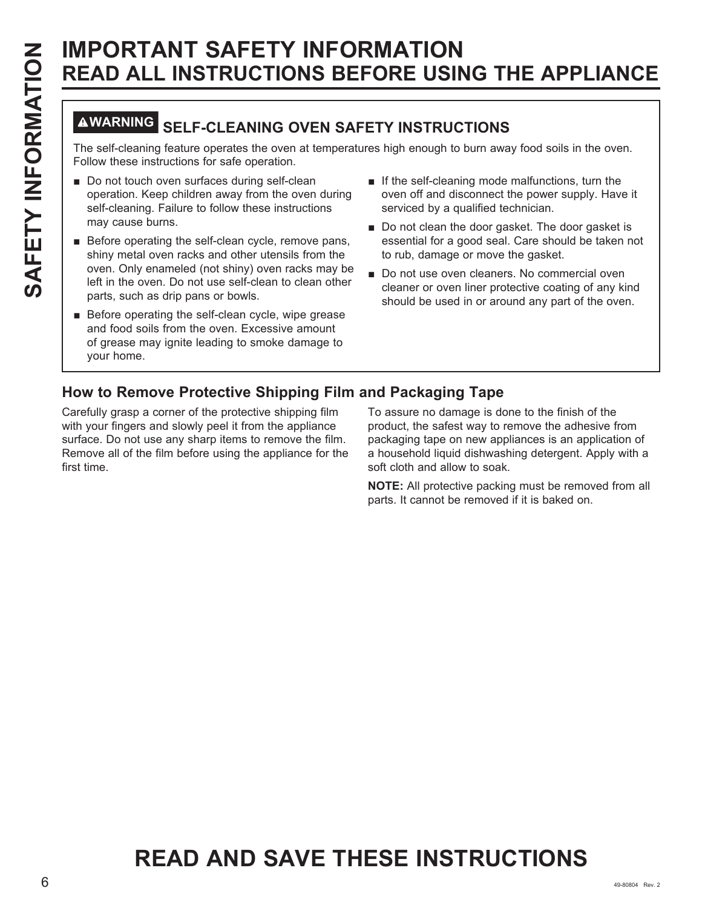# IMPORTANT SAFETY INFORMATION
## READ ALL INSTRUCTIONS BEFORE USING THE APPLIANCE

### ⚠WARNING SELF-CLEANING OVEN SAFETY INSTRUCTIONS

The self-cleaning feature operates the oven at temperatures high enough to burn away food soils in the oven. Follow these instructions for safe operation.

- Do not touch oven surfaces during self-clean operation. Keep children away from the oven during self-cleaning. Failure to follow these instructions may cause burns.
- Before operating the self-clean cycle, remove pans, shiny metal oven racks and other utensils from the oven. Only enameled (not shiny) oven racks may be left in the oven. Do not use self-clean to clean other parts, such as drip pans or bowls.
- Before operating the self-clean cycle, wipe grease and food soils from the oven. Excessive amount of grease may ignite leading to smoke damage to your home.
- If the self-cleaning mode malfunctions, turn the oven off and disconnect the power supply. Have it serviced by a qualified technician.
- Do not clean the door gasket. The door gasket is essential for a good seal. Care should be taken not to rub, damage or move the gasket.
- Do not use oven cleaners. No commercial oven cleaner or oven liner protective coating of any kind should be used in or around any part of the oven.

### How to Remove Protective Shipping Film and Packaging Tape

Carefully grasp a corner of the protective shipping film with your fingers and slowly peel it from the appliance surface. Do not use any sharp items to remove the film. Remove all of the film before using the appliance for the first time.

To assure no damage is done to the finish of the product, the safest way to remove the adhesive from packaging tape on new appliances is an application of a household liquid dishwashing detergent. Apply with a soft cloth and allow to soak.

**NOTE:** All protective packing must be removed from all parts. It cannot be removed if it is baked on.

## READ AND SAVE THESE INSTRUCTIONS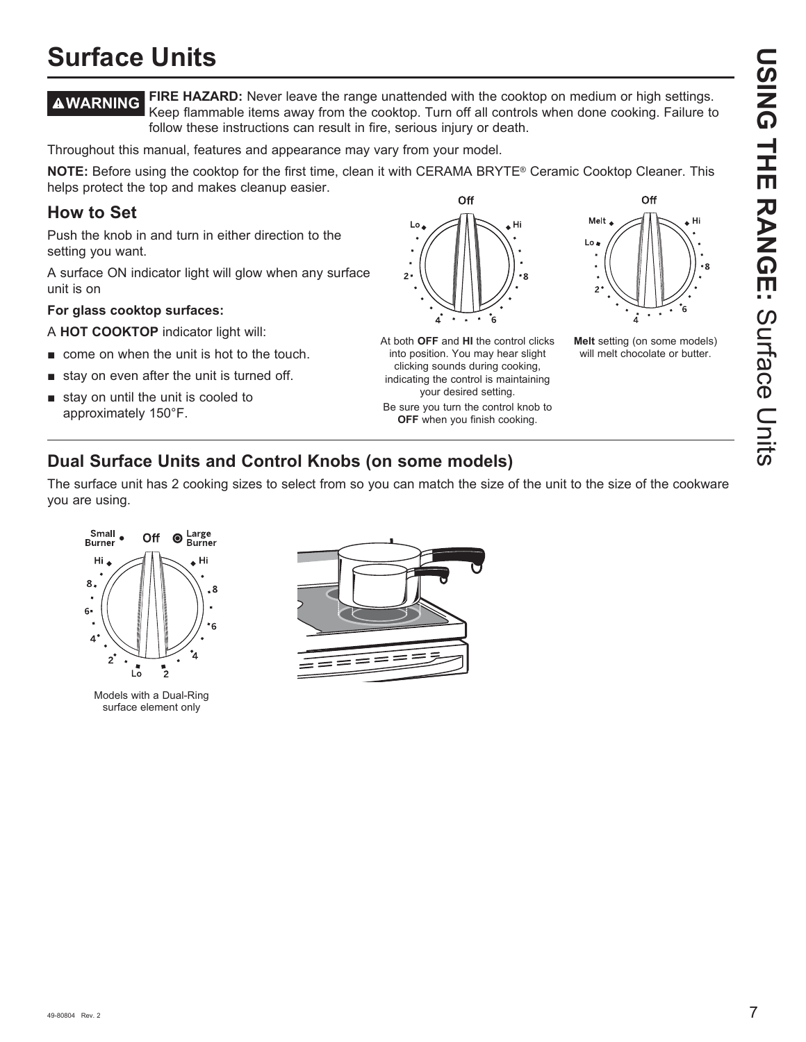# Surface Units

**⚠WARNING** **FIRE HAZARD:** Never leave the range unattended with the cooktop on medium or high settings. Keep flammable items away from the cooktop. Turn off all controls when done cooking. Failure to follow these instructions can result in fire, serious injury or death.

Throughout this manual, features and appearance may vary from your model.

**NOTE:** Before using the cooktop for the first time, clean it with CERAMA BRYTE® Ceramic Cooktop Cleaner. This helps protect the top and makes cleanup easier.

## How to Set

Push the knob in and turn in either direction to the setting you want.

A surface ON indicator light will glow when any surface unit is on

**For glass cooktop surfaces:**

A **HOT COOKTOP** indicator light will:

- come on when the unit is hot to the touch.
- stay on even after the unit is turned off.
- stay on until the unit is cooled to approximately 150°F.

At both **OFF** and **HI** the control clicks into position. You may hear slight clicking sounds during cooking, indicating the control is maintaining your desired setting.

Be sure you turn the control knob to **OFF** when you finish cooking.

**Melt** setting (on some models) will melt chocolate or butter.

## Dual Surface Units and Control Knobs (on some models)

The surface unit has 2 cooking sizes to select from so you can match the size of the unit to the size of the cookware you are using.

Models with a Dual-Ring surface element only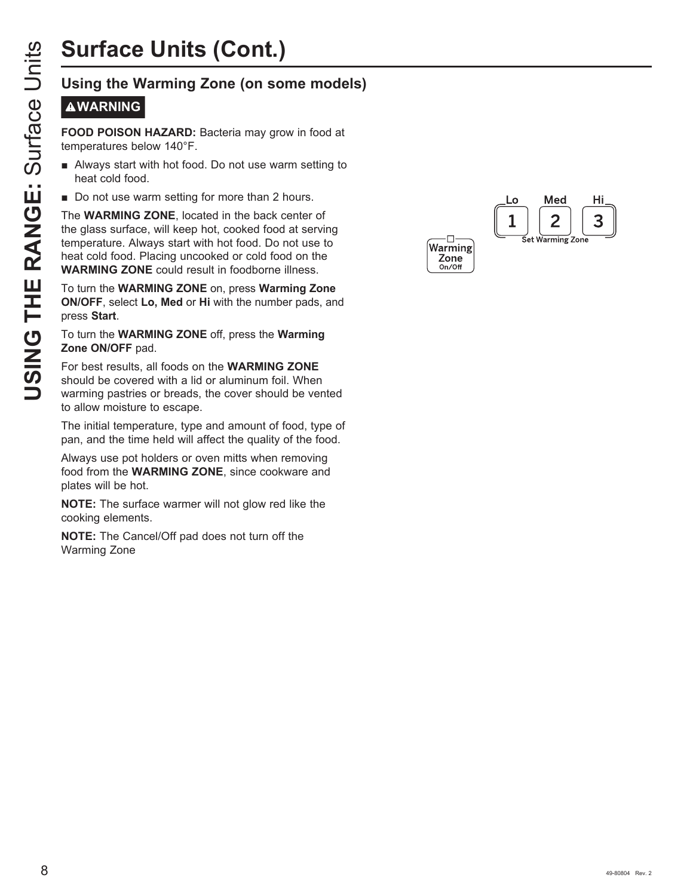# Surface Units (Cont.)

## Using the Warming Zone (on some models)

**⚠WARNING**

**FOOD POISON HAZARD:** Bacteria may grow in food at temperatures below 140°F.

- Always start with hot food. Do not use warm setting to heat cold food.
- Do not use warm setting for more than 2 hours.

The **WARMING ZONE**, located in the back center of the glass surface, will keep hot, cooked food at serving temperature. Always start with hot food. Do not use to heat cold food. Placing uncooked or cold food on the **WARMING ZONE** could result in foodborne illness.

To turn the **WARMING ZONE** on, press **Warming Zone ON/OFF**, select **Lo, Med** or **Hi** with the number pads, and press **Start**.

To turn the **WARMING ZONE** off, press the **Warming Zone ON/OFF** pad.

For best results, all foods on the **WARMING ZONE** should be covered with a lid or aluminum foil. When warming pastries or breads, the cover should be vented to allow moisture to escape.

The initial temperature, type and amount of food, type of pan, and the time held will affect the quality of the food.

Always use pot holders or oven mitts when removing food from the **WARMING ZONE**, since cookware and plates will be hot.

**NOTE:** The surface warmer will not glow red like the cooking elements.

**NOTE:** The Cancel/Off pad does not turn off the Warming Zone

Warming Zone On/Off

Lo 1 | Med 2 | Hi 3

Set Warming Zone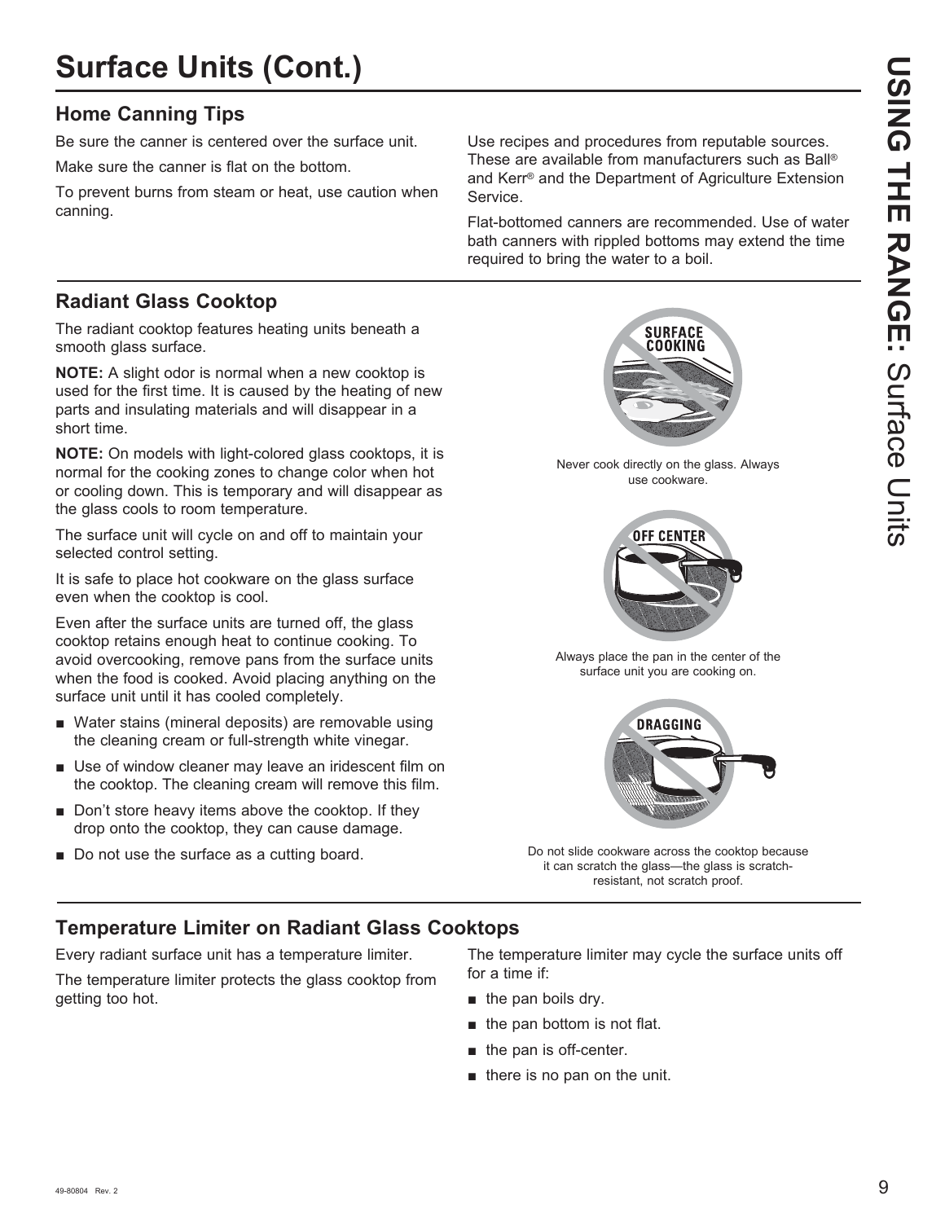# Surface Units (Cont.)

## Home Canning Tips

Be sure the canner is centered over the surface unit.

Make sure the canner is flat on the bottom.

To prevent burns from steam or heat, use caution when canning.

Use recipes and procedures from reputable sources. These are available from manufacturers such as Ball® and Kerr® and the Department of Agriculture Extension Service.

Flat-bottomed canners are recommended. Use of water bath canners with rippled bottoms may extend the time required to bring the water to a boil.

## Radiant Glass Cooktop

The radiant cooktop features heating units beneath a smooth glass surface.

**NOTE:** A slight odor is normal when a new cooktop is used for the first time. It is caused by the heating of new parts and insulating materials and will disappear in a short time.

**NOTE:** On models with light-colored glass cooktops, it is normal for the cooking zones to change color when hot or cooling down. This is temporary and will disappear as the glass cools to room temperature.

The surface unit will cycle on and off to maintain your selected control setting.

It is safe to place hot cookware on the glass surface even when the cooktop is cool.

Even after the surface units are turned off, the glass cooktop retains enough heat to continue cooking. To avoid overcooking, remove pans from the surface units when the food is cooked. Avoid placing anything on the surface unit until it has cooled completely.

- Water stains (mineral deposits) are removable using the cleaning cream or full-strength white vinegar.
- Use of window cleaner may leave an iridescent film on the cooktop. The cleaning cream will remove this film.
- Don't store heavy items above the cooktop. If they drop onto the cooktop, they can cause damage.
- Do not use the surface as a cutting board.

SURFACE COOKING

Never cook directly on the glass. Always use cookware.

OFF CENTER

Always place the pan in the center of the surface unit you are cooking on.

DRAGGING

Do not slide cookware across the cooktop because it can scratch the glass—the glass is scratch-resistant, not scratch proof.

## Temperature Limiter on Radiant Glass Cooktops

Every radiant surface unit has a temperature limiter.

The temperature limiter protects the glass cooktop from getting too hot.

The temperature limiter may cycle the surface units off for a time if:

- the pan boils dry.
- the pan bottom is not flat.
- the pan is off-center.
- there is no pan on the unit.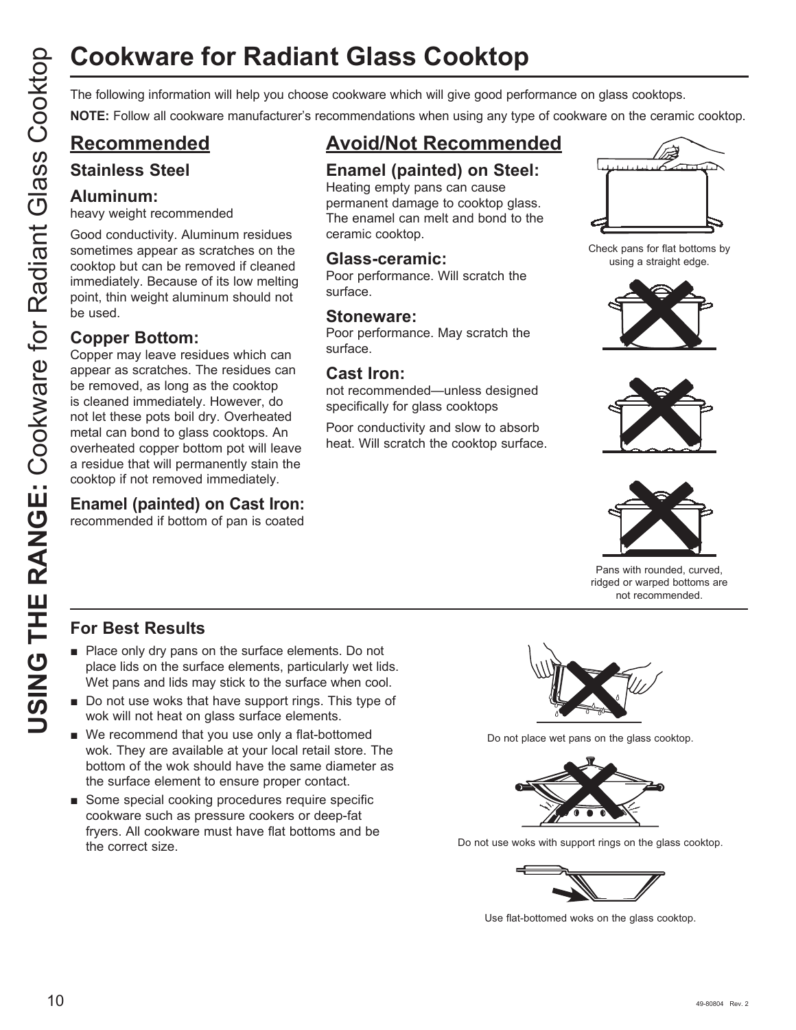# Cookware for Radiant Glass Cooktop

The following information will help you choose cookware which will give good performance on glass cooktops.

**NOTE:** Follow all cookware manufacturer's recommendations when using any type of cookware on the ceramic cooktop.

## Recommended

### Stainless Steel

### Aluminum:

heavy weight recommended

Good conductivity. Aluminum residues sometimes appear as scratches on the cooktop but can be removed if cleaned immediately. Because of its low melting point, thin weight aluminum should not be used.

### Copper Bottom:

Copper may leave residues which can appear as scratches. The residues can be removed, as long as the cooktop is cleaned immediately. However, do not let these pots boil dry. Overheated metal can bond to glass cooktops. An overheated copper bottom pot will leave a residue that will permanently stain the cooktop if not removed immediately.

### Enamel (painted) on Cast Iron:

recommended if bottom of pan is coated

## Avoid/Not Recommended

### Enamel (painted) on Steel:

Heating empty pans can cause permanent damage to cooktop glass. The enamel can melt and bond to the ceramic cooktop.

### Glass-ceramic:

Poor performance. Will scratch the surface.

### Stoneware:

Poor performance. May scratch the surface.

### Cast Iron:

not recommended—unless designed specifically for glass cooktops

Poor conductivity and slow to absorb heat. Will scratch the cooktop surface.

Check pans for flat bottoms by using a straight edge.

Pans with rounded, curved, ridged or warped bottoms are not recommended.

### For Best Results

- Place only dry pans on the surface elements. Do not place lids on the surface elements, particularly wet lids. Wet pans and lids may stick to the surface when cool.
- Do not use woks that have support rings. This type of wok will not heat on glass surface elements.
- We recommend that you use only a flat-bottomed wok. They are available at your local retail store. The bottom of the wok should have the same diameter as the surface element to ensure proper contact.
- Some special cooking procedures require specific cookware such as pressure cookers or deep-fat fryers. All cookware must have flat bottoms and be the correct size.

Do not place wet pans on the glass cooktop.

Do not use woks with support rings on the glass cooktop.

Use flat-bottomed woks on the glass cooktop.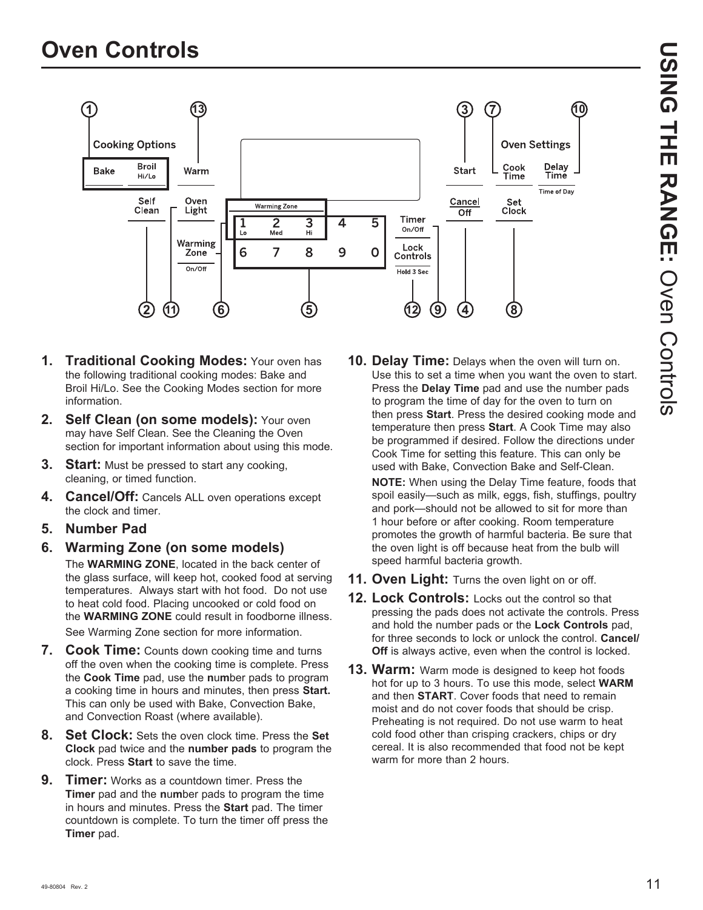# Oven Controls

1. **Traditional Cooking Modes:** Your oven has the following traditional cooking modes: Bake and Broil Hi/Lo. See the Cooking Modes section for more information.

2. **Self Clean (on some models):** Your oven may have Self Clean. See the Cleaning the Oven section for important information about using this mode.

3. **Start:** Must be pressed to start any cooking, cleaning, or timed function.

4. **Cancel/Off:** Cancels ALL oven operations except the clock and timer.

5. **Number Pad**

6. **Warming Zone (on some models)**

   The **WARMING ZONE**, located in the back center of the glass surface, will keep hot, cooked food at serving temperatures. Always start with hot food. Do not use to heat cold food. Placing uncooked or cold food on the **WARMING ZONE** could result in foodborne illness.

   See Warming Zone section for more information.

7. **Cook Time:** Counts down cooking time and turns off the oven when the cooking time is complete. Press the **Cook Time** pad, use the **n**u**m**ber pads to program a cooking time in hours and minutes, then press **Start.** This can only be used with Bake, Convection Bake, and Convection Roast (where available).

8. **Set Clock:** Sets the oven clock time. Press the **Set Clock** pad twice and the **number pads** to program the clock. Press **Start** to save the time.

9. **Timer:** Works as a countdown timer. Press the **Timer** pad and the **n**u**m**ber pads to program the time in hours and minutes. Press the **Start** pad. The timer countdown is complete. To turn the timer off press the **Timer** pad.

10. **Delay Time:** Delays when the oven will turn on. Use this to set a time when you want the oven to start. Press the **Delay Time** pad and use the number pads to program the time of day for the oven to turn on then press **Start**. Press the desired cooking mode and temperature then press **Start**. A Cook Time may also be programmed if desired. Follow the directions under Cook Time for setting this feature. This can only be used with Bake, Convection Bake and Self-Clean.

    **NOTE:** When using the Delay Time feature, foods that spoil easily—such as milk, eggs, fish, stuffings, poultry and pork—should not be allowed to sit for more than 1 hour before or after cooking. Room temperature promotes the growth of harmful bacteria. Be sure that the oven light is off because heat from the bulb will speed harmful bacteria growth.

11. **Oven Light:** Turns the oven light on or off.

12. **Lock Controls:** Locks out the control so that pressing the pads does not activate the controls. Press and hold the number pads or the **Lock Controls** pad, for three seconds to lock or unlock the control. **Cancel/Off** is always active, even when the control is locked.

13. **Warm:** Warm mode is designed to keep hot foods hot for up to 3 hours. To use this mode, select **WARM** and then **START**. Cover foods that need to remain moist and do not cover foods that should be crisp. Preheating is not required. Do not use warm to heat cold food other than crisping crackers, chips or dry cereal. It is also recommended that food not be kept warm for more than 2 hours.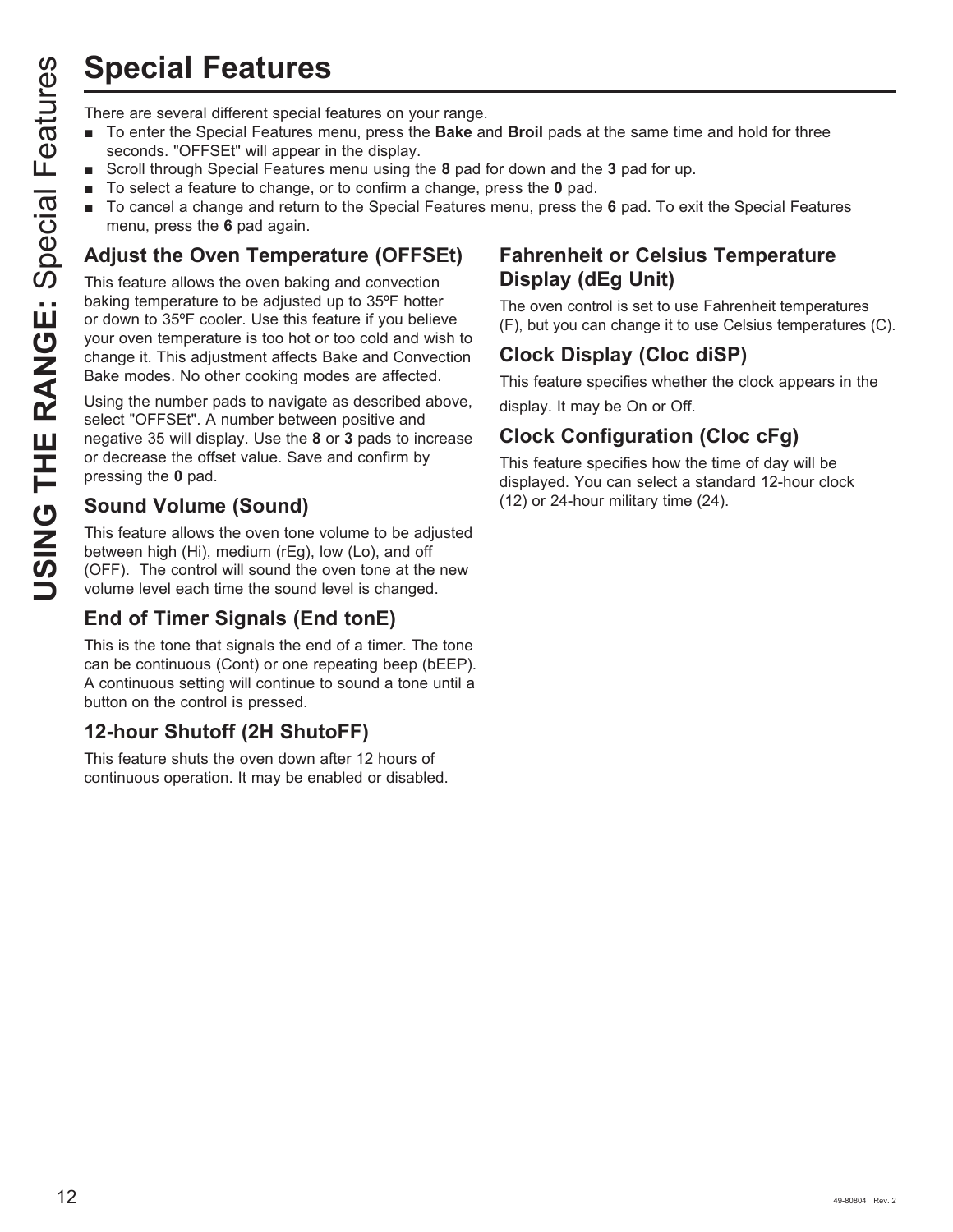# Special Features

There are several different special features on your range.

- To enter the Special Features menu, press the **Bake** and **Broil** pads at the same time and hold for three seconds. "OFFSEt" will appear in the display.
- Scroll through Special Features menu using the **8** pad for down and the **3** pad for up.
- To select a feature to change, or to confirm a change, press the **0** pad.
- To cancel a change and return to the Special Features menu, press the **6** pad. To exit the Special Features menu, press the **6** pad again.

## Adjust the Oven Temperature (OFFSEt)

This feature allows the oven baking and convection baking temperature to be adjusted up to 35ºF hotter or down to 35ºF cooler. Use this feature if you believe your oven temperature is too hot or too cold and wish to change it. This adjustment affects Bake and Convection Bake modes. No other cooking modes are affected.

Using the number pads to navigate as described above, select "OFFSEt". A number between positive and negative 35 will display. Use the **8** or **3** pads to increase or decrease the offset value. Save and confirm by pressing the **0** pad.

## Sound Volume (Sound)

This feature allows the oven tone volume to be adjusted between high (Hi), medium (rEg), low (Lo), and off (OFF). The control will sound the oven tone at the new volume level each time the sound level is changed.

## End of Timer Signals (End tonE)

This is the tone that signals the end of a timer. The tone can be continuous (Cont) or one repeating beep (bEEP). A continuous setting will continue to sound a tone until a button on the control is pressed.

## 12-hour Shutoff (2H ShutoFF)

This feature shuts the oven down after 12 hours of continuous operation. It may be enabled or disabled.

## Fahrenheit or Celsius Temperature Display (dEg Unit)

The oven control is set to use Fahrenheit temperatures (F), but you can change it to use Celsius temperatures (C).

## Clock Display (Cloc diSP)

This feature specifies whether the clock appears in the display. It may be On or Off.

## Clock Configuration (Cloc cFg)

This feature specifies how the time of day will be displayed. You can select a standard 12-hour clock (12) or 24-hour military time (24).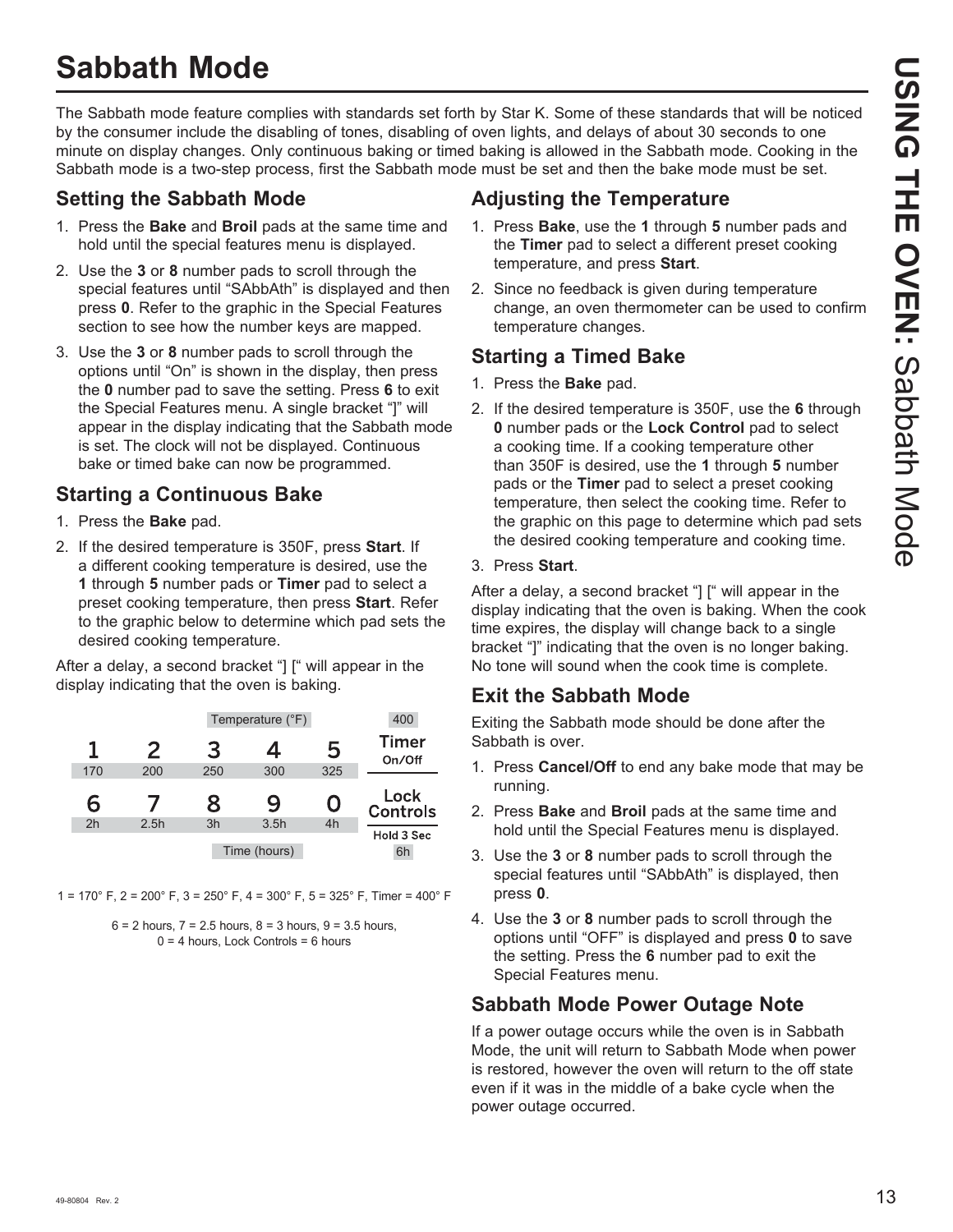# Sabbath Mode

The Sabbath mode feature complies with standards set forth by Star K. Some of these standards that will be noticed by the consumer include the disabling of tones, disabling of oven lights, and delays of about 30 seconds to one minute on display changes. Only continuous baking or timed baking is allowed in the Sabbath mode. Cooking in the Sabbath mode is a two-step process, first the Sabbath mode must be set and then the bake mode must be set.

## Setting the Sabbath Mode

1. Press the **Bake** and **Broil** pads at the same time and hold until the special features menu is displayed.
2. Use the **3** or **8** number pads to scroll through the special features until "SAbbAth" is displayed and then press **0**. Refer to the graphic in the Special Features section to see how the number keys are mapped.
3. Use the **3** or **8** number pads to scroll through the options until "On" is shown in the display, then press the **0** number pad to save the setting. Press **6** to exit the Special Features menu. A single bracket "]" will appear in the display indicating that the Sabbath mode is set. The clock will not be displayed. Continuous bake or timed bake can now be programmed.

## Starting a Continuous Bake

1. Press the **Bake** pad.
2. If the desired temperature is 350F, press **Start**. If a different cooking temperature is desired, use the **1** through **5** number pads or **Timer** pad to select a preset cooking temperature, then press **Start**. Refer to the graphic below to determine which pad sets the desired cooking temperature.

After a delay, a second bracket "] [" will appear in the display indicating that the oven is baking.

| Temperature (°F) | | | | | |
|---|---|---|---|---|---|
| 1 | 2 | 3 | 4 | 5 | Timer On/Off |
| 170 | 200 | 250 | 300 | 325 | 400 |
| 6 | 7 | 8 | 9 | 0 | Lock Controls (Hold 3 Sec) |
| 2h | 2.5h | 3h | 3.5h | 4h | 6h |
| **Time (hours)** | | | | | |

1 = 170° F, 2 = 200° F, 3 = 250° F, 4 = 300° F, 5 = 325° F, Timer = 400° F

6 = 2 hours, 7 = 2.5 hours, 8 = 3 hours, 9 = 3.5 hours, 0 = 4 hours, Lock Controls = 6 hours

## Adjusting the Temperature

1. Press **Bake**, use the **1** through **5** number pads and the **Timer** pad to select a different preset cooking temperature, and press **Start**.
2. Since no feedback is given during temperature change, an oven thermometer can be used to confirm temperature changes.

## Starting a Timed Bake

1. Press the **Bake** pad.
2. If the desired temperature is 350F, use the **6** through **0** number pads or the **Lock Control** pad to select a cooking time. If a cooking temperature other than 350F is desired, use the **1** through **5** number pads or the **Timer** pad to select a preset cooking temperature, then select the cooking time. Refer to the graphic on this page to determine which pad sets the desired cooking temperature and cooking time.
3. Press **Start**.

After a delay, a second bracket "] [" will appear in the display indicating that the oven is baking. When the cook time expires, the display will change back to a single bracket "]" indicating that the oven is no longer baking. No tone will sound when the cook time is complete.

## Exit the Sabbath Mode

Exiting the Sabbath mode should be done after the Sabbath is over.

1. Press **Cancel/Off** to end any bake mode that may be running.
2. Press **Bake** and **Broil** pads at the same time and hold until the Special Features menu is displayed.
3. Use the **3** or **8** number pads to scroll through the special features until "SAbbAth" is displayed, then press **0**.
4. Use the **3** or **8** number pads to scroll through the options until "OFF" is displayed and press **0** to save the setting. Press the **6** number pad to exit the Special Features menu.

## Sabbath Mode Power Outage Note

If a power outage occurs while the oven is in Sabbath Mode, the unit will return to Sabbath Mode when power is restored, however the oven will return to the off state even if it was in the middle of a bake cycle when the power outage occurred.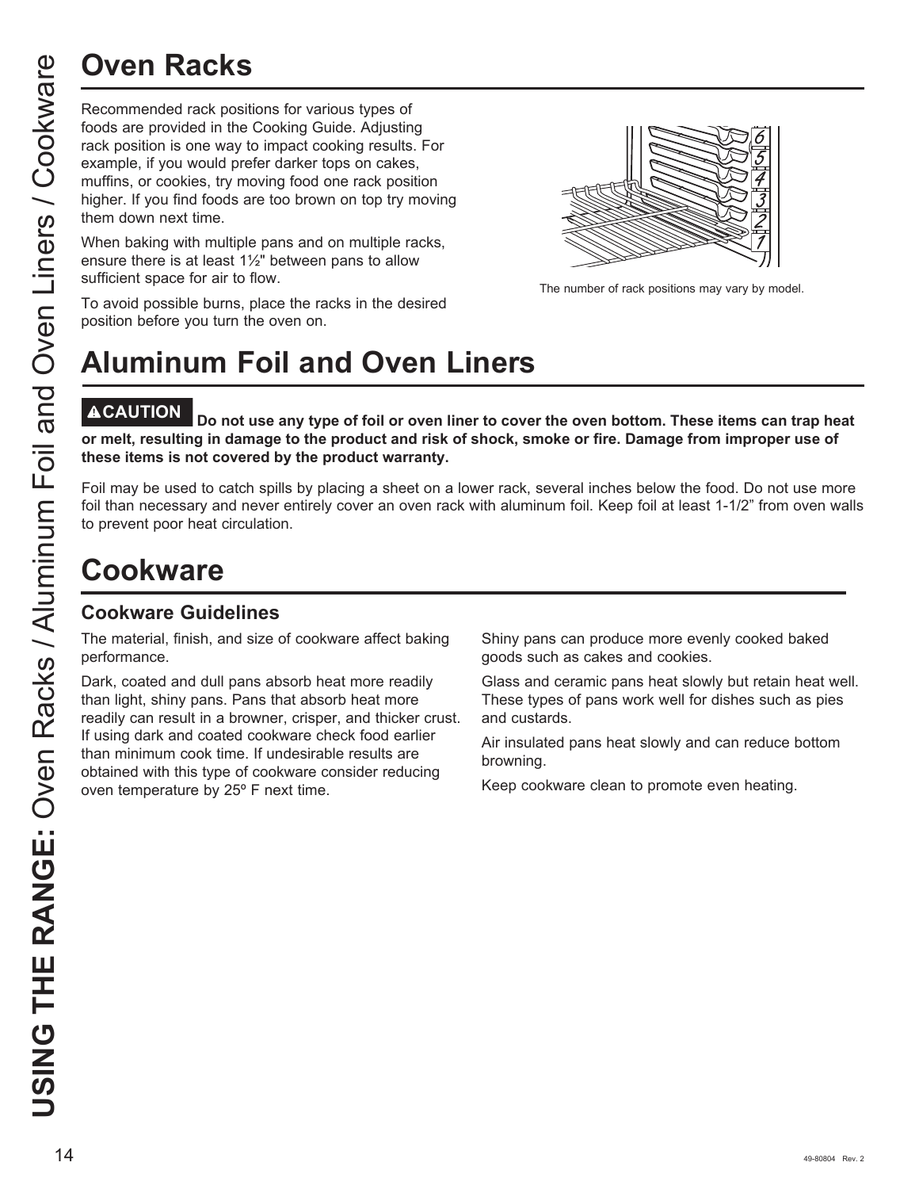# Oven Racks

Recommended rack positions for various types of foods are provided in the Cooking Guide. Adjusting rack position is one way to impact cooking results. For example, if you would prefer darker tops on cakes, muffins, or cookies, try moving food one rack position higher. If you find foods are too brown on top try moving them down next time.

When baking with multiple pans and on multiple racks, ensure there is at least 1½" between pans to allow sufficient space for air to flow.

To avoid possible burns, place the racks in the desired position before you turn the oven on.

The number of rack positions may vary by model.

# Aluminum Foil and Oven Liners

**⚠CAUTION Do not use any type of foil or oven liner to cover the oven bottom. These items can trap heat or melt, resulting in damage to the product and risk of shock, smoke or fire. Damage from improper use of these items is not covered by the product warranty.**

Foil may be used to catch spills by placing a sheet on a lower rack, several inches below the food. Do not use more foil than necessary and never entirely cover an oven rack with aluminum foil. Keep foil at least 1-1/2" from oven walls to prevent poor heat circulation.

# Cookware

## Cookware Guidelines

The material, finish, and size of cookware affect baking performance.

Dark, coated and dull pans absorb heat more readily than light, shiny pans. Pans that absorb heat more readily can result in a browner, crisper, and thicker crust. If using dark and coated cookware check food earlier than minimum cook time. If undesirable results are obtained with this type of cookware consider reducing oven temperature by 25º F next time.

Shiny pans can produce more evenly cooked baked goods such as cakes and cookies.

Glass and ceramic pans heat slowly but retain heat well. These types of pans work well for dishes such as pies and custards.

Air insulated pans heat slowly and can reduce bottom browning.

Keep cookware clean to promote even heating.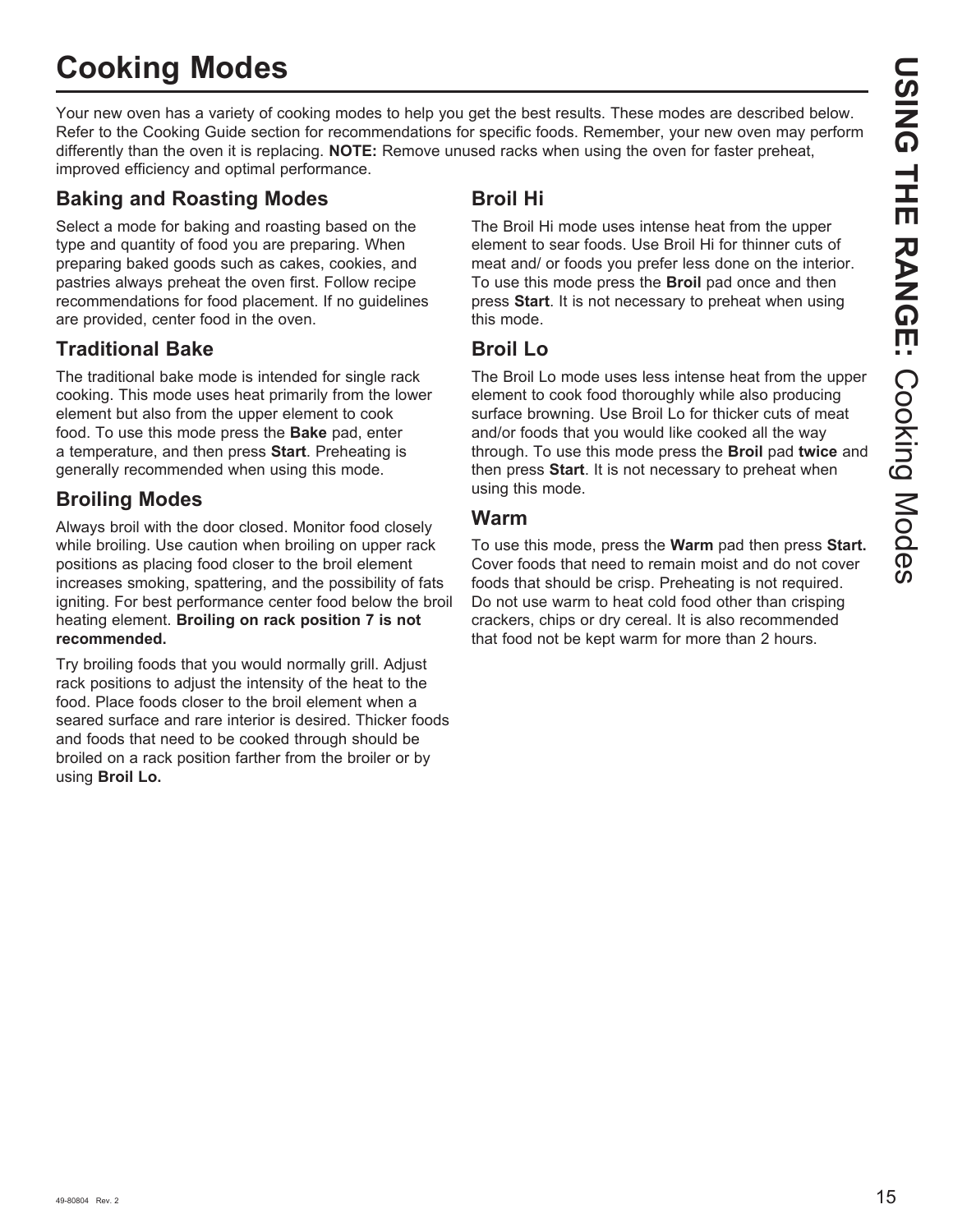# Cooking Modes

Your new oven has a variety of cooking modes to help you get the best results. These modes are described below. Refer to the Cooking Guide section for recommendations for specific foods. Remember, your new oven may perform differently than the oven it is replacing. **NOTE:** Remove unused racks when using the oven for faster preheat, improved efficiency and optimal performance.

## Baking and Roasting Modes

Select a mode for baking and roasting based on the type and quantity of food you are preparing. When preparing baked goods such as cakes, cookies, and pastries always preheat the oven first. Follow recipe recommendations for food placement. If no guidelines are provided, center food in the oven.

## Traditional Bake

The traditional bake mode is intended for single rack cooking. This mode uses heat primarily from the lower element but also from the upper element to cook food. To use this mode press the **Bake** pad, enter a temperature, and then press **Start**. Preheating is generally recommended when using this mode.

## Broiling Modes

Always broil with the door closed. Monitor food closely while broiling. Use caution when broiling on upper rack positions as placing food closer to the broil element increases smoking, spattering, and the possibility of fats igniting. For best performance center food below the broil heating element. **Broiling on rack position 7 is not recommended.**

Try broiling foods that you would normally grill. Adjust rack positions to adjust the intensity of the heat to the food. Place foods closer to the broil element when a seared surface and rare interior is desired. Thicker foods and foods that need to be cooked through should be broiled on a rack position farther from the broiler or by using **Broil Lo.**

## Broil Hi

The Broil Hi mode uses intense heat from the upper element to sear foods. Use Broil Hi for thinner cuts of meat and/ or foods you prefer less done on the interior. To use this mode press the **Broil** pad once and then press **Start**. It is not necessary to preheat when using this mode.

## Broil Lo

The Broil Lo mode uses less intense heat from the upper element to cook food thoroughly while also producing surface browning. Use Broil Lo for thicker cuts of meat and/or foods that you would like cooked all the way through. To use this mode press the **Broil** pad **twice** and then press **Start**. It is not necessary to preheat when using this mode.

## Warm

To use this mode, press the **Warm** pad then press **Start.** Cover foods that need to remain moist and do not cover foods that should be crisp. Preheating is not required. Do not use warm to heat cold food other than crisping crackers, chips or dry cereal. It is also recommended that food not be kept warm for more than 2 hours.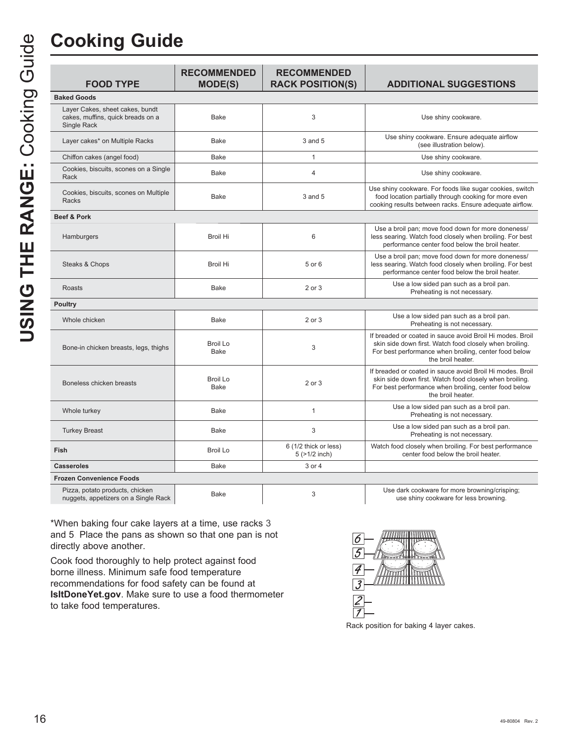# Cooking Guide

| FOOD TYPE | RECOMMENDED MODE(S) | RECOMMENDED RACK POSITION(S) | ADDITIONAL SUGGESTIONS |
|---|---|---|---|
| **Baked Goods** | | | |
| Layer Cakes, sheet cakes, bundt cakes, muffins, quick breads on a Single Rack | Bake | 3 | Use shiny cookware. |
| Layer cakes* on Multiple Racks | Bake | 3 and 5 | Use shiny cookware. Ensure adequate airflow (see illustration below). |
| Chiffon cakes (angel food) | Bake | 1 | Use shiny cookware. |
| Cookies, biscuits, scones on a Single Rack | Bake | 4 | Use shiny cookware. |
| Cookies, biscuits, scones on Multiple Racks | Bake | 3 and 5 | Use shiny cookware. For foods like sugar cookies, switch food location partially through cooking for more even cooking results between racks. Ensure adequate airflow. |
| **Beef & Pork** | | | |
| Hamburgers | Broil Hi | 6 | Use a broil pan; move food down for more doneness/less searing. Watch food closely when broiling. For best performance center food below the broil heater. |
| Steaks & Chops | Broil Hi | 5 or 6 | Use a broil pan; move food down for more doneness/less searing. Watch food closely when broiling. For best performance center food below the broil heater. |
| Roasts | Bake | 2 or 3 | Use a low sided pan such as a broil pan. Preheating is not necessary. |
| **Poultry** | | | |
| Whole chicken | Bake | 2 or 3 | Use a low sided pan such as a broil pan. Preheating is not necessary. |
| Bone-in chicken breasts, legs, thighs | Broil Lo<br>Bake | 3 | If breaded or coated in sauce avoid Broil Hi modes. Broil skin side down first. Watch food closely when broiling. For best performance when broiling, center food below the broil heater. |
| Boneless chicken breasts | Broil Lo<br>Bake | 2 or 3 | If breaded or coated in sauce avoid Broil Hi modes. Broil skin side down first. Watch food closely when broiling. For best performance when broiling, center food below the broil heater. |
| Whole turkey | Bake | 1 | Use a low sided pan such as a broil pan. Preheating is not necessary. |
| Turkey Breast | Bake | 3 | Use a low sided pan such as a broil pan. Preheating is not necessary. |
| **Fish** | Broil Lo | 6 (1/2 thick or less)<br>5 (>1/2 inch) | Watch food closely when broiling. For best performance center food below the broil heater. |
| **Casseroles** | Bake | 3 or 4 | |
| **Frozen Convenience Foods** | | | |
| Pizza, potato products, chicken nuggets, appetizers on a Single Rack | Bake | 3 | Use dark cookware for more browning/crisping; use shiny cookware for less browning. |

*When baking four cake layers at a time, use racks 3 and 5 Place the pans as shown so that one pan is not directly above another.

Cook food thoroughly to help protect against food borne illness. Minimum safe food temperature recommendations for food safety can be found at **IsItDoneYet.gov**. Make sure to use a food thermometer to take food temperatures.

Rack position for baking 4 layer cakes.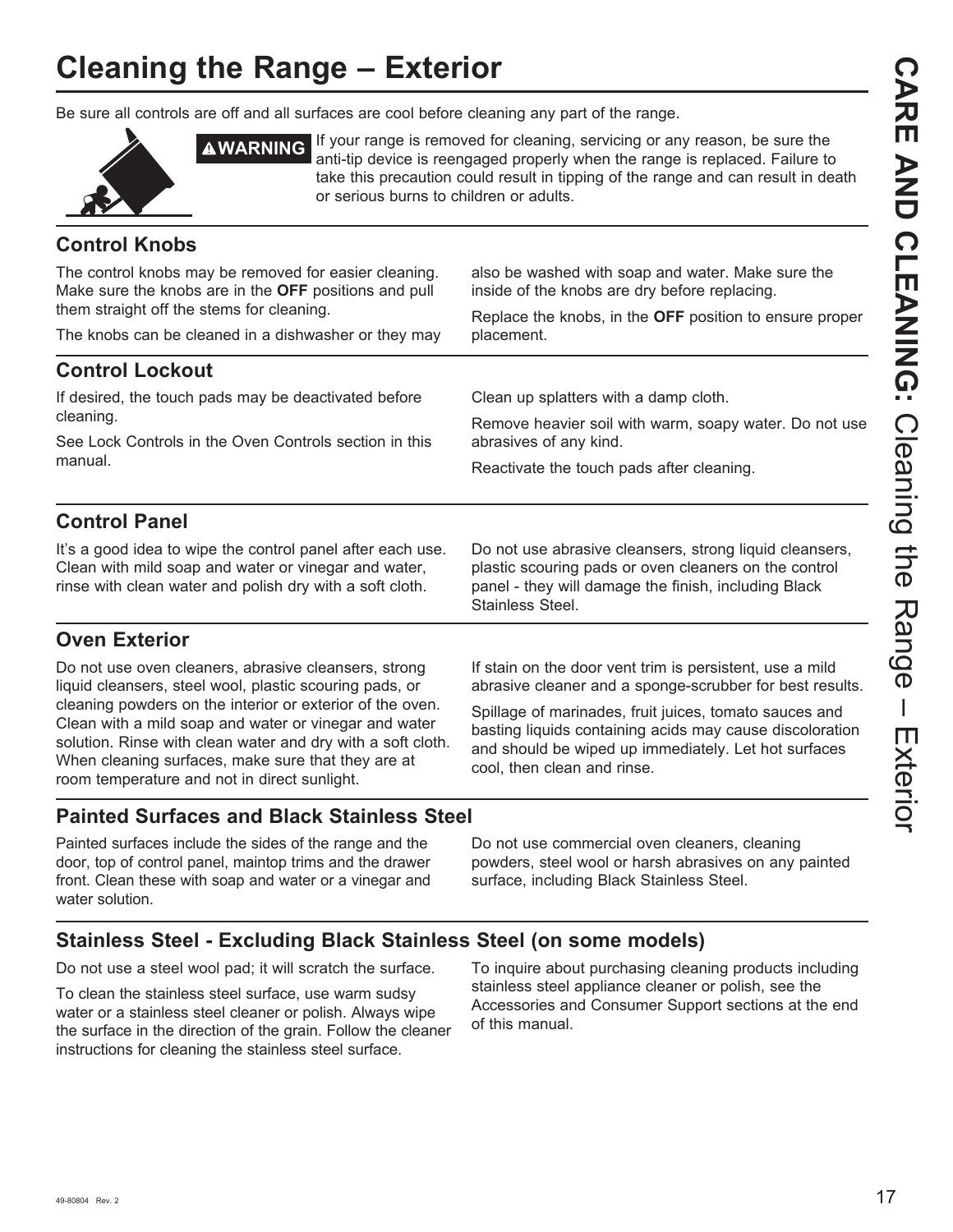# Cleaning the Range – Exterior

Be sure all controls are off and all surfaces are cool before cleaning any part of the range.

**⚠WARNING** If your range is removed for cleaning, servicing or any reason, be sure the anti-tip device is reengaged properly when the range is replaced. Failure to take this precaution could result in tipping of the range and can result in death or serious burns to children or adults.

## Control Knobs

The control knobs may be removed for easier cleaning. Make sure the knobs are in the **OFF** positions and pull them straight off the stems for cleaning.

The knobs can be cleaned in a dishwasher or they may also be washed with soap and water. Make sure the inside of the knobs are dry before replacing.

Replace the knobs, in the **OFF** position to ensure proper placement.

## Control Lockout

If desired, the touch pads may be deactivated before cleaning.

See Lock Controls in the Oven Controls section in this manual.

Clean up splatters with a damp cloth.

Remove heavier soil with warm, soapy water. Do not use abrasives of any kind.

Reactivate the touch pads after cleaning.

## Control Panel

It's a good idea to wipe the control panel after each use. Clean with mild soap and water or vinegar and water, rinse with clean water and polish dry with a soft cloth.

Do not use abrasive cleansers, strong liquid cleansers, plastic scouring pads or oven cleaners on the control panel - they will damage the finish, including Black Stainless Steel.

## Oven Exterior

Do not use oven cleaners, abrasive cleansers, strong liquid cleansers, steel wool, plastic scouring pads, or cleaning powders on the interior or exterior of the oven. Clean with a mild soap and water or vinegar and water solution. Rinse with clean water and dry with a soft cloth. When cleaning surfaces, make sure that they are at room temperature and not in direct sunlight.

If stain on the door vent trim is persistent, use a mild abrasive cleaner and a sponge-scrubber for best results.

Spillage of marinades, fruit juices, tomato sauces and basting liquids containing acids may cause discoloration and should be wiped up immediately. Let hot surfaces cool, then clean and rinse.

## Painted Surfaces and Black Stainless Steel

Painted surfaces include the sides of the range and the door, top of control panel, maintop trims and the drawer front. Clean these with soap and water or a vinegar and water solution.

Do not use commercial oven cleaners, cleaning powders, steel wool or harsh abrasives on any painted surface, including Black Stainless Steel.

## Stainless Steel - Excluding Black Stainless Steel (on some models)

Do not use a steel wool pad; it will scratch the surface.

To clean the stainless steel surface, use warm sudsy water or a stainless steel cleaner or polish. Always wipe the surface in the direction of the grain. Follow the cleaner instructions for cleaning the stainless steel surface.

To inquire about purchasing cleaning products including stainless steel appliance cleaner or polish, see the Accessories and Consumer Support sections at the end of this manual.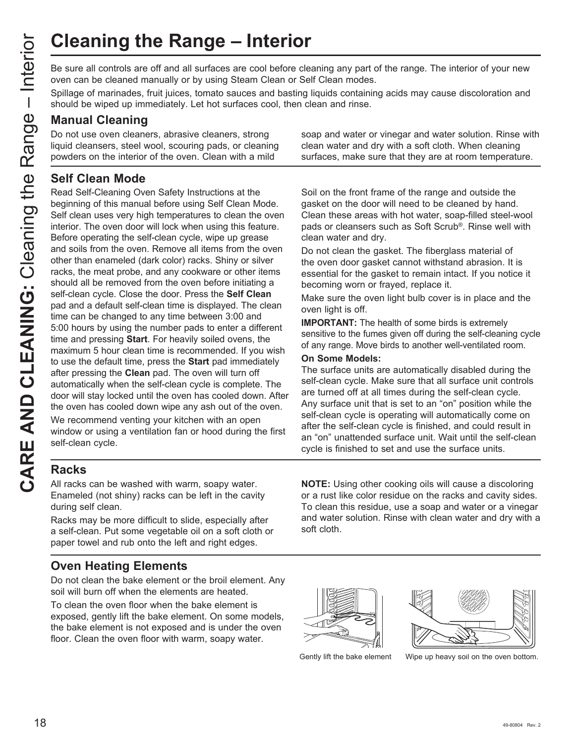# Cleaning the Range – Interior

Be sure all controls are off and all surfaces are cool before cleaning any part of the range. The interior of your new oven can be cleaned manually or by using Steam Clean or Self Clean modes.

Spillage of marinades, fruit juices, tomato sauces and basting liquids containing acids may cause discoloration and should be wiped up immediately. Let hot surfaces cool, then clean and rinse.

## Manual Cleaning

Do not use oven cleaners, abrasive cleaners, strong liquid cleansers, steel wool, scouring pads, or cleaning powders on the interior of the oven. Clean with a mild soap and water or vinegar and water solution. Rinse with clean water and dry with a soft cloth. When cleaning surfaces, make sure that they are at room temperature.

## Self Clean Mode

Read Self-Cleaning Oven Safety Instructions at the beginning of this manual before using Self Clean Mode. Self clean uses very high temperatures to clean the oven interior. The oven door will lock when using this feature. Before operating the self-clean cycle, wipe up grease and soils from the oven. Remove all items from the oven other than enameled (dark color) racks. Shiny or silver racks, the meat probe, and any cookware or other items should all be removed from the oven before initiating a self-clean cycle. Close the door. Press the **Self Clean** pad and a default self-clean time is displayed. The clean time can be changed to any time between 3:00 and 5:00 hours by using the number pads to enter a different time and pressing **Start**. For heavily soiled ovens, the maximum 5 hour clean time is recommended. If you wish to use the default time, press the **Start** pad immediately after pressing the **Clean** pad. The oven will turn off automatically when the self-clean cycle is complete. The door will stay locked until the oven has cooled down. After the oven has cooled down wipe any ash out of the oven.

We recommend venting your kitchen with an open window or using a ventilation fan or hood during the first self-clean cycle.

Soil on the front frame of the range and outside the gasket on the door will need to be cleaned by hand. Clean these areas with hot water, soap-filled steel-wool pads or cleansers such as Soft Scrub®. Rinse well with clean water and dry.

Do not clean the gasket. The fiberglass material of the oven door gasket cannot withstand abrasion. It is essential for the gasket to remain intact. If you notice it becoming worn or frayed, replace it.

Make sure the oven light bulb cover is in place and the oven light is off.

**IMPORTANT:** The health of some birds is extremely sensitive to the fumes given off during the self-cleaning cycle of any range. Move birds to another well-ventilated room.

**On Some Models:**
The surface units are automatically disabled during the self-clean cycle. Make sure that all surface unit controls are turned off at all times during the self-clean cycle. Any surface unit that is set to an "on" position while the self-clean cycle is operating will automatically come on after the self-clean cycle is finished, and could result in an "on" unattended surface unit. Wait until the self-clean cycle is finished to set and use the surface units.

## Racks

All racks can be washed with warm, soapy water. Enameled (not shiny) racks can be left in the cavity during self clean.

Racks may be more difficult to slide, especially after a self-clean. Put some vegetable oil on a soft cloth or paper towel and rub onto the left and right edges.

**NOTE:** Using other cooking oils will cause a discoloring or a rust like color residue on the racks and cavity sides. To clean this residue, use a soap and water or a vinegar and water solution. Rinse with clean water and dry with a soft cloth.

## Oven Heating Elements

Do not clean the bake element or the broil element. Any soil will burn off when the elements are heated.

To clean the oven floor when the bake element is exposed, gently lift the bake element. On some models, the bake element is not exposed and is under the oven floor. Clean the oven floor with warm, soapy water.

Gently lift the bake element

Wipe up heavy soil on the oven bottom.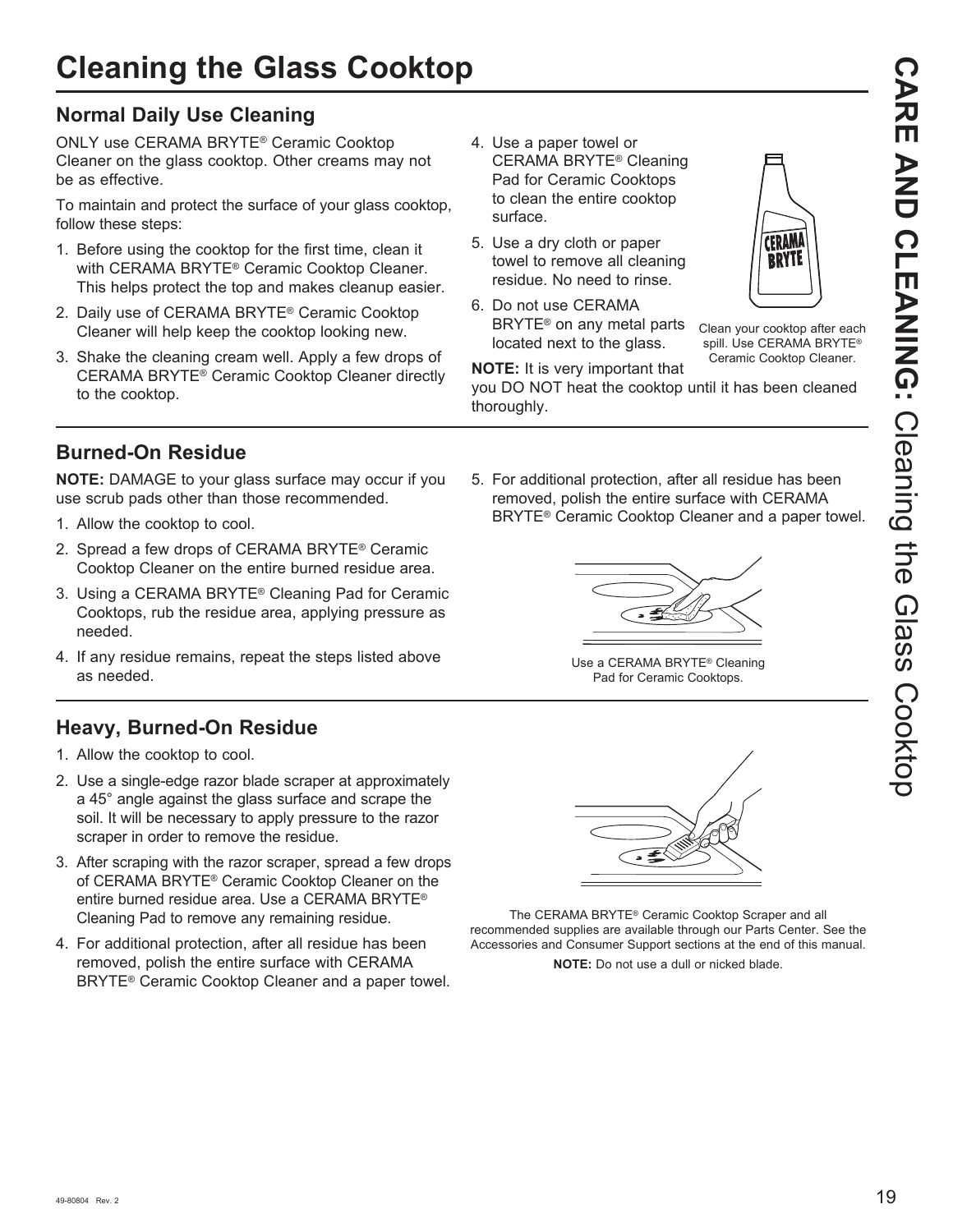# Cleaning the Glass Cooktop

## Normal Daily Use Cleaning

ONLY use CERAMA BRYTE® Ceramic Cooktop Cleaner on the glass cooktop. Other creams may not be as effective.

To maintain and protect the surface of your glass cooktop, follow these steps:

1. Before using the cooktop for the first time, clean it with CERAMA BRYTE® Ceramic Cooktop Cleaner. This helps protect the top and makes cleanup easier.
2. Daily use of CERAMA BRYTE® Ceramic Cooktop Cleaner will help keep the cooktop looking new.
3. Shake the cleaning cream well. Apply a few drops of CERAMA BRYTE® Ceramic Cooktop Cleaner directly to the cooktop.
4. Use a paper towel or CERAMA BRYTE® Cleaning Pad for Ceramic Cooktops to clean the entire cooktop surface.
5. Use a dry cloth or paper towel to remove all cleaning residue. No need to rinse.
6. Do not use CERAMA BRYTE® on any metal parts located next to the glass.

**NOTE:** It is very important that you DO NOT heat the cooktop until it has been cleaned thoroughly.

Clean your cooktop after each spill. Use CERAMA BRYTE® Ceramic Cooktop Cleaner.

## Burned-On Residue

**NOTE:** DAMAGE to your glass surface may occur if you use scrub pads other than those recommended.

1. Allow the cooktop to cool.
2. Spread a few drops of CERAMA BRYTE® Ceramic Cooktop Cleaner on the entire burned residue area.
3. Using a CERAMA BRYTE® Cleaning Pad for Ceramic Cooktops, rub the residue area, applying pressure as needed.
4. If any residue remains, repeat the steps listed above as needed.
5. For additional protection, after all residue has been removed, polish the entire surface with CERAMA BRYTE® Ceramic Cooktop Cleaner and a paper towel.

Use a CERAMA BRYTE® Cleaning Pad for Ceramic Cooktops.

## Heavy, Burned-On Residue

1. Allow the cooktop to cool.
2. Use a single-edge razor blade scraper at approximately a 45° angle against the glass surface and scrape the soil. It will be necessary to apply pressure to the razor scraper in order to remove the residue.
3. After scraping with the razor scraper, spread a few drops of CERAMA BRYTE® Ceramic Cooktop Cleaner on the entire burned residue area. Use a CERAMA BRYTE® Cleaning Pad to remove any remaining residue.
4. For additional protection, after all residue has been removed, polish the entire surface with CERAMA BRYTE® Ceramic Cooktop Cleaner and a paper towel.

The CERAMA BRYTE® Ceramic Cooktop Scraper and all recommended supplies are available through our Parts Center. See the Accessories and Consumer Support sections at the end of this manual.

**NOTE:** Do not use a dull or nicked blade.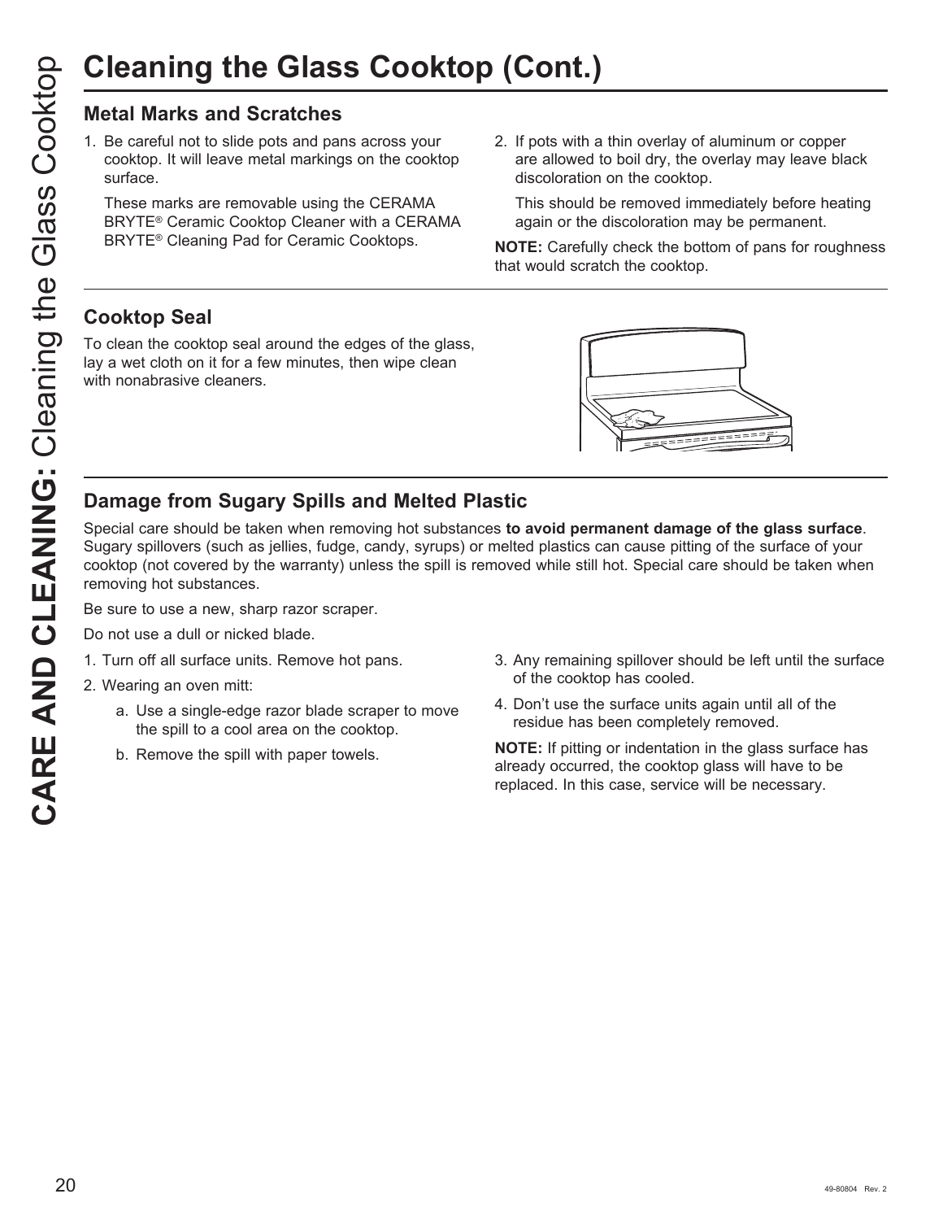# Cleaning the Glass Cooktop (Cont.)

## Metal Marks and Scratches

1. Be careful not to slide pots and pans across your cooktop. It will leave metal markings on the cooktop surface.

   These marks are removable using the CERAMA BRYTE® Ceramic Cooktop Cleaner with a CERAMA BRYTE® Cleaning Pad for Ceramic Cooktops.

2. If pots with a thin overlay of aluminum or copper are allowed to boil dry, the overlay may leave black discoloration on the cooktop.

   This should be removed immediately before heating again or the discoloration may be permanent.

**NOTE:** Carefully check the bottom of pans for roughness that would scratch the cooktop.

## Cooktop Seal

To clean the cooktop seal around the edges of the glass, lay a wet cloth on it for a few minutes, then wipe clean with nonabrasive cleaners.

## Damage from Sugary Spills and Melted Plastic

Special care should be taken when removing hot substances **to avoid permanent damage of the glass surface**. Sugary spillovers (such as jellies, fudge, candy, syrups) or melted plastics can cause pitting of the surface of your cooktop (not covered by the warranty) unless the spill is removed while still hot. Special care should be taken when removing hot substances.

Be sure to use a new, sharp razor scraper.

Do not use a dull or nicked blade.

1. Turn off all surface units. Remove hot pans.
2. Wearing an oven mitt:
   a. Use a single-edge razor blade scraper to move the spill to a cool area on the cooktop.
   b. Remove the spill with paper towels.
3. Any remaining spillover should be left until the surface of the cooktop has cooled.
4. Don't use the surface units again until all of the residue has been completely removed.

**NOTE:** If pitting or indentation in the glass surface has already occurred, the cooktop glass will have to be replaced. In this case, service will be necessary.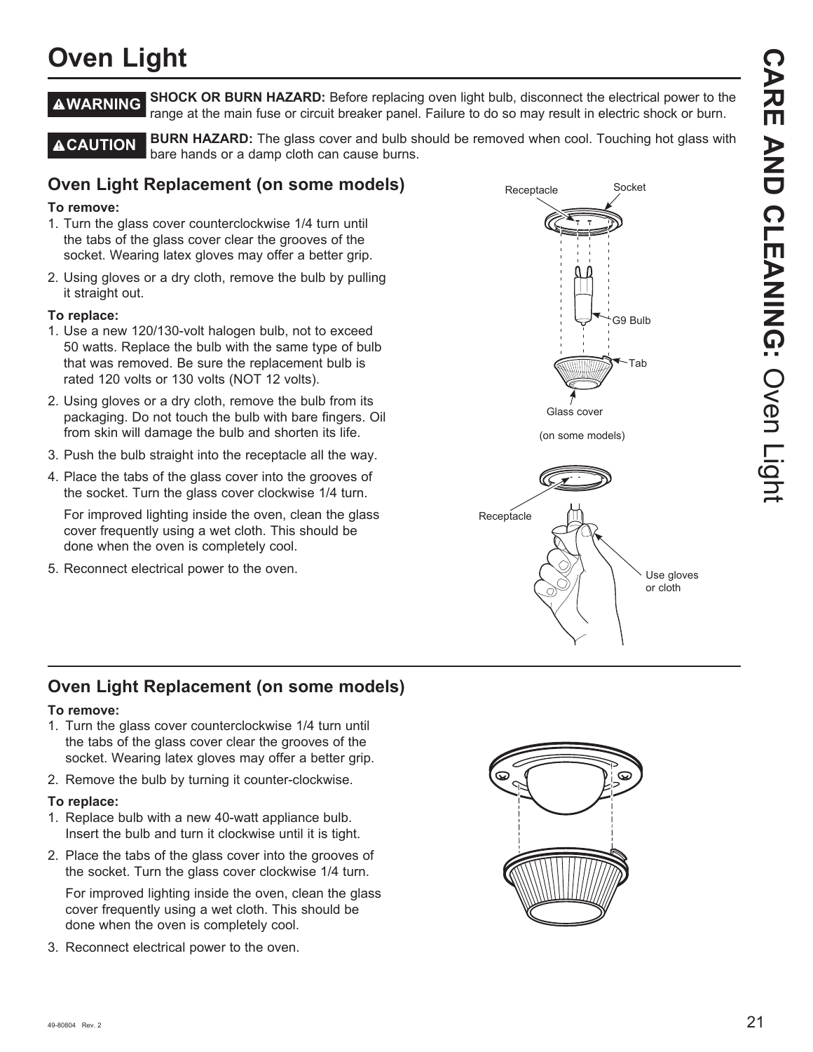# Oven Light

**⚠WARNING** **SHOCK OR BURN HAZARD:** Before replacing oven light bulb, disconnect the electrical power to the range at the main fuse or circuit breaker panel. Failure to do so may result in electric shock or burn.

**⚠CAUTION** **BURN HAZARD:** The glass cover and bulb should be removed when cool. Touching hot glass with bare hands or a damp cloth can cause burns.

## Oven Light Replacement (on some models)

**To remove:**

1. Turn the glass cover counterclockwise 1/4 turn until the tabs of the glass cover clear the grooves of the socket. Wearing latex gloves may offer a better grip.
2. Using gloves or a dry cloth, remove the bulb by pulling it straight out.

**To replace:**

1. Use a new 120/130-volt halogen bulb, not to exceed 50 watts. Replace the bulb with the same type of bulb that was removed. Be sure the replacement bulb is rated 120 volts or 130 volts (NOT 12 volts).
2. Using gloves or a dry cloth, remove the bulb from its packaging. Do not touch the bulb with bare fingers. Oil from skin will damage the bulb and shorten its life.
3. Push the bulb straight into the receptacle all the way.
4. Place the tabs of the glass cover into the grooves of the socket. Turn the glass cover clockwise 1/4 turn.

   For improved lighting inside the oven, clean the glass cover frequently using a wet cloth. This should be done when the oven is completely cool.
5. Reconnect electrical power to the oven.

Receptacle, Socket, G9 Bulb, Tab, Glass cover

(on some models)

Receptacle, Use gloves or cloth

## Oven Light Replacement (on some models)

**To remove:**

1. Turn the glass cover counterclockwise 1/4 turn until the tabs of the glass cover clear the grooves of the socket. Wearing latex gloves may offer a better grip.
2. Remove the bulb by turning it counter-clockwise.

**To replace:**

1. Replace bulb with a new 40-watt appliance bulb. Insert the bulb and turn it clockwise until it is tight.
2. Place the tabs of the glass cover into the grooves of the socket. Turn the glass cover clockwise 1/4 turn.

   For improved lighting inside the oven, clean the glass cover frequently using a wet cloth. This should be done when the oven is completely cool.
3. Reconnect electrical power to the oven.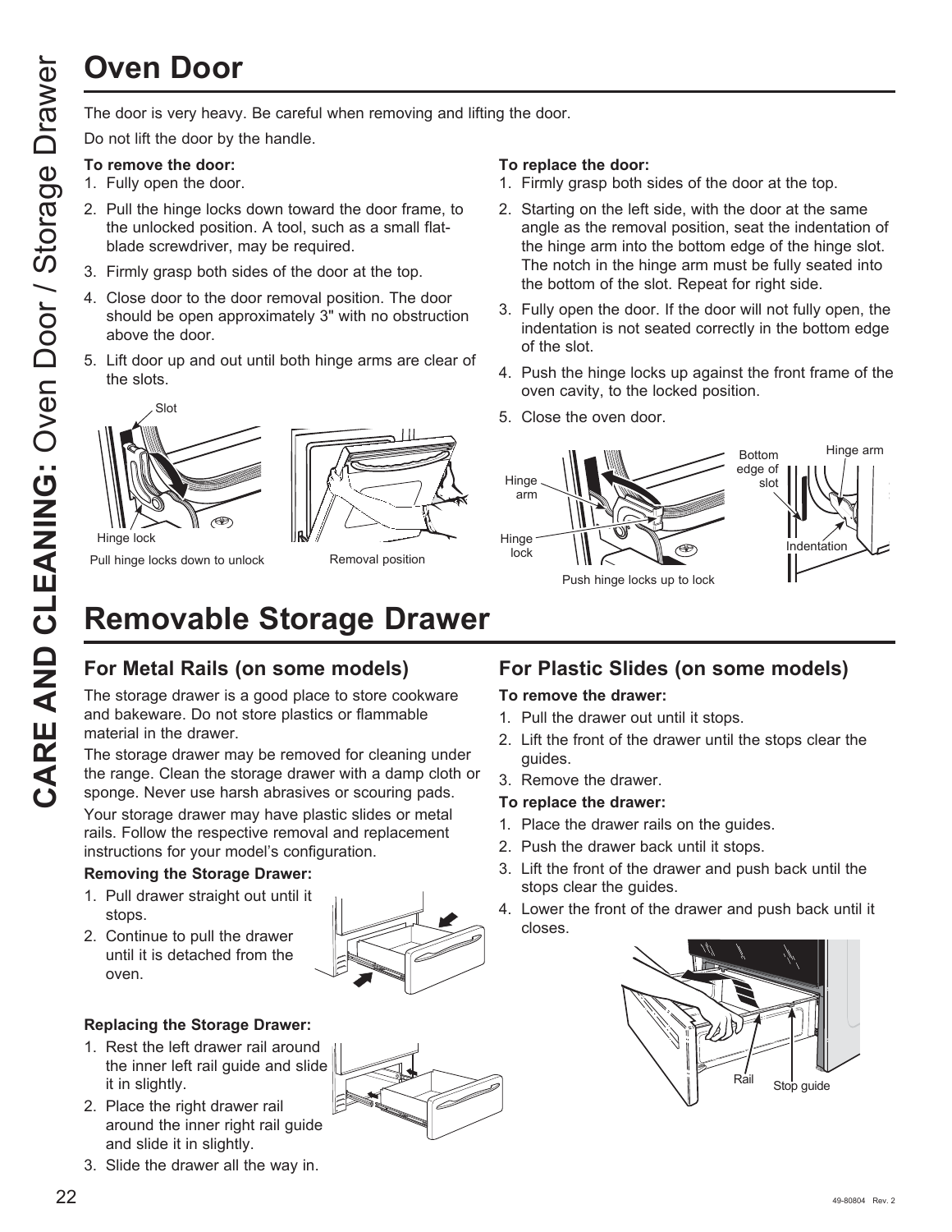# Oven Door

The door is very heavy. Be careful when removing and lifting the door.

Do not lift the door by the handle.

**To remove the door:**

1. Fully open the door.
2. Pull the hinge locks down toward the door frame, to the unlocked position. A tool, such as a small flat-blade screwdriver, may be required.
3. Firmly grasp both sides of the door at the top.
4. Close door to the door removal position. The door should be open approximately 3" with no obstruction above the door.
5. Lift door up and out until both hinge arms are clear of the slots.

Slot

Hinge lock

Pull hinge locks down to unlock

Removal position

**To replace the door:**

1. Firmly grasp both sides of the door at the top.
2. Starting on the left side, with the door at the same angle as the removal position, seat the indentation of the hinge arm into the bottom edge of the hinge slot. The notch in the hinge arm must be fully seated into the bottom of the slot. Repeat for right side.
3. Fully open the door. If the door will not fully open, the indentation is not seated correctly in the bottom edge of the slot.
4. Push the hinge locks up against the front frame of the oven cavity, to the locked position.
5. Close the oven door.

Hinge arm

Hinge lock

Push hinge locks up to lock

Bottom edge of slot

Hinge arm

Indentation

# Removable Storage Drawer

## For Metal Rails (on some models)

The storage drawer is a good place to store cookware and bakeware. Do not store plastics or flammable material in the drawer.

The storage drawer may be removed for cleaning under the range. Clean the storage drawer with a damp cloth or sponge. Never use harsh abrasives or scouring pads.

Your storage drawer may have plastic slides or metal rails. Follow the respective removal and replacement instructions for your model's configuration.

**Removing the Storage Drawer:**

1. Pull drawer straight out until it stops.
2. Continue to pull the drawer until it is detached from the oven.

**Replacing the Storage Drawer:**

1. Rest the left drawer rail around the inner left rail guide and slide it in slightly.
2. Place the right drawer rail around the inner right rail guide and slide it in slightly.
3. Slide the drawer all the way in.

## For Plastic Slides (on some models)

**To remove the drawer:**

1. Pull the drawer out until it stops.
2. Lift the front of the drawer until the stops clear the guides.
3. Remove the drawer.

**To replace the drawer:**

1. Place the drawer rails on the guides.
2. Push the drawer back until it stops.
3. Lift the front of the drawer and push back until the stops clear the guides.
4. Lower the front of the drawer and push back until it closes.

Rail

Stop guide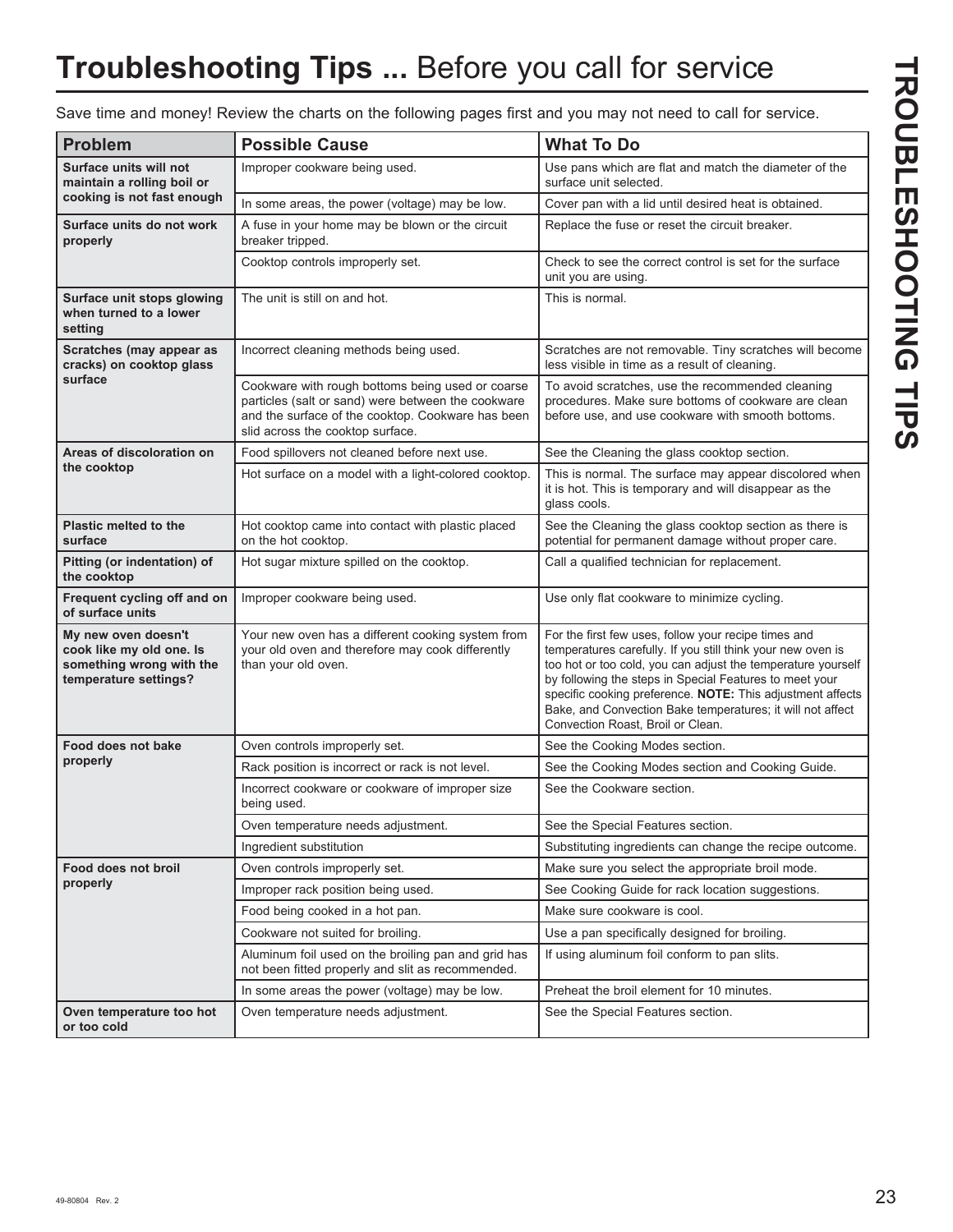# **Troubleshooting Tips ...** Before you call for service

Save time and money! Review the charts on the following pages first and you may not need to call for service.

| Problem | Possible Cause | What To Do |
|---|---|---|
| **Surface units will not maintain a rolling boil or cooking is not fast enough** | Improper cookware being used. | Use pans which are flat and match the diameter of the surface unit selected. |
| | In some areas, the power (voltage) may be low. | Cover pan with a lid until desired heat is obtained. |
| **Surface units do not work properly** | A fuse in your home may be blown or the circuit breaker tripped. | Replace the fuse or reset the circuit breaker. |
| | Cooktop controls improperly set. | Check to see the correct control is set for the surface unit you are using. |
| **Surface unit stops glowing when turned to a lower setting** | The unit is still on and hot. | This is normal. |
| **Scratches (may appear as cracks) on cooktop glass surface** | Incorrect cleaning methods being used. | Scratches are not removable. Tiny scratches will become less visible in time as a result of cleaning. |
| | Cookware with rough bottoms being used or coarse particles (salt or sand) were between the cookware and the surface of the cooktop. Cookware has been slid across the cooktop surface. | To avoid scratches, use the recommended cleaning procedures. Make sure bottoms of cookware are clean before use, and use cookware with smooth bottoms. |
| **Areas of discoloration on the cooktop** | Food spillovers not cleaned before next use. | See the Cleaning the glass cooktop section. |
| | Hot surface on a model with a light-colored cooktop. | This is normal. The surface may appear discolored when it is hot. This is temporary and will disappear as the glass cools. |
| **Plastic melted to the surface** | Hot cooktop came into contact with plastic placed on the hot cooktop. | See the Cleaning the glass cooktop section as there is potential for permanent damage without proper care. |
| **Pitting (or indentation) of the cooktop** | Hot sugar mixture spilled on the cooktop. | Call a qualified technician for replacement. |
| **Frequent cycling off and on of surface units** | Improper cookware being used. | Use only flat cookware to minimize cycling. |
| **My new oven doesn't cook like my old one. Is something wrong with the temperature settings?** | Your new oven has a different cooking system from your old oven and therefore may cook differently than your old oven. | For the first few uses, follow your recipe times and temperatures carefully. If you still think your new oven is too hot or too cold, you can adjust the temperature yourself by following the steps in Special Features to meet your specific cooking preference. **NOTE:** This adjustment affects Bake, and Convection Bake temperatures; it will not affect Convection Roast, Broil or Clean. |
| **Food does not bake properly** | Oven controls improperly set. | See the Cooking Modes section. |
| | Rack position is incorrect or rack is not level. | See the Cooking Modes section and Cooking Guide. |
| | Incorrect cookware or cookware of improper size being used. | See the Cookware section. |
| | Oven temperature needs adjustment. | See the Special Features section. |
| | Ingredient substitution | Substituting ingredients can change the recipe outcome. |
| **Food does not broil properly** | Oven controls improperly set. | Make sure you select the appropriate broil mode. |
| | Improper rack position being used. | See Cooking Guide for rack location suggestions. |
| | Food being cooked in a hot pan. | Make sure cookware is cool. |
| | Cookware not suited for broiling. | Use a pan specifically designed for broiling. |
| | Aluminum foil used on the broiling pan and grid has not been fitted properly and slit as recommended. | If using aluminum foil conform to pan slits. |
| | In some areas the power (voltage) may be low. | Preheat the broil element for 10 minutes. |
| **Oven temperature too hot or too cold** | Oven temperature needs adjustment. | See the Special Features section. |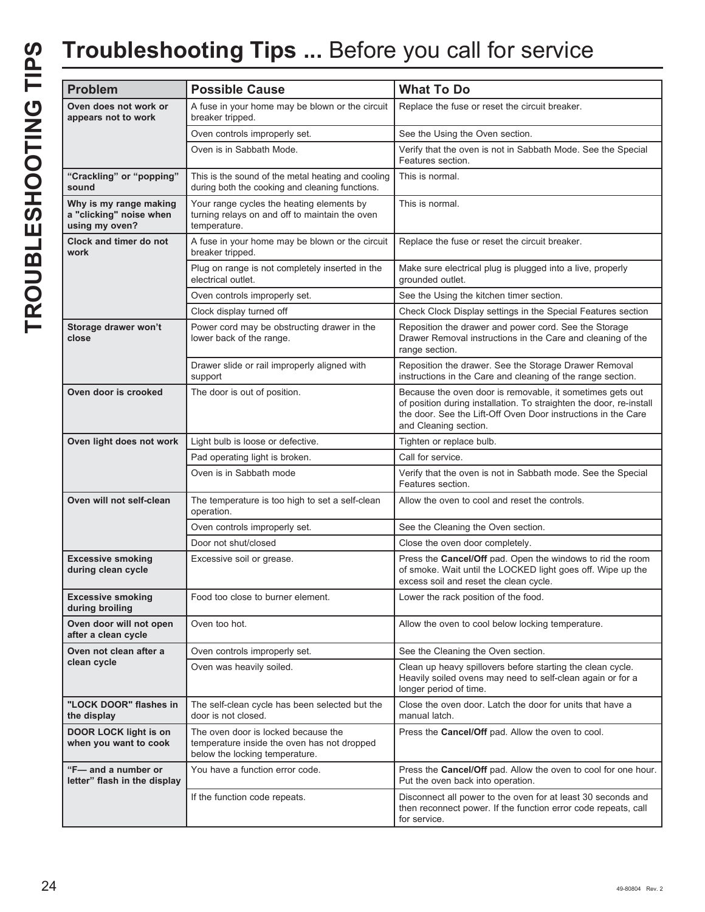# Troubleshooting Tips ... Before you call for service

| Problem | Possible Cause | What To Do |
|---|---|---|
| **Oven does not work or appears not to work** | A fuse in your home may be blown or the circuit breaker tripped. | Replace the fuse or reset the circuit breaker. |
| | Oven controls improperly set. | See the Using the Oven section. |
| | Oven is in Sabbath Mode. | Verify that the oven is not in Sabbath Mode. See the Special Features section. |
| **"Crackling" or "popping" sound** | This is the sound of the metal heating and cooling during both the cooking and cleaning functions. | This is normal. |
| **Why is my range making a "clicking" noise when using my oven?** | Your range cycles the heating elements by turning relays on and off to maintain the oven temperature. | This is normal. |
| **Clock and timer do not work** | A fuse in your home may be blown or the circuit breaker tripped. | Replace the fuse or reset the circuit breaker. |
| | Plug on range is not completely inserted in the electrical outlet. | Make sure electrical plug is plugged into a live, properly grounded outlet. |
| | Oven controls improperly set. | See the Using the kitchen timer section. |
| | Clock display turned off | Check Clock Display settings in the Special Features section |
| **Storage drawer won't close** | Power cord may be obstructing drawer in the lower back of the range. | Reposition the drawer and power cord. See the Storage Drawer Removal instructions in the Care and cleaning of the range section. |
| | Drawer slide or rail improperly aligned with support | Reposition the drawer. See the Storage Drawer Removal instructions in the Care and cleaning of the range section. |
| **Oven door is crooked** | The door is out of position. | Because the oven door is removable, it sometimes gets out of position during installation. To straighten the door, re-install the door. See the Lift-Off Oven Door instructions in the Care and Cleaning section. |
| **Oven light does not work** | Light bulb is loose or defective. | Tighten or replace bulb. |
| | Pad operating light is broken. | Call for service. |
| | Oven is in Sabbath mode | Verify that the oven is not in Sabbath mode. See the Special Features section. |
| **Oven will not self-clean** | The temperature is too high to set a self-clean operation. | Allow the oven to cool and reset the controls. |
| | Oven controls improperly set. | See the Cleaning the Oven section. |
| | Door not shut/closed | Close the oven door completely. |
| **Excessive smoking during clean cycle** | Excessive soil or grease. | Press the **Cancel/Off** pad. Open the windows to rid the room of smoke. Wait until the LOCKED light goes off. Wipe up the excess soil and reset the clean cycle. |
| **Excessive smoking during broiling** | Food too close to burner element. | Lower the rack position of the food. |
| **Oven door will not open after a clean cycle** | Oven too hot. | Allow the oven to cool below locking temperature. |
| **Oven not clean after a clean cycle** | Oven controls improperly set. | See the Cleaning the Oven section. |
| | Oven was heavily soiled. | Clean up heavy spillovers before starting the clean cycle. Heavily soiled ovens may need to self-clean again or for a longer period of time. |
| **"LOCK DOOR" flashes in the display** | The self-clean cycle has been selected but the door is not closed. | Close the oven door. Latch the door for units that have a manual latch. |
| **DOOR LOCK light is on when you want to cook** | The oven door is locked because the temperature inside the oven has not dropped below the locking temperature. | Press the **Cancel/Off** pad. Allow the oven to cool. |
| **"F— and a number or letter" flash in the display** | You have a function error code. | Press the **Cancel/Off** pad. Allow the oven to cool for one hour. Put the oven back into operation. |
| | If the function code repeats. | Disconnect all power to the oven for at least 30 seconds and then reconnect power. If the function error code repeats, call for service. |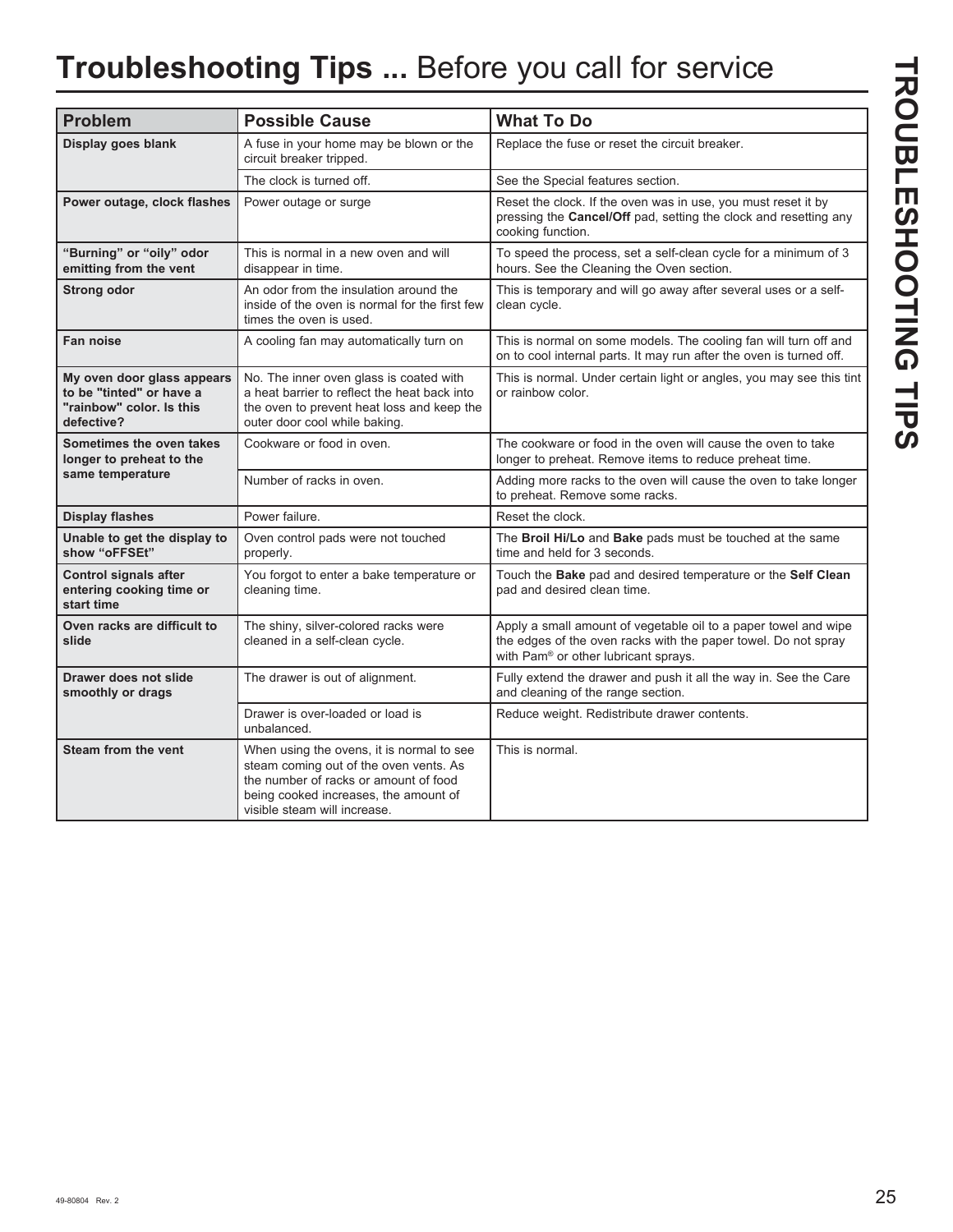# Troubleshooting Tips ... Before you call for service

| Problem | Possible Cause | What To Do |
|---|---|---|
| **Display goes blank** | A fuse in your home may be blown or the circuit breaker tripped. | Replace the fuse or reset the circuit breaker. |
| | The clock is turned off. | See the Special features section. |
| **Power outage, clock flashes** | Power outage or surge | Reset the clock. If the oven was in use, you must reset it by pressing the **Cancel/Off** pad, setting the clock and resetting any cooking function. |
| **"Burning" or "oily" odor emitting from the vent** | This is normal in a new oven and will disappear in time. | To speed the process, set a self-clean cycle for a minimum of 3 hours. See the Cleaning the Oven section. |
| **Strong odor** | An odor from the insulation around the inside of the oven is normal for the first few times the oven is used. | This is temporary and will go away after several uses or a self-clean cycle. |
| **Fan noise** | A cooling fan may automatically turn on | This is normal on some models. The cooling fan will turn off and on to cool internal parts. It may run after the oven is turned off. |
| **My oven door glass appears to be "tinted" or have a "rainbow" color. Is this defective?** | No. The inner oven glass is coated with a heat barrier to reflect the heat back into the oven to prevent heat loss and keep the outer door cool while baking. | This is normal. Under certain light or angles, you may see this tint or rainbow color. |
| **Sometimes the oven takes longer to preheat to the same temperature** | Cookware or food in oven. | The cookware or food in the oven will cause the oven to take longer to preheat. Remove items to reduce preheat time. |
| | Number of racks in oven. | Adding more racks to the oven will cause the oven to take longer to preheat. Remove some racks. |
| **Display flashes** | Power failure. | Reset the clock. |
| **Unable to get the display to show "oFFSEt"** | Oven control pads were not touched properly. | The **Broil Hi/Lo** and **Bake** pads must be touched at the same time and held for 3 seconds. |
| **Control signals after entering cooking time or start time** | You forgot to enter a bake temperature or cleaning time. | Touch the **Bake** pad and desired temperature or the **Self Clean** pad and desired clean time. |
| **Oven racks are difficult to slide** | The shiny, silver-colored racks were cleaned in a self-clean cycle. | Apply a small amount of vegetable oil to a paper towel and wipe the edges of the oven racks with the paper towel. Do not spray with Pam® or other lubricant sprays. |
| **Drawer does not slide smoothly or drags** | The drawer is out of alignment. | Fully extend the drawer and push it all the way in. See the Care and cleaning of the range section. |
| | Drawer is over-loaded or load is unbalanced. | Reduce weight. Redistribute drawer contents. |
| **Steam from the vent** | When using the ovens, it is normal to see steam coming out of the oven vents. As the number of racks or amount of food being cooked increases, the amount of visible steam will increase. | This is normal. |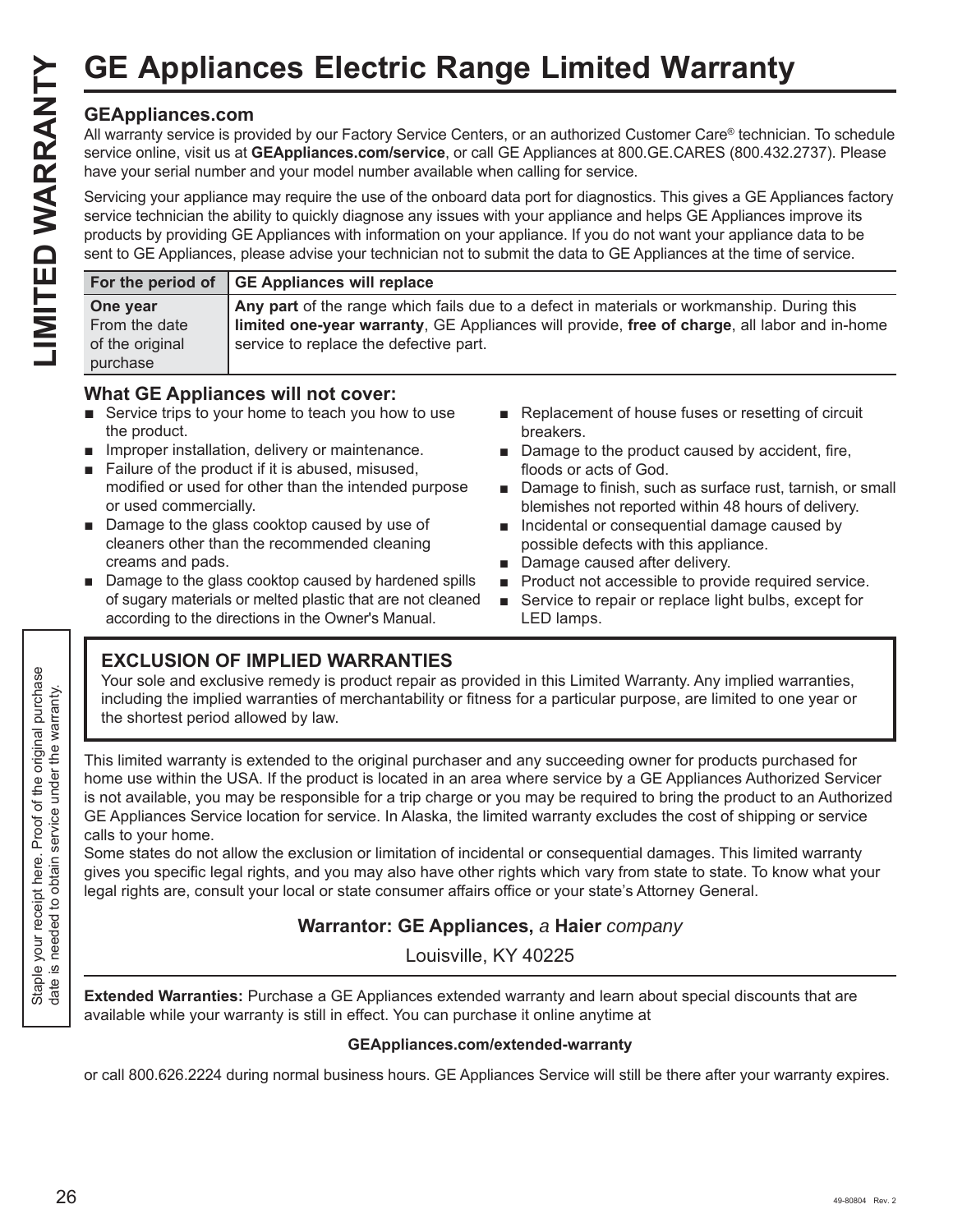# GE Appliances Electric Range Limited Warranty

**LIMITED WARRANTY**

### GEAppliances.com

All warranty service is provided by our Factory Service Centers, or an authorized Customer Care® technician. To schedule service online, visit us at **GEAppliances.com/service**, or call GE Appliances at 800.GE.CARES (800.432.2737). Please have your serial number and your model number available when calling for service.

Servicing your appliance may require the use of the onboard data port for diagnostics. This gives a GE Appliances factory service technician the ability to quickly diagnose any issues with your appliance and helps GE Appliances improve its products by providing GE Appliances with information on your appliance. If you do not want your appliance data to be sent to GE Appliances, please advise your technician not to submit the data to GE Appliances at the time of service.

| For the period of | GE Appliances will replace |
|---|---|
| **One year** From the date of the original purchase | **Any part** of the range which fails due to a defect in materials or workmanship. During this **limited one-year warranty**, GE Appliances will provide, **free of charge**, all labor and in-home service to replace the defective part. |

### What GE Appliances will not cover:

- Service trips to your home to teach you how to use the product.
- Improper installation, delivery or maintenance.
- Failure of the product if it is abused, misused, modified or used for other than the intended purpose or used commercially.
- Damage to the glass cooktop caused by use of cleaners other than the recommended cleaning creams and pads.
- Damage to the glass cooktop caused by hardened spills of sugary materials or melted plastic that are not cleaned according to the directions in the Owner's Manual.
- Replacement of house fuses or resetting of circuit breakers.
- Damage to the product caused by accident, fire, floods or acts of God.
- Damage to finish, such as surface rust, tarnish, or small blemishes not reported within 48 hours of delivery.
- Incidental or consequential damage caused by possible defects with this appliance.
- Damage caused after delivery.
- Product not accessible to provide required service.
- Service to repair or replace light bulbs, except for LED lamps.

### EXCLUSION OF IMPLIED WARRANTIES

Your sole and exclusive remedy is product repair as provided in this Limited Warranty. Any implied warranties, including the implied warranties of merchantability or fitness for a particular purpose, are limited to one year or the shortest period allowed by law.

This limited warranty is extended to the original purchaser and any succeeding owner for products purchased for home use within the USA. If the product is located in an area where service by a GE Appliances Authorized Servicer is not available, you may be responsible for a trip charge or you may be required to bring the product to an Authorized GE Appliances Service location for service. In Alaska, the limited warranty excludes the cost of shipping or service calls to your home.

Some states do not allow the exclusion or limitation of incidental or consequential damages. This limited warranty gives you specific legal rights, and you may also have other rights which vary from state to state. To know what your legal rights are, consult your local or state consumer affairs office or your state's Attorney General.

**Warrantor: GE Appliances,** *a* **Haier** *company*

Louisville, KY 40225

Staple your receipt here. Proof of the original purchase date is needed to obtain service under the warranty.

**Extended Warranties:** Purchase a GE Appliances extended warranty and learn about special discounts that are available while your warranty is still in effect. You can purchase it online anytime at

**GEAppliances.com/extended-warranty**

or call 800.626.2224 during normal business hours. GE Appliances Service will still be there after your warranty expires.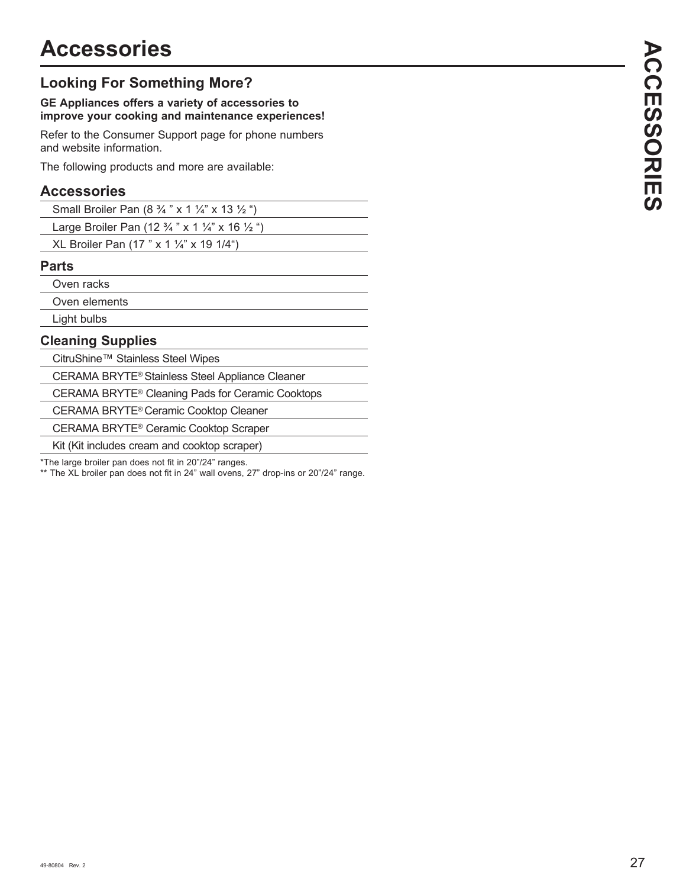# Accessories

## Looking For Something More?

**GE Appliances offers a variety of accessories to improve your cooking and maintenance experiences!**

Refer to the Consumer Support page for phone numbers and website information.

The following products and more are available:

### Accessories

- Small Broiler Pan (8 ¾ " x 1 ¼" x 13 ½ ")
- Large Broiler Pan (12 ¾ " x 1 ¼" x 16 ½ ")
- XL Broiler Pan (17 " x 1 ¼" x 19 1/4")

### Parts

- Oven racks
- Oven elements
- Light bulbs

### Cleaning Supplies

- CitruShine™ Stainless Steel Wipes
- CERAMA BRYTE® Stainless Steel Appliance Cleaner
- CERAMA BRYTE® Cleaning Pads for Ceramic Cooktops
- CERAMA BRYTE® Ceramic Cooktop Cleaner
- CERAMA BRYTE® Ceramic Cooktop Scraper
- Kit (Kit includes cream and cooktop scraper)

*The large broiler pan does not fit in 20"/24" ranges.

** The XL broiler pan does not fit in 24" wall ovens, 27" drop-ins or 20"/24" range.

49-80804 Rev. 2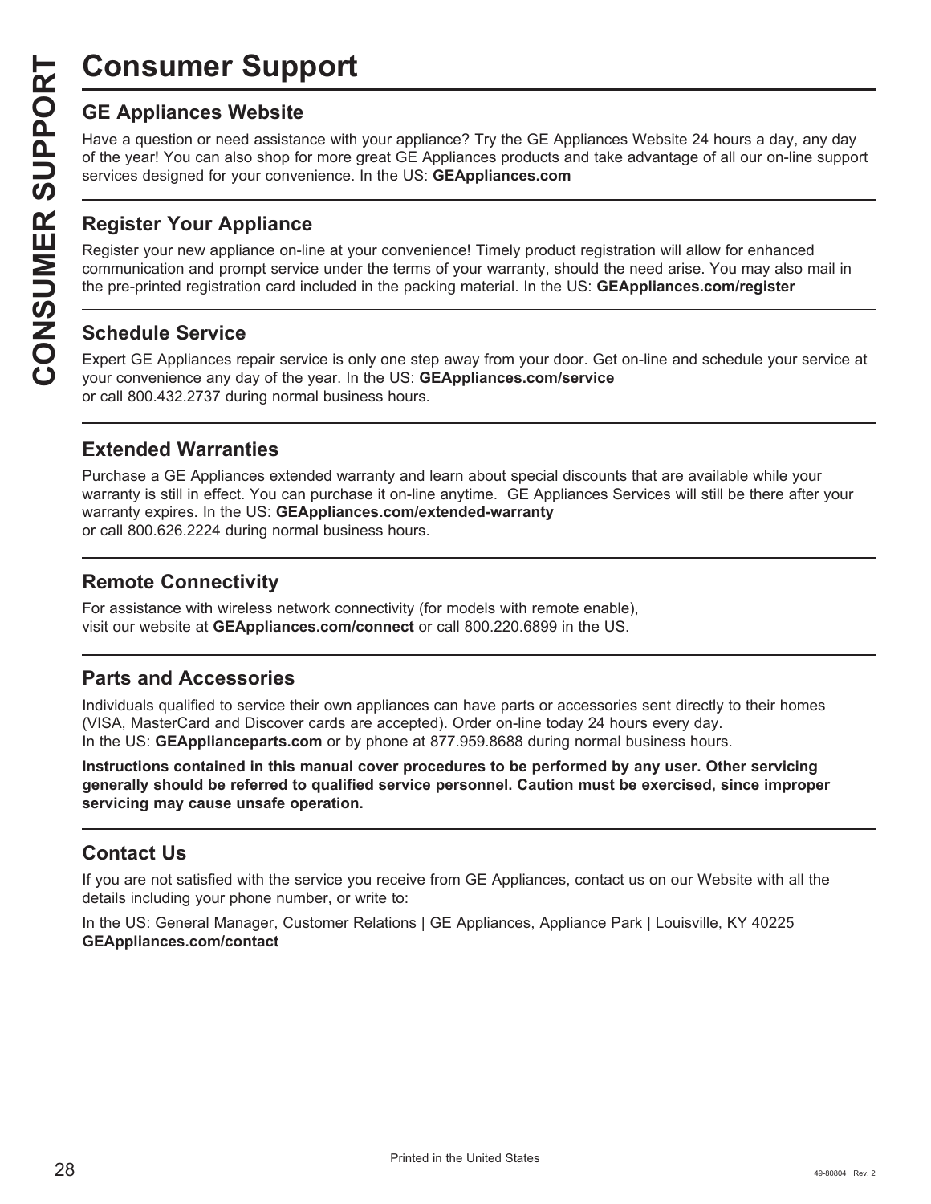# Consumer Support

## GE Appliances Website

Have a question or need assistance with your appliance? Try the GE Appliances Website 24 hours a day, any day of the year! You can also shop for more great GE Appliances products and take advantage of all our on-line support services designed for your convenience. In the US: **GEAppliances.com**

## Register Your Appliance

Register your new appliance on-line at your convenience! Timely product registration will allow for enhanced communication and prompt service under the terms of your warranty, should the need arise. You may also mail in the pre-printed registration card included in the packing material. In the US: **GEAppliances.com/register**

## Schedule Service

Expert GE Appliances repair service is only one step away from your door. Get on-line and schedule your service at your convenience any day of the year. In the US: **GEAppliances.com/service**
or call 800.432.2737 during normal business hours.

## Extended Warranties

Purchase a GE Appliances extended warranty and learn about special discounts that are available while your warranty is still in effect. You can purchase it on-line anytime. GE Appliances Services will still be there after your warranty expires. In the US: **GEAppliances.com/extended-warranty**
or call 800.626.2224 during normal business hours.

## Remote Connectivity

For assistance with wireless network connectivity (for models with remote enable),
visit our website at **GEAppliances.com/connect** or call 800.220.6899 in the US.

## Parts and Accessories

Individuals qualified to service their own appliances can have parts or accessories sent directly to their homes (VISA, MasterCard and Discover cards are accepted). Order on-line today 24 hours every day.
In the US: **GEApplianceparts.com** or by phone at 877.959.8688 during normal business hours.

**Instructions contained in this manual cover procedures to be performed by any user. Other servicing generally should be referred to qualified service personnel. Caution must be exercised, since improper servicing may cause unsafe operation.**

## Contact Us

If you are not satisfied with the service you receive from GE Appliances, contact us on our Website with all the details including your phone number, or write to:

In the US: General Manager, Customer Relations | GE Appliances, Appliance Park | Louisville, KY 40225
**GEAppliances.com/contact**

Printed in the United States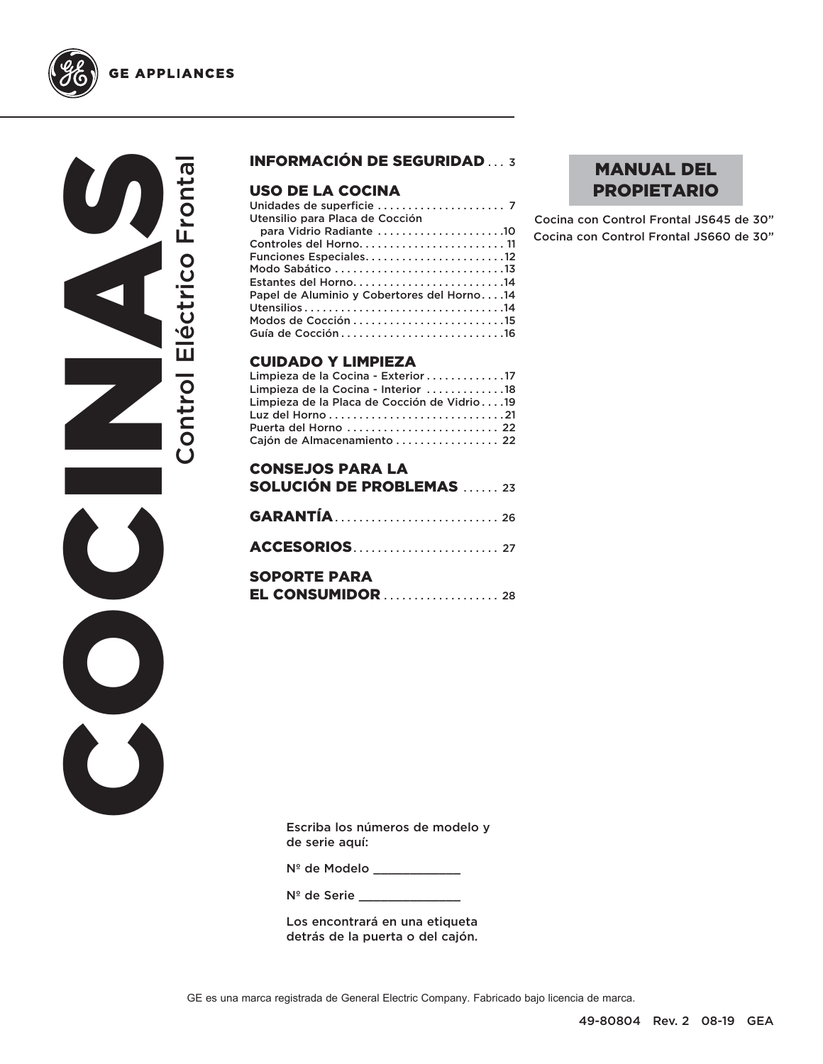# COCINAS

## Control Eléctrico Frontal

**INFORMACIÓN DE SEGURIDAD** . . . 3

**USO DE LA COCINA**

Unidades de superficie . . . . . . . . . . . . . . . . . . . . . 7
Utensilio para Placa de Cocción para Vidrio Radiante . . . . . . . . . . . . . . . . . . . .10
Controles del Horno. . . . . . . . . . . . . . . . . . . . . . . 11
Funciones Especiales. . . . . . . . . . . . . . . . . . . . . .12
Modo Sabático . . . . . . . . . . . . . . . . . . . . . . . . . . .13
Estantes del Horno. . . . . . . . . . . . . . . . . . . . . . . .14
Papel de Aluminio y Cobertores del Horno. . . .14
Utensilios . . . . . . . . . . . . . . . . . . . . . . . . . . . . . . .14
Modos de Cocción . . . . . . . . . . . . . . . . . . . . . . . .15
Guía de Cocción . . . . . . . . . . . . . . . . . . . . . . . . . .16

**CUIDADO Y LIMPIEZA**

Limpieza de la Cocina - Exterior . . . . . . . . . . . . .17
Limpieza de la Cocina - Interior . . . . . . . . . . . . .18
Limpieza de la Placa de Cocción de Vidrio . . . .19
Luz del Horno . . . . . . . . . . . . . . . . . . . . . . . . . . . .21
Puerta del Horno . . . . . . . . . . . . . . . . . . . . . . . . 22
Cajón de Almacenamiento . . . . . . . . . . . . . . . . 22

**CONSEJOS PARA LA SOLUCIÓN DE PROBLEMAS** . . . . . . 23

**GARANTÍA** . . . . . . . . . . . . . . . . . . . . . . . . . . 26

**ACCESORIOS** . . . . . . . . . . . . . . . . . . . . . . . 27

**SOPORTE PARA EL CONSUMIDOR** . . . . . . . . . . . . . . . . . . 28

**MANUAL DEL PROPIETARIO**

Cocina con Control Frontal JS645 de 30”
Cocina con Control Frontal JS660 de 30”

Escriba los números de modelo y de serie aquí:

Nº de Modelo ____________

Nº de Serie ______________

Los encontrará en una etiqueta detrás de la puerta o del cajón.

GE es una marca registrada de General Electric Company. Fabricado bajo licencia de marca.

49-80804 Rev. 2 08-19 GEA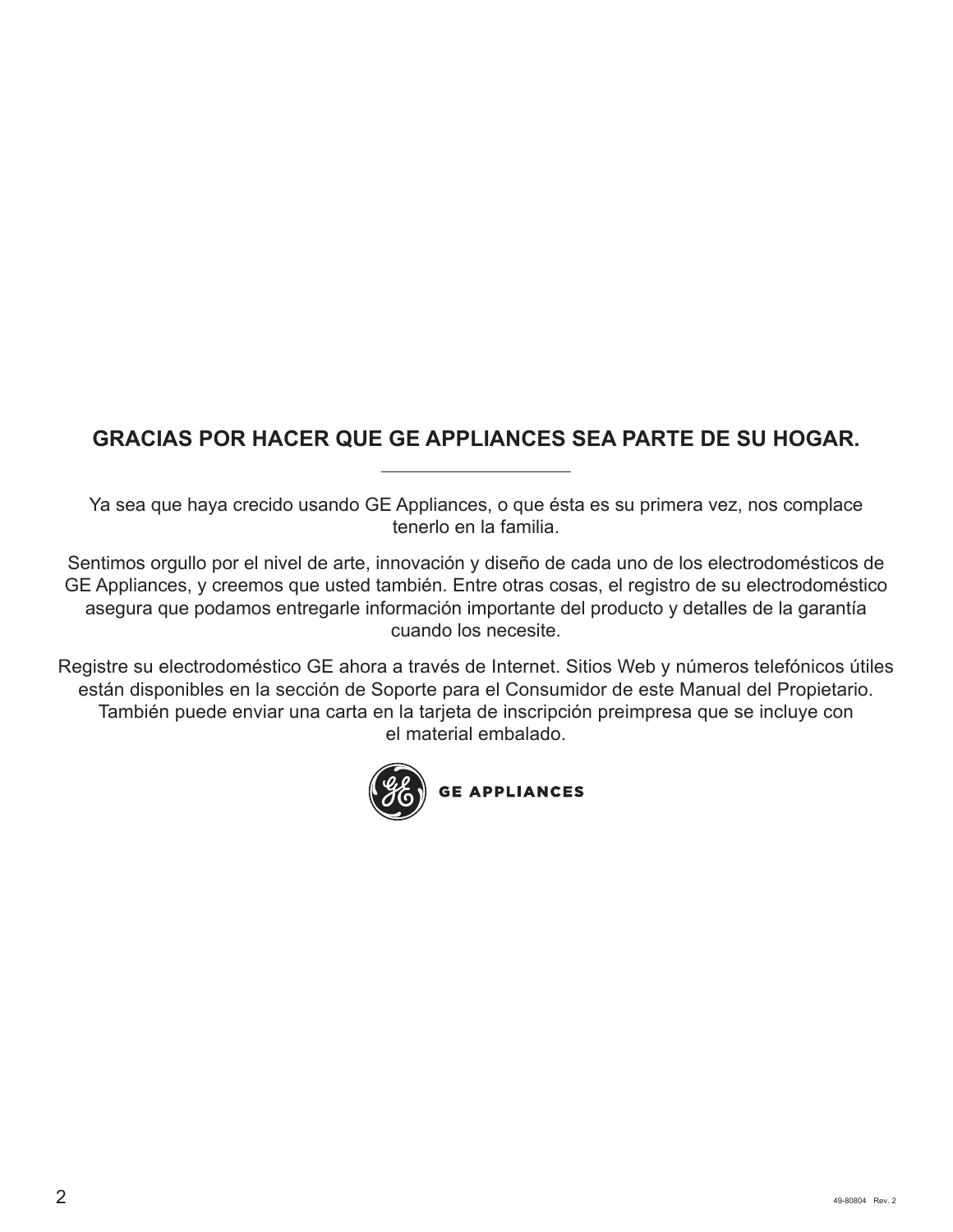## GRACIAS POR HACER QUE GE APPLIANCES SEA PARTE DE SU HOGAR.

Ya sea que haya crecido usando GE Appliances, o que ésta es su primera vez, nos complace tenerlo en la familia.

Sentimos orgullo por el nivel de arte, innovación y diseño de cada uno de los electrodomésticos de GE Appliances, y creemos que usted también. Entre otras cosas, el registro de su electrodoméstico asegura que podamos entregarle información importante del producto y detalles de la garantía cuando los necesite.

Registre su electrodoméstico GE ahora a través de Internet. Sitios Web y números telefónicos útiles están disponibles en la sección de Soporte para el Consumidor de este Manual del Propietario. También puede enviar una carta en la tarjeta de inscripción preimpresa que se incluye con el material embalado.

GE APPLIANCES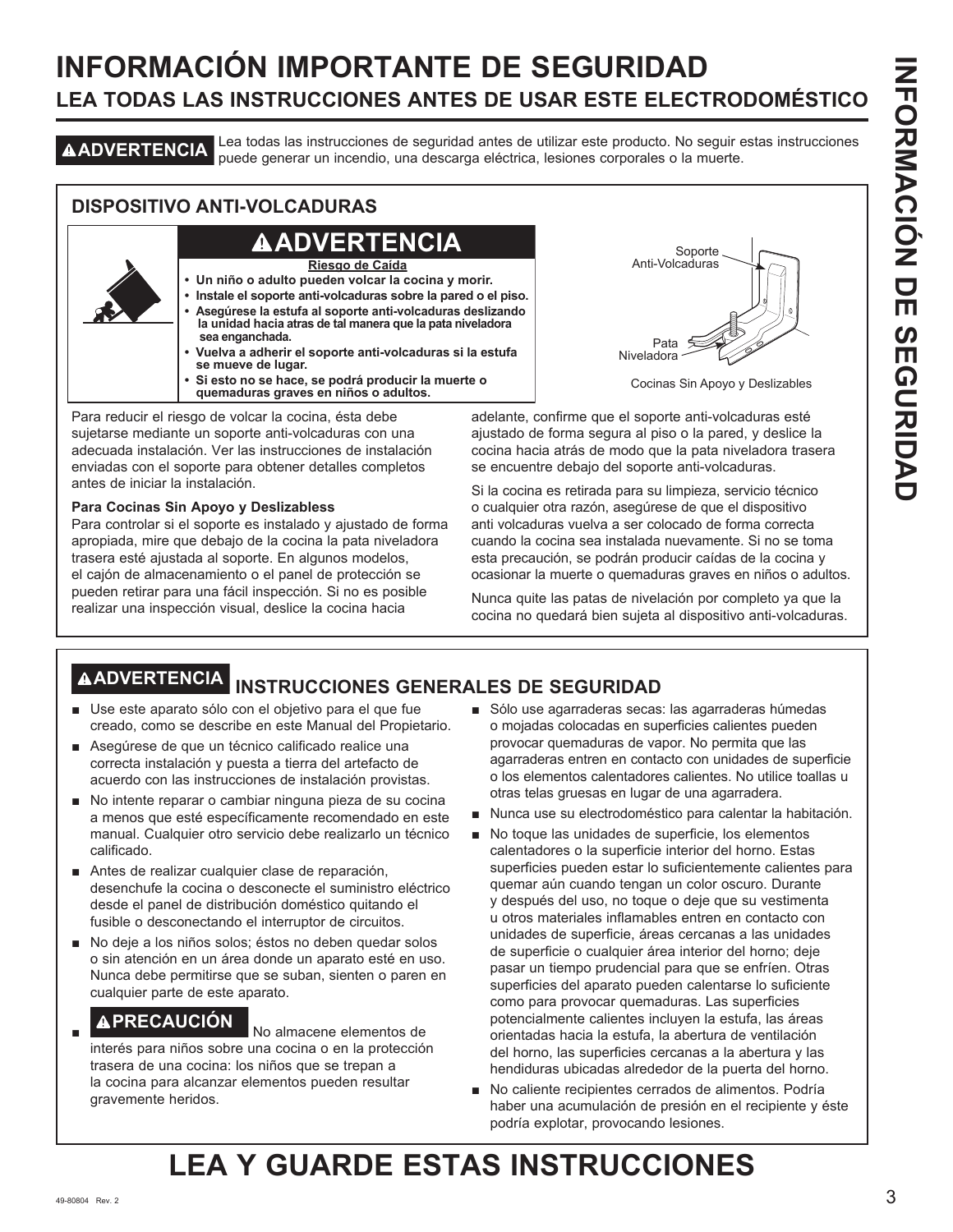# INFORMACIÓN IMPORTANTE DE SEGURIDAD

## LEA TODAS LAS INSTRUCCIONES ANTES DE USAR ESTE ELECTRODOMÉSTICO

**⚠ADVERTENCIA** Lea todas las instrucciones de seguridad antes de utilizar este producto. No seguir estas instrucciones puede generar un incendio, una descarga eléctrica, lesiones corporales o la muerte.

### DISPOSITIVO ANTI-VOLCADURAS

**⚠ADVERTENCIA**

**Riesgo de Caída**

- **Un niño o adulto pueden volcar la cocina y morir.**
- **Instale el soporte anti-volcaduras sobre la pared o el piso.**
- **Asegúrese la estufa al soporte anti-volcaduras deslizando la unidad hacia atras de tal manera que la pata niveladora sea enganchada.**
- **Vuelva a adherir el soporte anti-volcaduras si la estufa se mueve de lugar.**
- **Si esto no se hace, se podrá producir la muerte o quemaduras graves en niños o adultos.**

Soporte Anti-Volcaduras

Pata Niveladora

Cocinas Sin Apoyo y Deslizables

Para reducir el riesgo de volcar la cocina, ésta debe sujetarse mediante un soporte anti-volcaduras con una adecuada instalación. Ver las instrucciones de instalación enviadas con el soporte para obtener detalles completos antes de iniciar la instalación.

**Para Cocinas Sin Apoyo y Deslizabless**

Para controlar si el soporte es instalado y ajustado de forma apropiada, mire que debajo de la cocina la pata niveladora trasera esté ajustada al soporte. En algunos modelos, el cajón de almacenamiento o el panel de protección se pueden retirar para una fácil inspección. Si no es posible realizar una inspección visual, deslice la cocina hacia adelante, confirme que el soporte anti-volcaduras esté ajustado de forma segura al piso o la pared, y deslice la cocina hacia atrás de modo que la pata niveladora trasera se encuentre debajo del soporte anti-volcaduras.

Si la cocina es retirada para su limpieza, servicio técnico o cualquier otra razón, asegúrese de que el dispositivo anti volcaduras vuelva a ser colocado de forma correcta cuando la cocina sea instalada nuevamente. Si no se toma esta precaución, se podrán producir caídas de la cocina y ocasionar la muerte o quemaduras graves en niños o adultos.

Nunca quite las patas de nivelación por completo ya que la cocina no quedará bien sujeta al dispositivo anti-volcaduras.

### ⚠ADVERTENCIA INSTRUCCIONES GENERALES DE SEGURIDAD

- Use este aparato sólo con el objetivo para el que fue creado, como se describe en este Manual del Propietario.
- Asegúrese de que un técnico calificado realice una correcta instalación y puesta a tierra del artefacto de acuerdo con las instrucciones de instalación provistas.
- No intente reparar o cambiar ninguna pieza de su cocina a menos que esté específicamente recomendado en este manual. Cualquier otro servicio debe realizarlo un técnico calificado.
- Antes de realizar cualquier clase de reparación, desenchufe la cocina o desconecte el suministro eléctrico desde el panel de distribución doméstico quitando el fusible o desconectando el interruptor de circuitos.
- No deje a los niños solos; éstos no deben quedar solos o sin atención en un área donde un aparato esté en uso. Nunca debe permitirse que se suban, sienten o paren en cualquier parte de este aparato.
- **⚠PRECAUCIÓN** No almacene elementos de interés para niños sobre una cocina o en la protección trasera de una cocina: los niños que se trepan a la cocina para alcanzar elementos pueden resultar gravemente heridos.
- Sólo use agarraderas secas: las agarraderas húmedas o mojadas colocadas en superficies calientes pueden provocar quemaduras de vapor. No permita que las agarraderas entren en contacto con unidades de superficie o los elementos calentadores calientes. No utilice toallas u otras telas gruesas en lugar de una agarradera.
- Nunca use su electrodoméstico para calentar la habitación.
- No toque las unidades de superficie, los elementos calentadores o la superficie interior del horno. Estas superficies pueden estar lo suficientemente calientes para quemar aún cuando tengan un color oscuro. Durante y después del uso, no toque o deje que su vestimenta u otros materiales inflamables entren en contacto con unidades de superficie, áreas cercanas a las unidades de superficie o cualquier área interior del horno; deje pasar un tiempo prudencial para que se enfríen. Otras superficies del aparato pueden calentarse lo suficiente como para provocar quemaduras. Las superficies potencialmente calientes incluyen la estufa, las áreas orientadas hacia la estufa, la abertura de ventilación del horno, las superficies cercanas a la abertura y las hendiduras ubicadas alrededor de la puerta del horno.
- No caliente recipientes cerrados de alimentos. Podría haber una acumulación de presión en el recipiente y éste podría explotar, provocando lesiones.

# LEA Y GUARDE ESTAS INSTRUCCIONES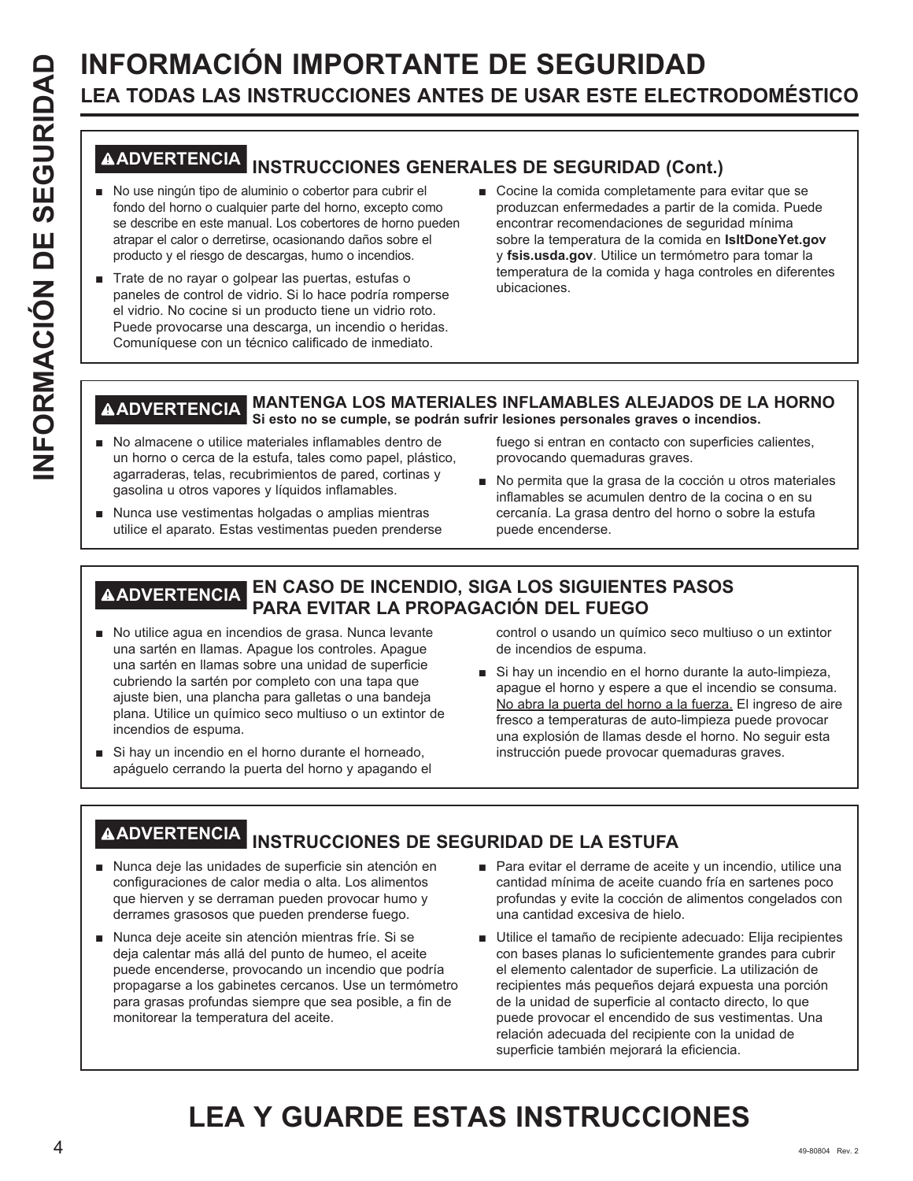# INFORMACIÓN IMPORTANTE DE SEGURIDAD

## LEA TODAS LAS INSTRUCCIONES ANTES DE USAR ESTE ELECTRODOMÉSTICO

### ⚠ADVERTENCIA INSTRUCCIONES GENERALES DE SEGURIDAD (Cont.)

- No use ningún tipo de aluminio o cobertor para cubrir el fondo del horno o cualquier parte del horno, excepto como se describe en este manual. Los cobertores de horno pueden atrapar el calor o derretirse, ocasionando daños sobre el producto y el riesgo de descargas, humo o incendios.
- Trate de no rayar o golpear las puertas, estufas o paneles de control de vidrio. Si lo hace podría romperse el vidrio. No cocine si un producto tiene un vidrio roto. Puede provocarse una descarga, un incendio o heridas. Comuníquese con un técnico calificado de inmediato.
- Cocine la comida completamente para evitar que se produzcan enfermedades a partir de la comida. Puede encontrar recomendaciones de seguridad mínima sobre la temperatura de la comida en **IsItDoneYet.gov** y **fsis.usda.gov**. Utilice un termómetro para tomar la temperatura de la comida y haga controles en diferentes ubicaciones.

### ⚠ADVERTENCIA MANTENGA LOS MATERIALES INFLAMABLES ALEJADOS DE LA HORNO

**Si esto no se cumple, se podrán sufrir lesiones personales graves o incendios.**

- No almacene o utilice materiales inflamables dentro de un horno o cerca de la estufa, tales como papel, plástico, agarraderas, telas, recubrimientos de pared, cortinas y gasolina u otros vapores y líquidos inflamables.
- Nunca use vestimentas holgadas o amplias mientras utilice el aparato. Estas vestimentas pueden prenderse fuego si entran en contacto con superficies calientes, provocando quemaduras graves.
- No permita que la grasa de la cocción u otros materiales inflamables se acumulen dentro de la cocina o en su cercanía. La grasa dentro del horno o sobre la estufa puede encenderse.

### ⚠ADVERTENCIA EN CASO DE INCENDIO, SIGA LOS SIGUIENTES PASOS PARA EVITAR LA PROPAGACIÓN DEL FUEGO

- No utilice agua en incendios de grasa. Nunca levante una sartén en llamas. Apague los controles. Apague una sartén en llamas sobre una unidad de superficie cubriendo la sartén por completo con una tapa que ajuste bien, una plancha para galletas o una bandeja plana. Utilice un químico seco multiuso o un extintor de incendios de espuma.
- Si hay un incendio en el horno durante el horneado, apáguelo cerrando la puerta del horno y apagando el control o usando un químico seco multiuso o un extintor de incendios de espuma.
- Si hay un incendio en el horno durante la auto-limpieza, apague el horno y espere a que el incendio se consuma. <u>No abra la puerta del horno a la fuerza.</u> El ingreso de aire fresco a temperaturas de auto-limpieza puede provocar una explosión de llamas desde el horno. No seguir esta instrucción puede provocar quemaduras graves.

### ⚠ADVERTENCIA INSTRUCCIONES DE SEGURIDAD DE LA ESTUFA

- Nunca deje las unidades de superficie sin atención en configuraciones de calor media o alta. Los alimentos que hierven y se derraman pueden provocar humo y derrames grasosos que pueden prenderse fuego.
- Nunca deje aceite sin atención mientras fríe. Si se deja calentar más allá del punto de humeo, el aceite puede encenderse, provocando un incendio que podría propagarse a los gabinetes cercanos. Use un termómetro para grasas profundas siempre que sea posible, a fin de monitorear la temperatura del aceite.
- Para evitar el derrame de aceite y un incendio, utilice una cantidad mínima de aceite cuando fría en sartenes poco profundas y evite la cocción de alimentos congelados con una cantidad excesiva de hielo.
- Utilice el tamaño de recipiente adecuado: Elija recipientes con bases planas lo suficientemente grandes para cubrir el elemento calentador de superficie. La utilización de recipientes más pequeños dejará expuesta una porción de la unidad de superficie al contacto directo, lo que puede provocar el encendido de sus vestimentas. Una relación adecuada del recipiente con la unidad de superficie también mejorará la eficiencia.

# LEA Y GUARDE ESTAS INSTRUCCIONES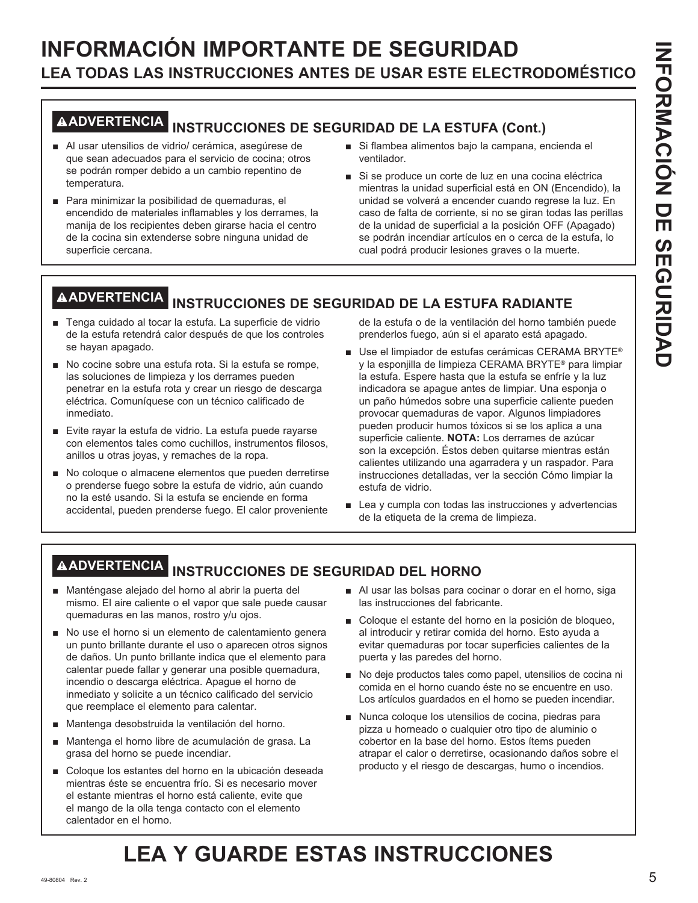# INFORMACIÓN IMPORTANTE DE SEGURIDAD

## LEA TODAS LAS INSTRUCCIONES ANTES DE USAR ESTE ELECTRODOMÉSTICO

### ⚠ADVERTENCIA INSTRUCCIONES DE SEGURIDAD DE LA ESTUFA (Cont.)

- Al usar utensilios de vidrio/ cerámica, asegúrese de que sean adecuados para el servicio de cocina; otros se podrán romper debido a un cambio repentino de temperatura.
- Para minimizar la posibilidad de quemaduras, el encendido de materiales inflamables y los derrames, la manija de los recipientes deben girarse hacia el centro de la cocina sin extenderse sobre ninguna unidad de superficie cercana.
- Si flambea alimentos bajo la campana, encienda el ventilador.
- Si se produce un corte de luz en una cocina eléctrica mientras la unidad superficial está en ON (Encendido), la unidad se volverá a encender cuando regrese la luz. En caso de falta de corriente, si no se giran todas las perillas de la unidad de superficial a la posición OFF (Apagado) se podrán incendiar artículos en o cerca de la estufa, lo cual podrá producir lesiones graves o la muerte.

### ⚠ADVERTENCIA INSTRUCCIONES DE SEGURIDAD DE LA ESTUFA RADIANTE

- Tenga cuidado al tocar la estufa. La superficie de vidrio de la estufa retendrá calor después de que los controles se hayan apagado.
- No cocine sobre una estufa rota. Si la estufa se rompe, las soluciones de limpieza y los derrames pueden penetrar en la estufa rota y crear un riesgo de descarga eléctrica. Comuníquese con un técnico calificado de inmediato.
- Evite rayar la estufa de vidrio. La estufa puede rayarse con elementos tales como cuchillos, instrumentos filosos, anillos u otras joyas, y remaches de la ropa.
- No coloque o almacene elementos que pueden derretirse o prenderse fuego sobre la estufa de vidrio, aún cuando no la esté usando. Si la estufa se enciende en forma accidental, pueden prenderse fuego. El calor proveniente de la estufa o de la ventilación del horno también puede prenderlos fuego, aún si el aparato está apagado.
- Use el limpiador de estufas cerámicas CERAMA BRYTE® y la esponjilla de limpieza CERAMA BRYTE® para limpiar la estufa. Espere hasta que la estufa se enfríe y la luz indicadora se apague antes de limpiar. Una esponja o un paño húmedos sobre una superficie caliente pueden provocar quemaduras de vapor. Algunos limpiadores pueden producir humos tóxicos si se los aplica a una superficie caliente. **NOTA:** Los derrames de azúcar son la excepción. Éstos deben quitarse mientras están calientes utilizando una agarradera y un raspador. Para instrucciones detalladas, ver la sección Cómo limpiar la estufa de vidrio.
- Lea y cumpla con todas las instrucciones y advertencias de la etiqueta de la crema de limpieza.

### ⚠ADVERTENCIA INSTRUCCIONES DE SEGURIDAD DEL HORNO

- Manténgase alejado del horno al abrir la puerta del mismo. El aire caliente o el vapor que sale puede causar quemaduras en las manos, rostro y/u ojos.
- No use el horno si un elemento de calentamiento genera un punto brillante durante el uso o aparecen otros signos de daños. Un punto brillante indica que el elemento para calentar puede fallar y generar una posible quemadura, incendio o descarga eléctrica. Apague el horno de inmediato y solicite a un técnico calificado del servicio que reemplace el elemento para calentar.
- Mantenga desobstruida la ventilación del horno.
- Mantenga el horno libre de acumulación de grasa. La grasa del horno se puede incendiar.
- Coloque los estantes del horno en la ubicación deseada mientras éste se encuentra frío. Si es necesario mover el estante mientras el horno está caliente, evite que el mango de la olla tenga contacto con el elemento calentador en el horno.
- Al usar las bolsas para cocinar o dorar en el horno, siga las instrucciones del fabricante.
- Coloque el estante del horno en la posición de bloqueo, al introducir y retirar comida del horno. Esto ayuda a evitar quemaduras por tocar superficies calientes de la puerta y las paredes del horno.
- No deje productos tales como papel, utensilios de cocina ni comida en el horno cuando éste no se encuentre en uso. Los artículos guardados en el horno se pueden incendiar.
- Nunca coloque los utensilios de cocina, piedras para pizza u horneado o cualquier otro tipo de aluminio o cobertor en la base del horno. Estos ítems pueden atrapar el calor o derretirse, ocasionando daños sobre el producto y el riesgo de descargas, humo o incendios.

# LEA Y GUARDE ESTAS INSTRUCCIONES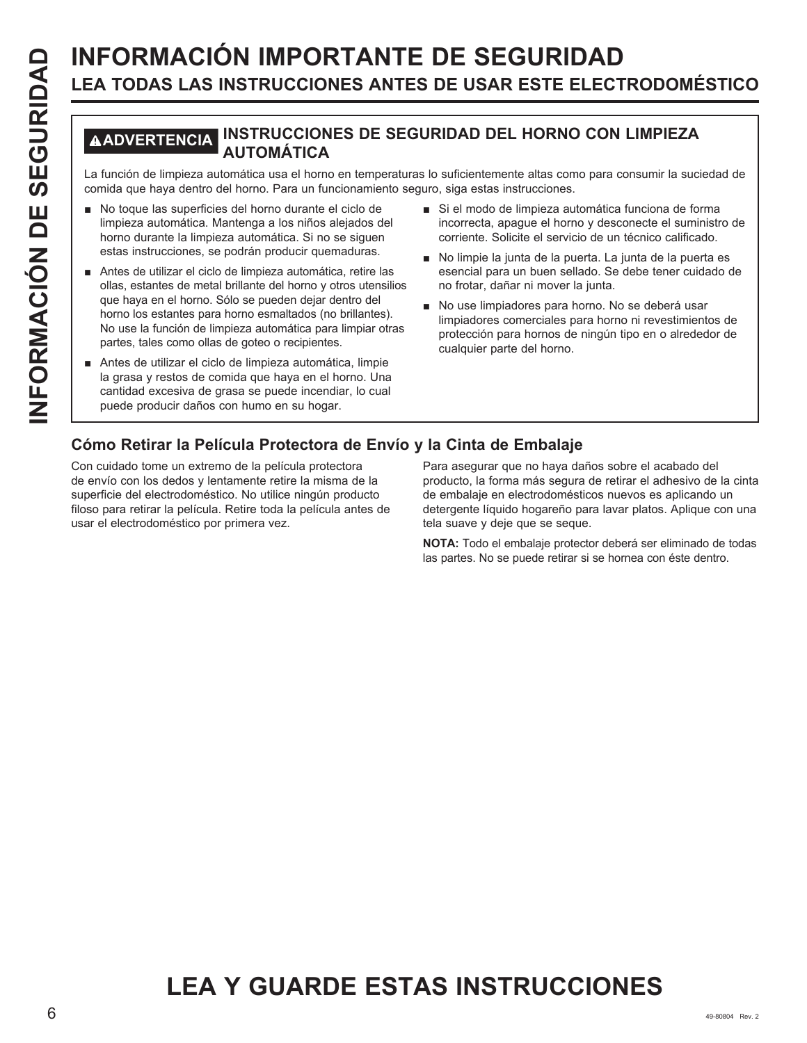# INFORMACIÓN IMPORTANTE DE SEGURIDAD

## LEA TODAS LAS INSTRUCCIONES ANTES DE USAR ESTE ELECTRODOMÉSTICO

### ⚠ADVERTENCIA INSTRUCCIONES DE SEGURIDAD DEL HORNO CON LIMPIEZA AUTOMÁTICA

La función de limpieza automática usa el horno en temperaturas lo suficientemente altas como para consumir la suciedad de comida que haya dentro del horno. Para un funcionamiento seguro, siga estas instrucciones.

- No toque las superficies del horno durante el ciclo de limpieza automática. Mantenga a los niños alejados del horno durante la limpieza automática. Si no se siguen estas instrucciones, se podrán producir quemaduras.
- Antes de utilizar el ciclo de limpieza automática, retire las ollas, estantes de metal brillante del horno y otros utensilios que haya en el horno. Sólo se pueden dejar dentro del horno los estantes para horno esmaltados (no brillantes). No use la función de limpieza automática para limpiar otras partes, tales como ollas de goteo o recipientes.
- Antes de utilizar el ciclo de limpieza automática, limpie la grasa y restos de comida que haya en el horno. Una cantidad excesiva de grasa se puede incendiar, lo cual puede producir daños con humo en su hogar.
- Si el modo de limpieza automática funciona de forma incorrecta, apague el horno y desconecte el suministro de corriente. Solicite el servicio de un técnico calificado.
- No limpie la junta de la puerta. La junta de la puerta es esencial para un buen sellado. Se debe tener cuidado de no frotar, dañar ni mover la junta.
- No use limpiadores para horno. No se deberá usar limpiadores comerciales para horno ni revestimientos de protección para hornos de ningún tipo en o alrededor de cualquier parte del horno.

### Cómo Retirar la Película Protectora de Envío y la Cinta de Embalaje

Con cuidado tome un extremo de la película protectora de envío con los dedos y lentamente retire la misma de la superficie del electrodoméstico. No utilice ningún producto filoso para retirar la película. Retire toda la película antes de usar el electrodoméstico por primera vez.

Para asegurar que no haya daños sobre el acabado del producto, la forma más segura de retirar el adhesivo de la cinta de embalaje en electrodomésticos nuevos es aplicando un detergente líquido hogareño para lavar platos. Aplique con una tela suave y deje que se seque.

**NOTA:** Todo el embalaje protector deberá ser eliminado de todas las partes. No se puede retirar si se hornea con éste dentro.

# LEA Y GUARDE ESTAS INSTRUCCIONES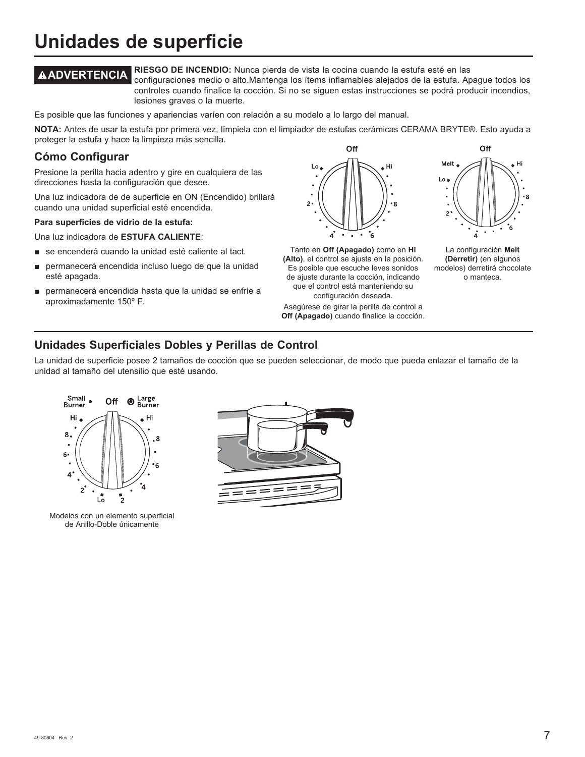# Unidades de superficie

**⚠ADVERTENCIA** **RIESGO DE INCENDIO:** Nunca pierda de vista la cocina cuando la estufa esté en las configuraciones medio o alto.Mantenga los ítems inflamables alejados de la estufa. Apague todos los controles cuando finalice la cocción. Si no se siguen estas instrucciones se podrá producir incendios, lesiones graves o la muerte.

Es posible que las funciones y apariencias varíen con relación a su modelo a lo largo del manual.

**NOTA:** Antes de usar la estufa por primera vez, límpiela con el limpiador de estufas cerámicas CERAMA BRYTE®. Esto ayuda a proteger la estufa y hace la limpieza más sencilla.

## Cómo Configurar

Presione la perilla hacia adentro y gire en cualquiera de las direcciones hasta la configuración que desee.

Una luz indicadora de de superficie en ON (Encendido) brillará cuando una unidad superficial esté encendida.

**Para superficies de vidrio de la estufa:**

Una luz indicadora de **ESTUFA CALIENTE**:

- se encenderá cuando la unidad esté caliente al tact.
- permanecerá encendida incluso luego de que la unidad esté apagada.
- permanecerá encendida hasta que la unidad se enfríe a aproximadamente 150º F.

Tanto en **Off (Apagado)** como en **Hi (Alto)**, el control se ajusta en la posición. Es posible que escuche leves sonidos de ajuste durante la cocción, indicando que el control está manteniendo su configuración deseada.

Asegúrese de girar la perilla de control a **Off (Apagado)** cuando finalice la cocción.

La configuración **Melt (Derretir)** (en algunos modelos) derretirá chocolate o manteca.

## Unidades Superficiales Dobles y Perillas de Control

La unidad de superficie posee 2 tamaños de cocción que se pueden seleccionar, de modo que pueda enlazar el tamaño de la unidad al tamaño del utensilio que esté usando.

Modelos con un elemento superficial de Anillo-Doble únicamente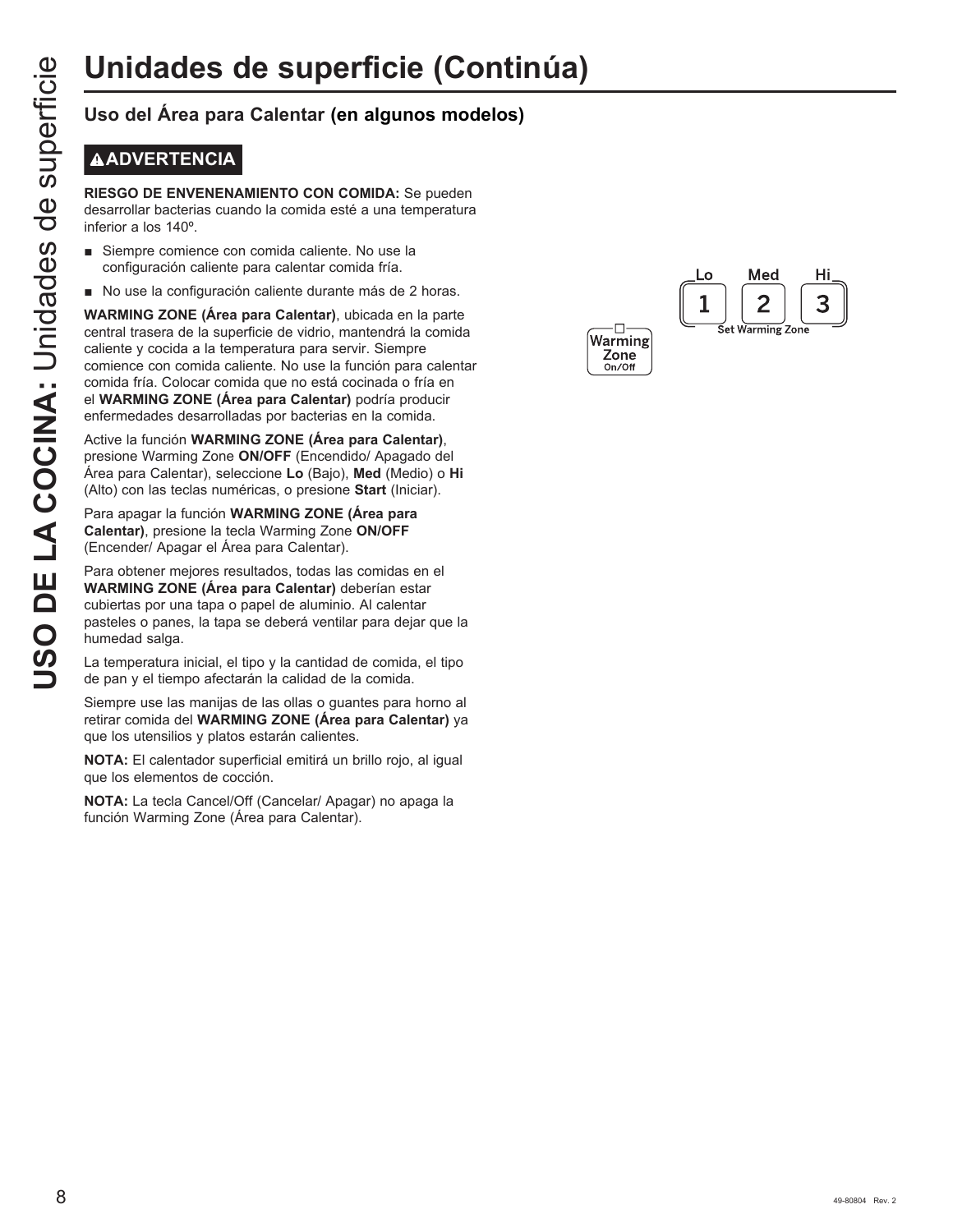# Unidades de superficie (Continúa)

## Uso del Área para Calentar (en algunos modelos)

**ADVERTENCIA**

**RIESGO DE ENVENENAMIENTO CON COMIDA:** Se pueden desarrollar bacterias cuando la comida esté a una temperatura inferior a los 140º.

- Siempre comience con comida caliente. No use la configuración caliente para calentar comida fría.
- No use la configuración caliente durante más de 2 horas.

**WARMING ZONE (Área para Calentar)**, ubicada en la parte central trasera de la superficie de vidrio, mantendrá la comida caliente y cocida a la temperatura para servir. Siempre comience con comida caliente. No use la función para calentar comida fría. Colocar comida que no está cocinada o fría en el **WARMING ZONE (Área para Calentar)** podría producir enfermedades desarrolladas por bacterias en la comida.

Active la función **WARMING ZONE (Área para Calentar)**, presione Warming Zone **ON/OFF** (Encendido/ Apagado del Área para Calentar), seleccione **Lo** (Bajo), **Med** (Medio) o **Hi** (Alto) con las teclas numéricas, o presione **Start** (Iniciar).

Para apagar la función **WARMING ZONE (Área para Calentar)**, presione la tecla Warming Zone **ON/OFF** (Encender/ Apagar el Área para Calentar).

Para obtener mejores resultados, todas las comidas en el **WARMING ZONE (Área para Calentar)** deberían estar cubiertas por una tapa o papel de aluminio. Al calentar pasteles o panes, la tapa se deberá ventilar para dejar que la humedad salga.

La temperatura inicial, el tipo y la cantidad de comida, el tipo de pan y el tiempo afectarán la calidad de la comida.

Siempre use las manijas de las ollas o guantes para horno al retirar comida del **WARMING ZONE (Área para Calentar)** ya que los utensilios y platos estarán calientes.

**NOTA:** El calentador superficial emitirá un brillo rojo, al igual que los elementos de cocción.

**NOTA:** La tecla Cancel/Off (Cancelar/ Apagar) no apaga la función Warming Zone (Área para Calentar).

Warming Zone On/Off

Lo Med Hi
1 2 3
Set Warming Zone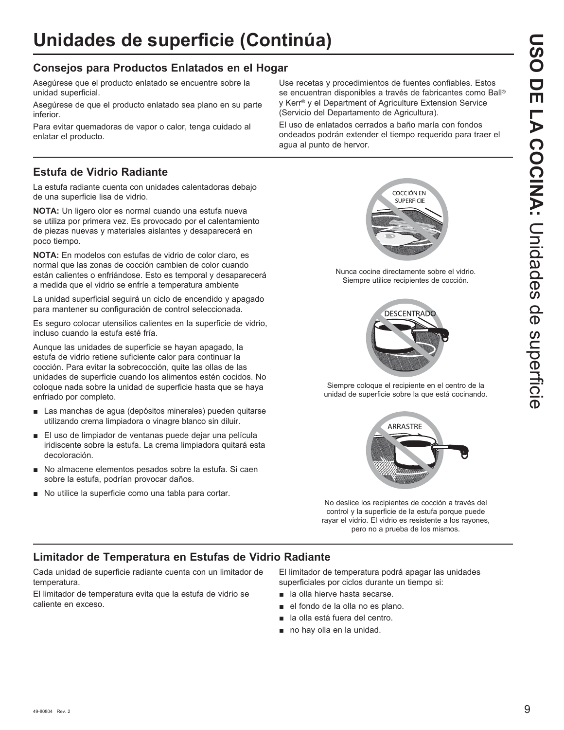# Unidades de superficie (Continúa)

## Consejos para Productos Enlatados en el Hogar

Asegúrese que el producto enlatado se encuentre sobre la unidad superficial.

Asegúrese de que el producto enlatado sea plano en su parte inferior.

Para evitar quemadoras de vapor o calor, tenga cuidado al enlatar el producto.

Use recetas y procedimientos de fuentes confiables. Estos se encuentran disponibles a través de fabricantes como Ball® y Kerr® y el Department of Agriculture Extension Service (Servicio del Departamento de Agricultura).

El uso de enlatados cerrados a baño maría con fondos ondeados podrán extender el tiempo requerido para traer el agua al punto de hervor.

## Estufa de Vidrio Radiante

La estufa radiante cuenta con unidades calentadoras debajo de una superficie lisa de vidrio.

**NOTA:** Un ligero olor es normal cuando una estufa nueva se utiliza por primera vez. Es provocado por el calentamiento de piezas nuevas y materiales aislantes y desaparecerá en poco tiempo.

**NOTA:** En modelos con estufas de vidrio de color claro, es normal que las zonas de cocción cambien de color cuando están calientes o enfriándose. Esto es temporal y desaparecerá a medida que el vidrio se enfríe a temperatura ambiente

La unidad superficial seguirá un ciclo de encendido y apagado para mantener su configuración de control seleccionada.

Es seguro colocar utensilios calientes en la superficie de vidrio, incluso cuando la estufa esté fría.

Aunque las unidades de superficie se hayan apagado, la estufa de vidrio retiene suficiente calor para continuar la cocción. Para evitar la sobrecocción, quite las ollas de las unidades de superficie cuando los alimentos estén cocidos. No coloque nada sobre la unidad de superficie hasta que se haya enfriado por completo.

- Las manchas de agua (depósitos minerales) pueden quitarse utilizando crema limpiadora o vinagre blanco sin diluir.
- El uso de limpiador de ventanas puede dejar una película iridiscente sobre la estufa. La crema limpiadora quitará esta decoloración.
- No almacene elementos pesados sobre la estufa. Si caen sobre la estufa, podrían provocar daños.
- No utilice la superficie como una tabla para cortar.

COCCIÓN EN SUPERFICIE

Nunca cocine directamente sobre el vidrio. Siempre utilice recipientes de cocción.

DESCENTRADO

Siempre coloque el recipiente en el centro de la unidad de superficie sobre la que está cocinando.

ARRASTRE

No deslice los recipientes de cocción a través del control y la superficie de la estufa porque puede rayar el vidrio. El vidrio es resistente a los rayones, pero no a prueba de los mismos.

## Limitador de Temperatura en Estufas de Vidrio Radiante

Cada unidad de superficie radiante cuenta con un limitador de temperatura.

El limitador de temperatura evita que la estufa de vidrio se caliente en exceso.

El limitador de temperatura podrá apagar las unidades superficiales por ciclos durante un tiempo si:

- la olla hierve hasta secarse.
- el fondo de la olla no es plano.
- la olla está fuera del centro.
- no hay olla en la unidad.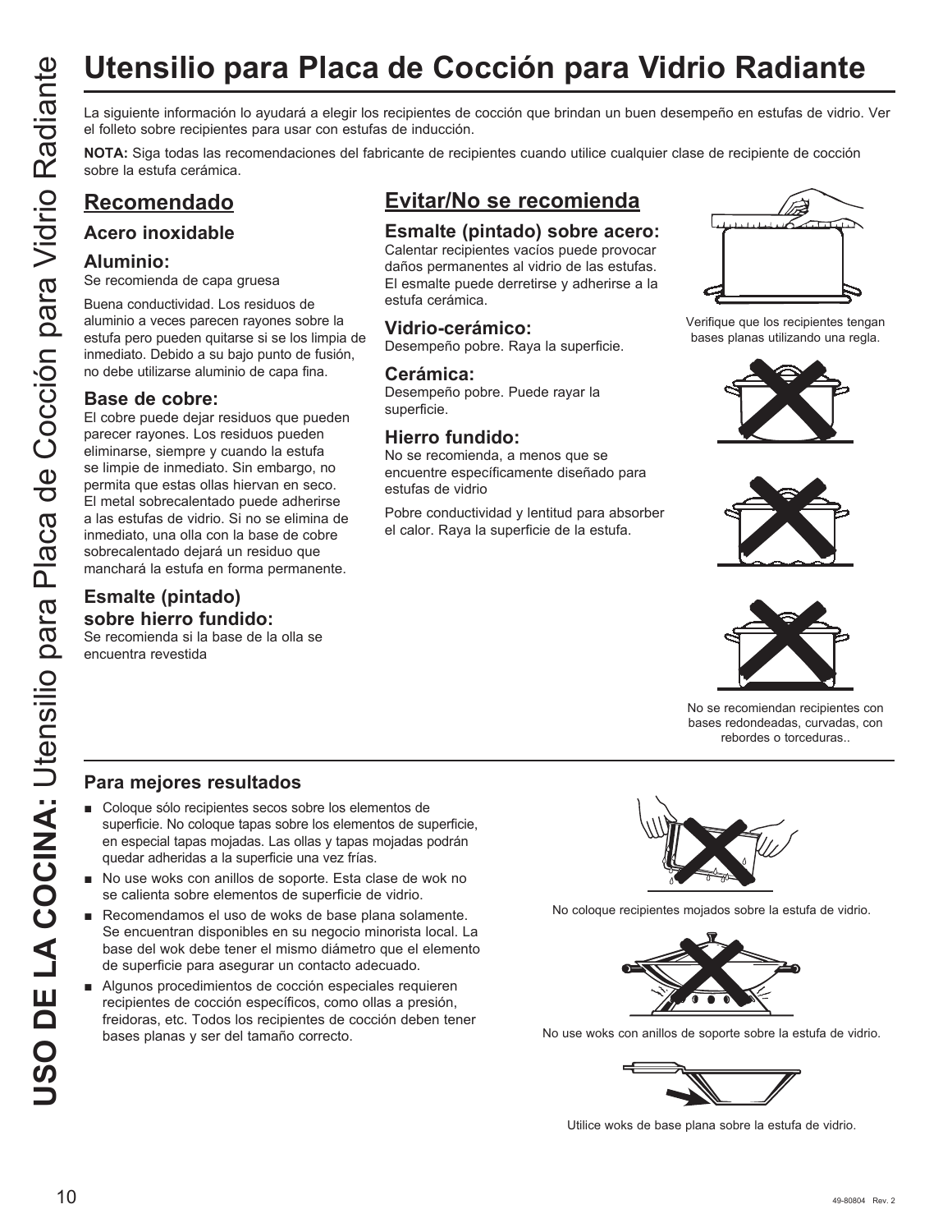# Utensilio para Placa de Cocción para Vidrio Radiante

La siguiente información lo ayudará a elegir los recipientes de cocción que brindan un buen desempeño en estufas de vidrio. Ver el folleto sobre recipientes para usar con estufas de inducción.

**NOTA:** Siga todas las recomendaciones del fabricante de recipientes cuando utilice cualquier clase de recipiente de cocción sobre la estufa cerámica.

## Recomendado

### Acero inoxidable

### Aluminio:

Se recomienda de capa gruesa

Buena conductividad. Los residuos de aluminio a veces parecen rayones sobre la estufa pero pueden quitarse si se los limpia de inmediato. Debido a su bajo punto de fusión, no debe utilizarse aluminio de capa fina.

### Base de cobre:

El cobre puede dejar residuos que pueden parecer rayones. Los residuos pueden eliminarse, siempre y cuando la estufa se limpie de inmediato. Sin embargo, no permita que estas ollas hiervan en seco. El metal sobrecalentado puede adherirse a las estufas de vidrio. Si no se elimina de inmediato, una olla con la base de cobre sobrecalentado dejará un residuo que manchará la estufa en forma permanente.

### Esmalte (pintado) sobre hierro fundido:

Se recomienda si la base de la olla se encuentra revestida

## Evitar/No se recomienda

### Esmalte (pintado) sobre acero:

Calentar recipientes vacíos puede provocar daños permanentes al vidrio de las estufas. El esmalte puede derretirse y adherirse a la estufa cerámica.

### Vidrio-cerámico:

Desempeño pobre. Raya la superficie.

### Cerámica:

Desempeño pobre. Puede rayar la superficie.

### Hierro fundido:

No se recomienda, a menos que se encuentre específicamente diseñado para estufas de vidrio

Pobre conductividad y lentitud para absorber el calor. Raya la superficie de la estufa.

Verifique que los recipientes tengan bases planas utilizando una regla.

No se recomiendan recipientes con bases redondeadas, curvadas, con rebordes o torceduras..

### Para mejores resultados

- Coloque sólo recipientes secos sobre los elementos de superficie. No coloque tapas sobre los elementos de superficie, en especial tapas mojadas. Las ollas y tapas mojadas podrán quedar adheridas a la superficie una vez frías.
- No use woks con anillos de soporte. Esta clase de wok no se calienta sobre elementos de superficie de vidrio.
- Recomendamos el uso de woks de base plana solamente. Se encuentran disponibles en su negocio minorista local. La base del wok debe tener el mismo diámetro que el elemento de superficie para asegurar un contacto adecuado.
- Algunos procedimientos de cocción especiales requieren recipientes de cocción específicos, como ollas a presión, freidoras, etc. Todos los recipientes de cocción deben tener bases planas y ser del tamaño correcto.

No coloque recipientes mojados sobre la estufa de vidrio.

No use woks con anillos de soporte sobre la estufa de vidrio.

Utilice woks de base plana sobre la estufa de vidrio.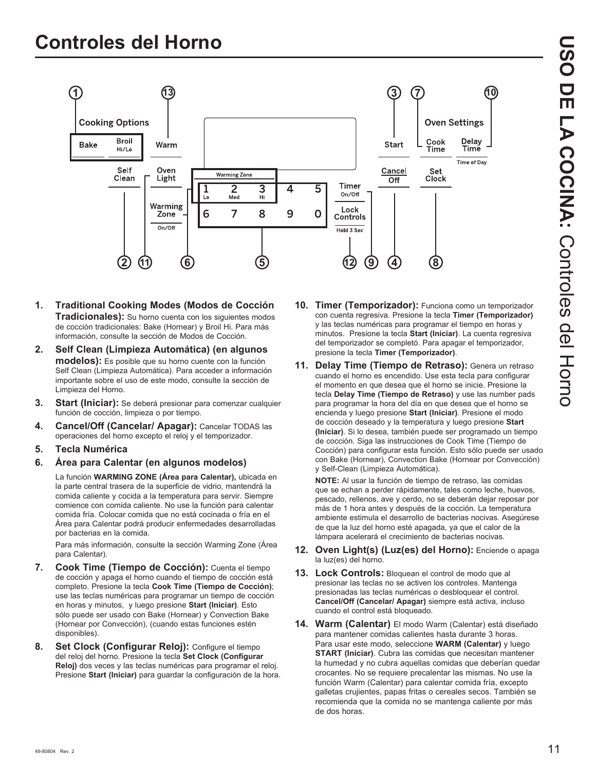# Controles del Horno

1. **Traditional Cooking Modes (Modos de Cocción Tradicionales):** Su horno cuenta con los siguientes modos de cocción tradicionales: Bake (Hornear) y Broil Hi. Para más información, consulte la sección de Modos de Cocción.
2. **Self Clean (Limpieza Automática) (en algunos modelos):** Es posible que su horno cuente con la función Self Clean (Limpieza Automática). Para acceder a información importante sobre el uso de este modo, consulte la sección de Limpieza del Horno.
3. **Start (Iniciar):** Se deberá presionar para comenzar cualquier función de cocción, limpieza o por tiempo.
4. **Cancel/Off (Cancelar/ Apagar):** Cancelar TODAS las operaciones del horno excepto el reloj y el temporizador.
5. **Tecla Numérica**
6. **Área para Calentar (en algunos modelos)**

   La función **WARMING ZONE (Área para Calentar),** ubicada en la parte central trasera de la superficie de vidrio, mantendrá la comida caliente y cocida a la temperatura para servir. Siempre comience con comida caliente. No use la función para calentar comida fría. Colocar comida que no está cocinada o fría en el Área para Calentar podrá producir enfermedades desarrolladas por bacterias en la comida.

   Para más información, consulte la sección Warming Zone (Área para Calentar).
7. **Cook Time (Tiempo de Cocción):** Cuenta el tiempo de cocción y apaga el horno cuando el tiempo de cocción está completo. Presione la tecla **Cook Time (Tiempo de Cocción)**; use las teclas numéricas para programar un tiempo de cocción en horas y minutos, y luego presione **Start (Iniciar)**. Esto sólo puede ser usado con Bake (Hornear) y Convection Bake (Hornear por Convección), (cuando estas funciones estén disponibles).
8. **Set Clock (Configurar Reloj):** Configure el tiempo del reloj del horno. Presione la tecla **Set Clock (Configurar Reloj)** dos veces y las teclas numéricas para programar el reloj. Presione **Start (Iniciar)** para guardar la configuración de la hora.
10. **Timer (Temporizador):** Funciona como un temporizador con cuenta regresiva. Presione la tecla **Timer (Temporizador)** y las teclas numéricas para programar el tiempo en horas y minutos. Presione la tecla **Start (Iniciar)**. La cuenta regresiva del temporizador se completó. Para apagar el temporizador, presione la tecla **Timer (Temporizador)**.
11. **Delay Time (Tiempo de Retraso):** Genera un retraso cuando el horno es encendido. Use esta tecla para configurar el momento en que desea que el horno se inicie. Presione la tecla **Delay Time (Tiempo de Retraso)** y use las number pads para programar la hora del día en que desea que el horno se encienda y luego presione **Start (Iniciar)**. Presione el modo de cocción deseado y la temperatura y luego presione **Start (Iniciar)**. Si lo desea, también puede ser programado un tiempo de cocción. Siga las instrucciones de Cook Time (Tiempo de Cocción) para configurar esta función. Esto sólo puede ser usado con Bake (Hornear), Convection Bake (Hornear por Convección) y Self-Clean (Limpieza Automática).

    **NOTE:** Al usar la función de tiempo de retraso, las comidas que se echan a perder rápidamente, tales como leche, huevos, pescado, rellenos, ave y cerdo, no se deberán dejar reposar por más de 1 hora antes y después de la cocción. La temperatura ambiente estimula el desarrollo de bacterias nocivas. Asegúrese de que la luz del horno esté apagada, ya que el calor de la lámpara acelerará el crecimiento de bacterias nocivas.
12. **Oven Light(s) (Luz(es) del Horno):** Enciende o apaga la luz(es) del horno.
13. **Lock Controls:** Bloquean el control de modo que al presionar las teclas no se activen los controles. Mantenga presionadas las teclas numéricas o desbloquear el control. **Cancel/Off (Cancelar/ Apagar)** siempre está activa, incluso cuando el control está bloqueado.
14. **Warm (Calentar)** El modo Warm (Calentar) está diseñado para mantener comidas calientes hasta durante 3 horas. Para usar este modo, seleccione **WARM (Calentar)** y luego **START (Iniciar)**. Cubra las comidas que necesitan mantener la humedad y no cubra aquellas comidas que deberían quedar crocantes. No se requiere precalentar las mismas. No use la función Warm (Calentar) para calentar comida fría, excepto galletas crujientes, papas fritas o cereales secos. También se recomienda que la comida no se mantenga caliente por más de dos horas.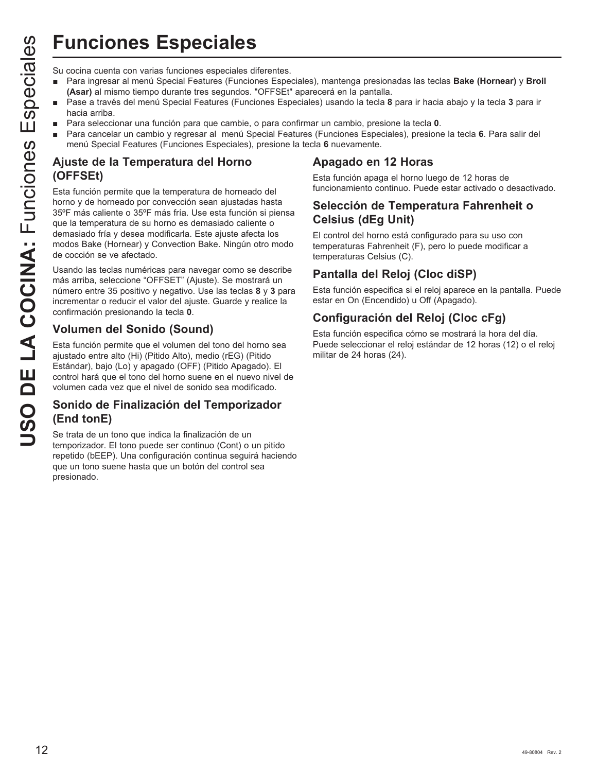# Funciones Especiales

Su cocina cuenta con varias funciones especiales diferentes.

- Para ingresar al menú Special Features (Funciones Especiales), mantenga presionadas las teclas **Bake (Hornear)** y **Broil (Asar)** al mismo tiempo durante tres segundos. "OFFSEt" aparecerá en la pantalla.
- Pase a través del menú Special Features (Funciones Especiales) usando la tecla **8** para ir hacia abajo y la tecla **3** para ir hacia arriba.
- Para seleccionar una función para que cambie, o para confirmar un cambio, presione la tecla **0**.
- Para cancelar un cambio y regresar al menú Special Features (Funciones Especiales), presione la tecla **6**. Para salir del menú Special Features (Funciones Especiales), presione la tecla **6** nuevamente.

## Ajuste de la Temperatura del Horno (OFFSEt)

Esta función permite que la temperatura de horneado del horno y de horneado por convección sean ajustadas hasta 35ºF más caliente o 35ºF más fría. Use esta función si piensa que la temperatura de su horno es demasiado caliente o demasiado fría y desea modificarla. Este ajuste afecta los modos Bake (Hornear) y Convection Bake. Ningún otro modo de cocción se ve afectado.

Usando las teclas numéricas para navegar como se describe más arriba, seleccione "OFFSET" (Ajuste). Se mostrará un número entre 35 positivo y negativo. Use las teclas **8** y **3** para incrementar o reducir el valor del ajuste. Guarde y realice la confirmación presionando la tecla **0**.

## Volumen del Sonido (Sound)

Esta función permite que el volumen del tono del horno sea ajustado entre alto (Hi) (Pitido Alto), medio (rEG) (Pitido Estándar), bajo (Lo) y apagado (OFF) (Pitido Apagado). El control hará que el tono del horno suene en el nuevo nivel de volumen cada vez que el nivel de sonido sea modificado.

## Sonido de Finalización del Temporizador (End tonE)

Se trata de un tono que indica la finalización de un temporizador. El tono puede ser continuo (Cont) o un pitido repetido (bEEP). Una configuración continua seguirá haciendo que un tono suene hasta que un botón del control sea presionado.

## Apagado en 12 Horas

Esta función apaga el horno luego de 12 horas de funcionamiento continuo. Puede estar activado o desactivado.

## Selección de Temperatura Fahrenheit o Celsius (dEg Unit)

El control del horno está configurado para su uso con temperaturas Fahrenheit (F), pero lo puede modificar a temperaturas Celsius (C).

## Pantalla del Reloj (Cloc diSP)

Esta función especifica si el reloj aparece en la pantalla. Puede estar en On (Encendido) u Off (Apagado).

## Configuración del Reloj (Cloc cFg)

Esta función especifica cómo se mostrará la hora del día. Puede seleccionar el reloj estándar de 12 horas (12) o el reloj militar de 24 horas (24).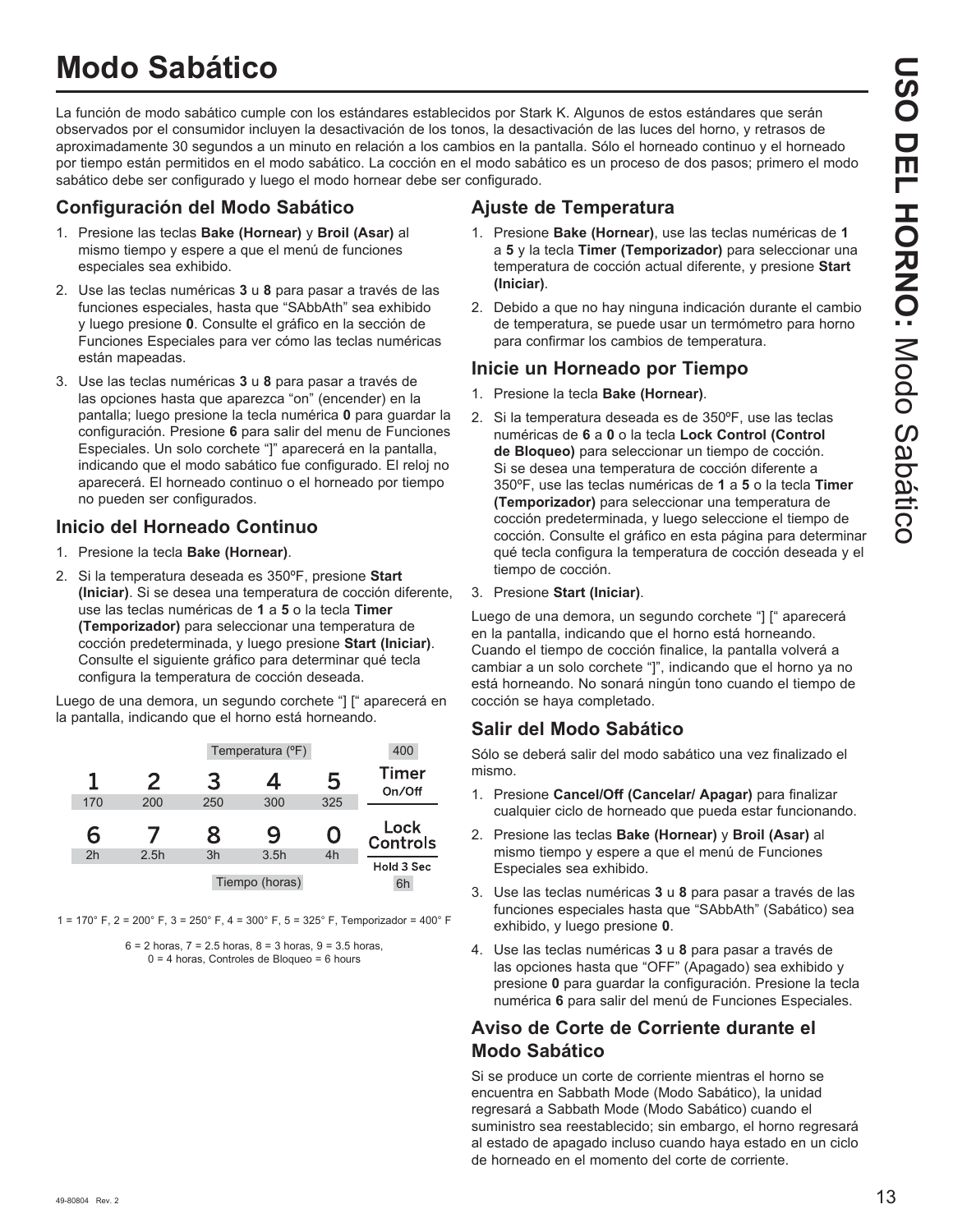# Modo Sabático

La función de modo sabático cumple con los estándares establecidos por Stark K. Algunos de estos estándares que serán observados por el consumidor incluyen la desactivación de los tonos, la desactivación de las luces del horno, y retrasos de aproximadamente 30 segundos a un minuto en relación a los cambios en la pantalla. Sólo el horneado continuo y el horneado por tiempo están permitidos en el modo sabático. La cocción en el modo sabático es un proceso de dos pasos; primero el modo sabático debe ser configurado y luego el modo hornear debe ser configurado.

## Configuración del Modo Sabático

1. Presione las teclas **Bake (Hornear)** y **Broil (Asar)** al mismo tiempo y espere a que el menú de funciones especiales sea exhibido.
2. Use las teclas numéricas **3** u **8** para pasar a través de las funciones especiales, hasta que "SAbbAth" sea exhibido y luego presione **0**. Consulte el gráfico en la sección de Funciones Especiales para ver cómo las teclas numéricas están mapeadas.
3. Use las teclas numéricas **3** u **8** para pasar a través de las opciones hasta que aparezca "on" (encender) en la pantalla; luego presione la tecla numérica **0** para guardar la configuración. Presione **6** para salir del menu de Funciones Especiales. Un solo corchete "]" aparecerá en la pantalla, indicando que el modo sabático fue configurado. El reloj no aparecerá. El horneado continuo o el horneado por tiempo no pueden ser configurados.

## Inicio del Horneado Continuo

1. Presione la tecla **Bake (Hornear)**.
2. Si la temperatura deseada es 350ºF, presione **Start (Iniciar)**. Si se desea una temperatura de cocción diferente, use las teclas numéricas de **1** a **5** o la tecla **Timer (Temporizador)** para seleccionar una temperatura de cocción predeterminada, y luego presione **Start (Iniciar)**. Consulte el siguiente gráfico para determinar qué tecla configura la temperatura de cocción deseada.

Luego de una demora, un segundo corchete "] [" aparecerá en la pantalla, indicando que el horno está horneando.

| | | Temperatura (ºF) | | | 400 |
|---|---|---|---|---|---|
| 1 | 2 | 3 | 4 | 5 | Timer On/Off |
| 170 | 200 | 250 | 300 | 325 | |
| 6 | 7 | 8 | 9 | 0 | Lock Controls |
| 2h | 2.5h | 3h | 3.5h | 4h | Hold 3 Sec |
| | | Tiempo (horas) | | | 6h |

1 = 170° F, 2 = 200° F, 3 = 250° F, 4 = 300° F, 5 = 325° F, Temporizador = 400° F

6 = 2 horas, 7 = 2.5 horas, 8 = 3 horas, 9 = 3.5 horas, 0 = 4 horas, Controles de Bloqueo = 6 hours

## Ajuste de Temperatura

1. Presione **Bake (Hornear)**, use las teclas numéricas de **1** a **5** y la tecla **Timer (Temporizador)** para seleccionar una temperatura de cocción actual diferente, y presione **Start (Iniciar)**.
2. Debido a que no hay ninguna indicación durante el cambio de temperatura, se puede usar un termómetro para horno para confirmar los cambios de temperatura.

## Inicie un Horneado por Tiempo

1. Presione la tecla **Bake (Hornear)**.
2. Si la temperatura deseada es de 350ºF, use las teclas numéricas de **6** a **0** o la tecla **Lock Control (Control de Bloqueo)** para seleccionar un tiempo de cocción. Si se desea una temperatura de cocción diferente a 350ºF, use las teclas numéricas de **1** a **5** o la tecla **Timer (Temporizador)** para seleccionar una temperatura de cocción predeterminada, y luego seleccione el tiempo de cocción. Consulte el gráfico en esta página para determinar qué tecla configura la temperatura de cocción deseada y el tiempo de cocción.
3. Presione **Start (Iniciar)**.

Luego de una demora, un segundo corchete "] [" aparecerá en la pantalla, indicando que el horno está horneando. Cuando el tiempo de cocción finalice, la pantalla volverá a cambiar a un solo corchete "]", indicando que el horno ya no está horneando. No sonará ningún tono cuando el tiempo de cocción se haya completado.

## Salir del Modo Sabático

Sólo se deberá salir del modo sabático una vez finalizado el mismo.

1. Presione **Cancel/Off (Cancelar/ Apagar)** para finalizar cualquier ciclo de horneado que pueda estar funcionando.
2. Presione las teclas **Bake (Hornear)** y **Broil (Asar)** al mismo tiempo y espere a que el menú de Funciones Especiales sea exhibido.
3. Use las teclas numéricas **3** u **8** para pasar a través de las funciones especiales hasta que "SAbbAth" (Sabático) sea exhibido, y luego presione **0**.
4. Use las teclas numéricas **3** u **8** para pasar a través de las opciones hasta que "OFF" (Apagado) sea exhibido y presione **0** para guardar la configuración. Presione la tecla numérica **6** para salir del menú de Funciones Especiales.

## Aviso de Corte de Corriente durante el Modo Sabático

Si se produce un corte de corriente mientras el horno se encuentra en Sabbath Mode (Modo Sabático), la unidad regresará a Sabbath Mode (Modo Sabático) cuando el suministro sea reestablecido; sin embargo, el horno regresará al estado de apagado incluso cuando haya estado en un ciclo de horneado en el momento del corte de corriente.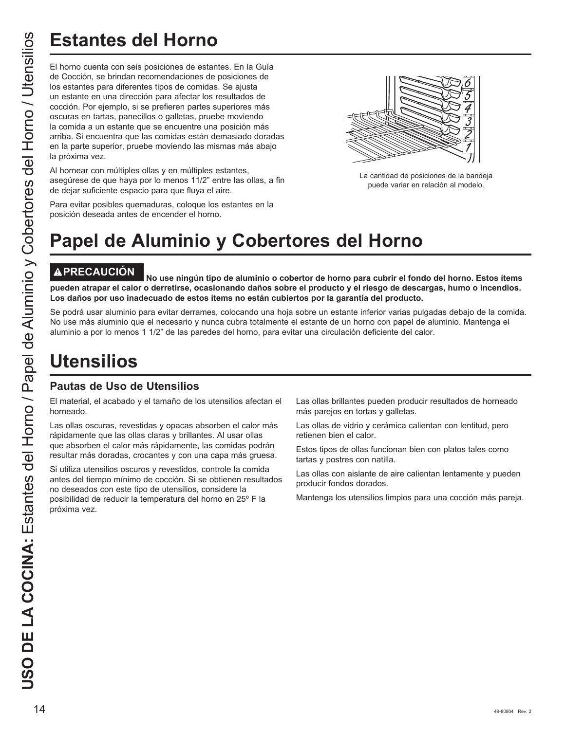# Estantes del Horno

El horno cuenta con seis posiciones de estantes. En la Guía de Cocción, se brindan recomendaciones de posiciones de los estantes para diferentes tipos de comidas. Se ajusta un estante en una dirección para afectar los resultados de cocción. Por ejemplo, si se prefieren partes superiores más oscuras en tartas, panecillos o galletas, pruebe moviendo la comida a un estante que se encuentre una posición más arriba. Si encuentra que las comidas están demasiado doradas en la parte superior, pruebe moviendo las mismas más abajo la próxima vez.

Al hornear con múltiples ollas y en múltiples estantes, asegúrese de que haya por lo menos 11/2" entre las ollas, a fin de dejar suficiente espacio para que fluya el aire.

Para evitar posibles quemaduras, coloque los estantes en la posición deseada antes de encender el horno.

La cantidad de posiciones de la bandeja puede variar en relación al modelo.

# Papel de Aluminio y Cobertores del Horno

**⚠PRECAUCIÓN No use ningún tipo de aluminio o cobertor de horno para cubrir el fondo del horno. Estos ítems pueden atrapar el calor o derretirse, ocasionando daños sobre el producto y el riesgo de descargas, humo o incendios. Los daños por uso inadecuado de estos ítems no están cubiertos por la garantía del producto.**

Se podrá usar aluminio para evitar derrames, colocando una hoja sobre un estante inferior varias pulgadas debajo de la comida. No use más aluminio que el necesario y nunca cubra totalmente el estante de un horno con papel de aluminio. Mantenga el aluminio a por lo menos 1 1/2" de las paredes del horno, para evitar una circulación deficiente del calor.

# Utensilios

## Pautas de Uso de Utensilios

El material, el acabado y el tamaño de los utensilios afectan el horneado.

Las ollas oscuras, revestidas y opacas absorben el calor más rápidamente que las ollas claras y brillantes. Al usar ollas que absorben el calor más rápidamente, las comidas podrán resultar más doradas, crocantes y con una capa más gruesa.

Si utiliza utensilios oscuros y revestidos, controle la comida antes del tiempo mínimo de cocción. Si se obtienen resultados no deseados con este tipo de utensilios, considere la posibilidad de reducir la temperatura del horno en 25º F la próxima vez.

Las ollas brillantes pueden producir resultados de horneado más parejos en tortas y galletas.

Las ollas de vidrio y cerámica calientan con lentitud, pero retienen bien el calor.

Estos tipos de ollas funcionan bien con platos tales como tartas y postres con natilla.

Las ollas con aislante de aire calientan lentamente y pueden producir fondos dorados.

Mantenga los utensilios limpios para una cocción más pareja.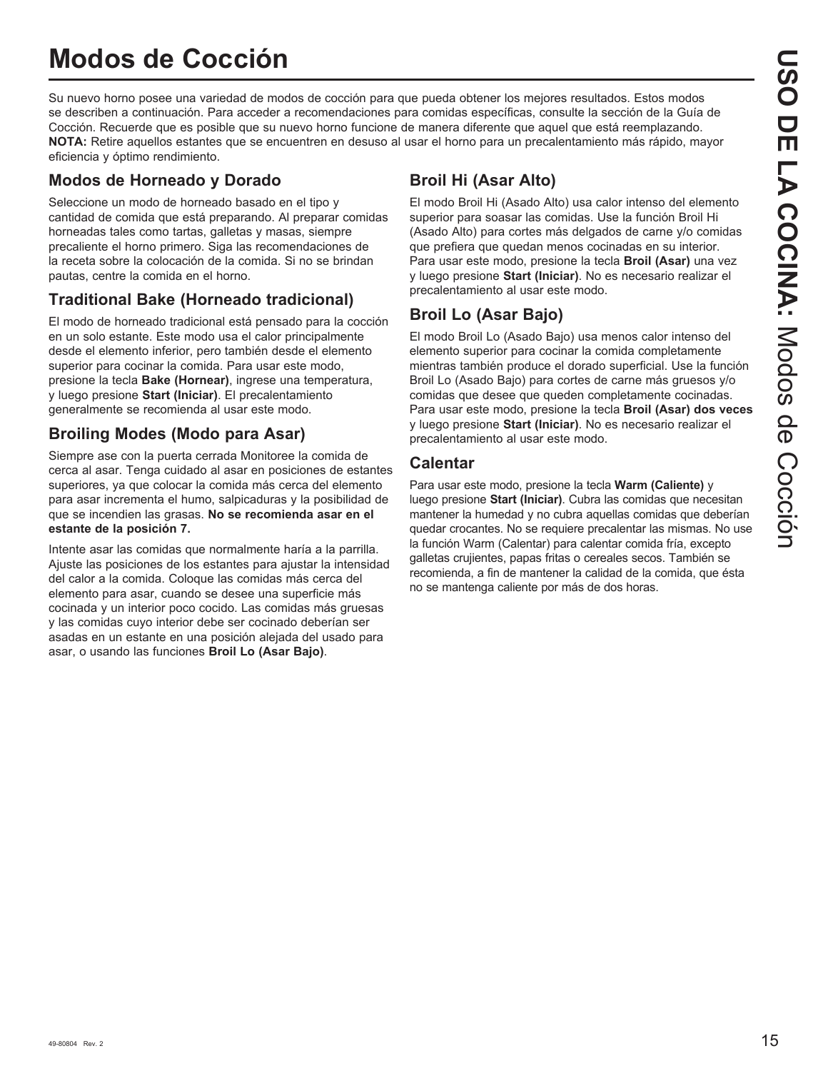# Modos de Cocción

Su nuevo horno posee una variedad de modos de cocción para que pueda obtener los mejores resultados. Estos modos se describen a continuación. Para acceder a recomendaciones para comidas específicas, consulte la sección de la Guía de Cocción. Recuerde que es posible que su nuevo horno funcione de manera diferente que aquel que está reemplazando.
**NOTA:** Retire aquellos estantes que se encuentren en desuso al usar el horno para un precalentamiento más rápido, mayor eficiencia y óptimo rendimiento.

## Modos de Horneado y Dorado

Seleccione un modo de horneado basado en el tipo y cantidad de comida que está preparando. Al preparar comidas horneadas tales como tartas, galletas y masas, siempre precaliente el horno primero. Siga las recomendaciones de la receta sobre la colocación de la comida. Si no se brindan pautas, centre la comida en el horno.

## Traditional Bake (Horneado tradicional)

El modo de horneado tradicional está pensado para la cocción en un solo estante. Este modo usa el calor principalmente desde el elemento inferior, pero también desde el elemento superior para cocinar la comida. Para usar este modo, presione la tecla **Bake (Hornear)**, ingrese una temperatura, y luego presione **Start (Iniciar)**. El precalentamiento generalmente se recomienda al usar este modo.

## Broiling Modes (Modo para Asar)

Siempre ase con la puerta cerrada Monitoree la comida de cerca al asar. Tenga cuidado al asar en posiciones de estantes superiores, ya que colocar la comida más cerca del elemento para asar incrementa el humo, salpicaduras y la posibilidad de que se incendien las grasas. **No se recomienda asar en el estante de la posición 7.**

Intente asar las comidas que normalmente haría a la parrilla. Ajuste las posiciones de los estantes para ajustar la intensidad del calor a la comida. Coloque las comidas más cerca del elemento para asar, cuando se desee una superficie más cocinada y un interior poco cocido. Las comidas más gruesas y las comidas cuyo interior debe ser cocinado deberían ser asadas en un estante en una posición alejada del usado para asar, o usando las funciones **Broil Lo (Asar Bajo)**.

## Broil Hi (Asar Alto)

El modo Broil Hi (Asado Alto) usa calor intenso del elemento superior para soasar las comidas. Use la función Broil Hi (Asado Alto) para cortes más delgados de carne y/o comidas que prefiera que quedan menos cocinadas en su interior. Para usar este modo, presione la tecla **Broil (Asar)** una vez y luego presione **Start (Iniciar)**. No es necesario realizar el precalentamiento al usar este modo.

## Broil Lo (Asar Bajo)

El modo Broil Lo (Asado Bajo) usa menos calor intenso del elemento superior para cocinar la comida completamente mientras también produce el dorado superficial. Use la función Broil Lo (Asado Bajo) para cortes de carne más gruesos y/o comidas que desee que queden completamente cocinadas. Para usar este modo, presione la tecla **Broil (Asar) dos veces** y luego presione **Start (Iniciar)**. No es necesario realizar el precalentamiento al usar este modo.

## Calentar

Para usar este modo, presione la tecla **Warm (Caliente)** y luego presione **Start (Iniciar)**. Cubra las comidas que necesitan mantener la humedad y no cubra aquellas comidas que deberían quedar crocantes. No se requiere precalentar las mismas. No use la función Warm (Calentar) para calentar comida fría, excepto galletas crujientes, papas fritas o cereales secos. También se recomienda, a fin de mantener la calidad de la comida, que ésta no se mantenga caliente por más de dos horas.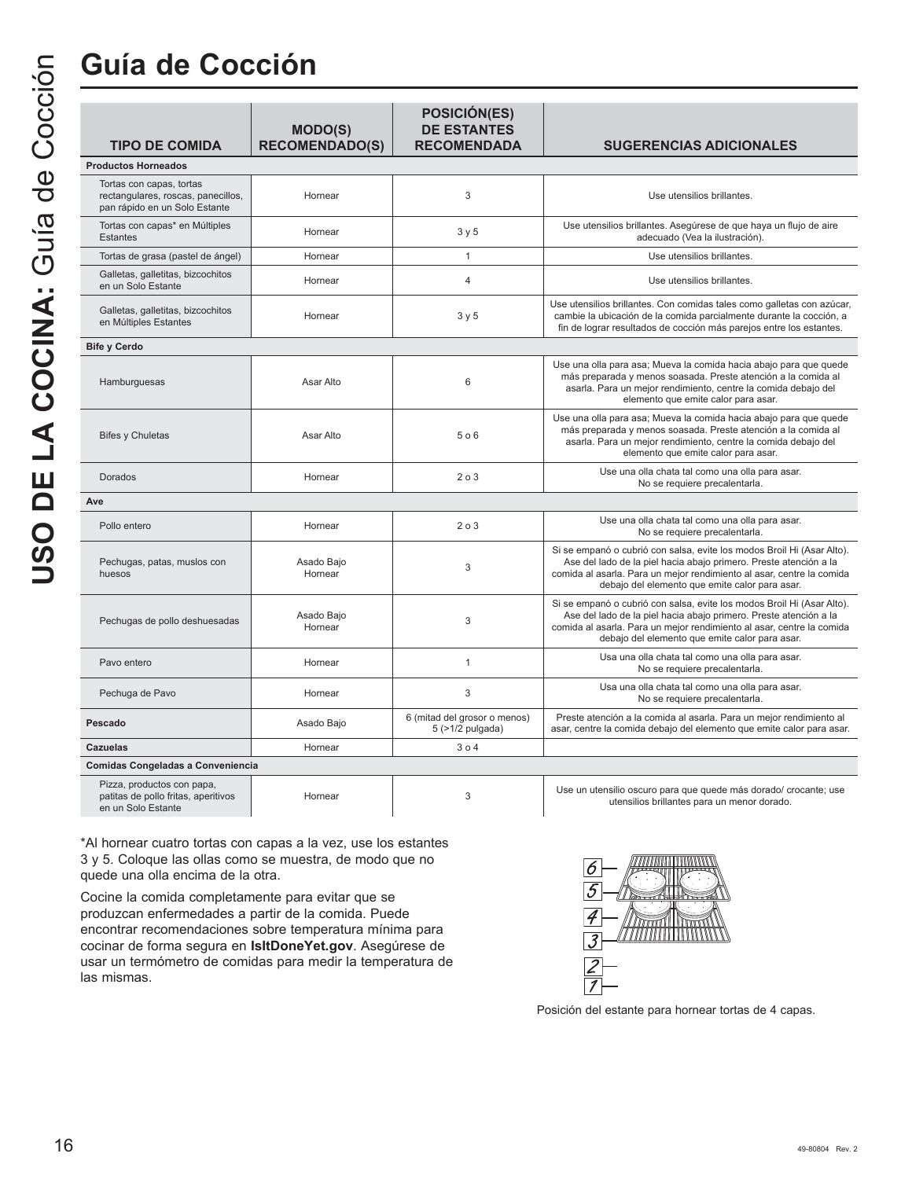# Guía de Cocción

| TIPO DE COMIDA | MODO(S) RECOMENDADO(S) | POSICIÓN(ES) DE ESTANTES RECOMENDADA | SUGERENCIAS ADICIONALES |
|---|---|---|---|
| **Productos Horneados** | | | |
| Tortas con capas, tortas rectangulares, roscas, panecillos, pan rápido en un Solo Estante | Hornear | 3 | Use utensilios brillantes. |
| Tortas con capas* en Múltiples Estantes | Hornear | 3 y 5 | Use utensilios brillantes. Asegúrese de que haya un flujo de aire adecuado (Vea la ilustración). |
| Tortas de grasa (pastel de ángel) | Hornear | 1 | Use utensilios brillantes. |
| Galletas, galletitas, bizcochitos en un Solo Estante | Hornear | 4 | Use utensilios brillantes. |
| Galletas, galletitas, bizcochitos en Múltiples Estantes | Hornear | 3 y 5 | Use utensilios brillantes. Con comidas tales como galletas con azúcar, cambie la ubicación de la comida parcialmente durante la cocción, a fin de lograr resultados de cocción más parejos entre los estantes. |
| **Bife y Cerdo** | | | |
| Hamburguesas | Asar Alto | 6 | Use una olla para asa; Mueva la comida hacia abajo para que quede más preparada y menos soasada. Preste atención a la comida al asarla. Para un mejor rendimiento, centre la comida debajo del elemento que emite calor para asar. |
| Bifes y Chuletas | Asar Alto | 5 o 6 | Use una olla para asa; Mueva la comida hacia abajo para que quede más preparada y menos soasada. Preste atención a la comida al asarla. Para un mejor rendimiento, centre la comida debajo del elemento que emite calor para asar. |
| Dorados | Hornear | 2 o 3 | Use una olla chata tal como una olla para asar. No se requiere precalentarla. |
| **Ave** | | | |
| Pollo entero | Hornear | 2 o 3 | Use una olla chata tal como una olla para asar. No se requiere precalentarla. |
| Pechugas, patas, muslos con huesos | Asado Bajo Hornear | 3 | Si se empanó o cubrió con salsa, evite los modos Broil Hi (Asar Alto). Ase del lado de la piel hacia abajo primero. Preste atención a la comida al asarla. Para un mejor rendimiento al asar, centre la comida debajo del elemento que emite calor para asar. |
| Pechugas de pollo deshuesadas | Asado Bajo Hornear | 3 | Si se empanó o cubrió con salsa, evite los modos Broil Hi (Asar Alto). Ase del lado de la piel hacia abajo primero. Preste atención a la comida al asarla. Para un mejor rendimiento al asar, centre la comida debajo del elemento que emite calor para asar. |
| Pavo entero | Hornear | 1 | Usa una olla chata tal como una olla para asar. No se requiere precalentarla. |
| Pechuga de Pavo | Hornear | 3 | Usa una olla chata tal como una olla para asar. No se requiere precalentarla. |
| **Pescado** | Asado Bajo | 6 (mitad del grosor o menos) 5 (>1/2 pulgada) | Preste atención a la comida al asarla. Para un mejor rendimiento al asar, centre la comida debajo del elemento que emite calor para asar. |
| **Cazuelas** | Hornear | 3 o 4 | |
| **Comidas Congeladas a Conveniencia** | | | |
| Pizza, productos con papa, patitas de pollo fritas, aperitivos en un Solo Estante | Hornear | 3 | Use un utensilio oscuro para que quede más dorado/ crocante; use utensilios brillantes para un menor dorado. |

*Al hornear cuatro tortas con capas a la vez, use los estantes 3 y 5. Coloque las ollas como se muestra, de modo que no quede una olla encima de la otra.

Cocine la comida completamente para evitar que se produzcan enfermedades a partir de la comida. Puede encontrar recomendaciones sobre temperatura mínima para cocinar de forma segura en **IsItDoneYet.gov**. Asegúrese de usar un termómetro de comidas para medir la temperatura de las mismas.

Posición del estante para hornear tortas de 4 capas.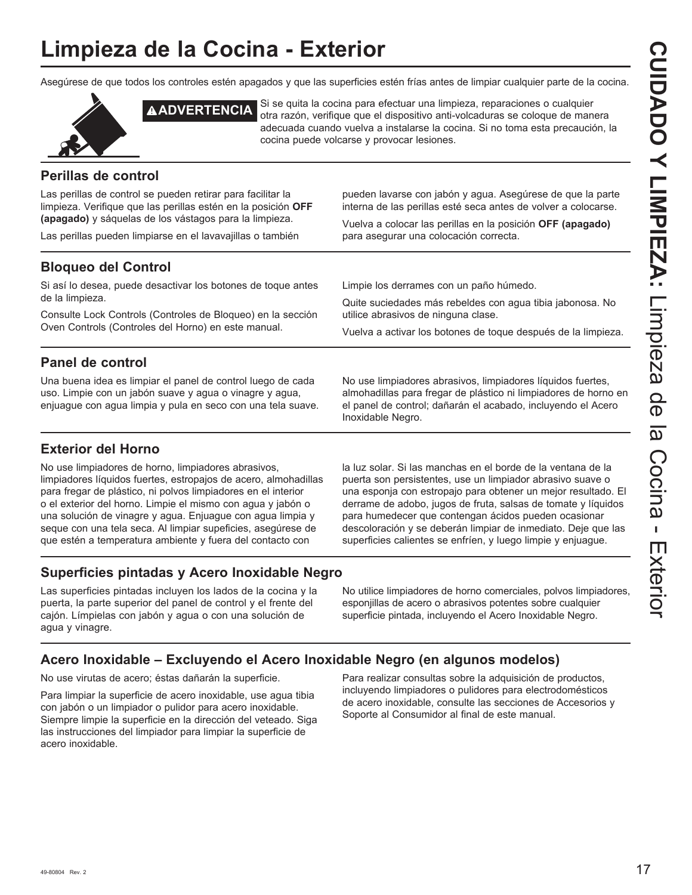# Limpieza de la Cocina - Exterior

Asegúrese de que todos los controles estén apagados y que las superficies estén frías antes de limpiar cualquier parte de la cocina.

**⚠ADVERTENCIA** Si se quita la cocina para efectuar una limpieza, reparaciones o cualquier otra razón, verifique que el dispositivo anti-volcaduras se coloque de manera adecuada cuando vuelva a instalarse la cocina. Si no toma esta precaución, la cocina puede volcarse y provocar lesiones.

## Perillas de control

Las perillas de control se pueden retirar para facilitar la limpieza. Verifique que las perillas estén en la posición **OFF (apagado)** y sáquelas de los vástagos para la limpieza.

Las perillas pueden limpiarse en el lavavajillas o también pueden lavarse con jabón y agua. Asegúrese de que la parte interna de las perillas esté seca antes de volver a colocarse.

Vuelva a colocar las perillas en la posición **OFF (apagado)** para asegurar una colocación correcta.

## Bloqueo del Control

Si así lo desea, puede desactivar los botones de toque antes de la limpieza.

Consulte Lock Controls (Controles de Bloqueo) en la sección Oven Controls (Controles del Horno) en este manual.

Limpie los derrames con un paño húmedo.

Quite suciedades más rebeldes con agua tibia jabonosa. No utilice abrasivos de ninguna clase.

Vuelva a activar los botones de toque después de la limpieza.

## Panel de control

Una buena idea es limpiar el panel de control luego de cada uso. Limpie con un jabón suave y agua o vinagre y agua, enjuague con agua limpia y pula en seco con una tela suave.

No use limpiadores abrasivos, limpiadores líquidos fuertes, almohadillas para fregar de plástico ni limpiadores de horno en el panel de control; dañarán el acabado, incluyendo el Acero Inoxidable Negro.

## Exterior del Horno

No use limpiadores de horno, limpiadores abrasivos, limpiadores líquidos fuertes, estropajos de acero, almohadillas para fregar de plástico, ni polvos limpiadores en el interior o el exterior del horno. Limpie el mismo con agua y jabón o una solución de vinagre y agua. Enjuague con agua limpia y seque con una tela seca. Al limpiar supeficies, asegúrese de que estén a temperatura ambiente y fuera del contacto con la luz solar. Si las manchas en el borde de la ventana de la puerta son persistentes, use un limpiador abrasivo suave o una esponja con estropajo para obtener un mejor resultado. El derrame de adobo, jugos de fruta, salsas de tomate y líquidos para humedecer que contengan ácidos pueden ocasionar descoloración y se deberán limpiar de inmediato. Deje que las superficies calientes se enfríen, y luego limpie y enjuague.

## Superficies pintadas y Acero Inoxidable Negro

Las superficies pintadas incluyen los lados de la cocina y la puerta, la parte superior del panel de control y el frente del cajón. Límpielas con jabón y agua o con una solución de agua y vinagre.

No utilice limpiadores de horno comerciales, polvos limpiadores, esponjillas de acero o abrasivos potentes sobre cualquier superficie pintada, incluyendo el Acero Inoxidable Negro.

## Acero Inoxidable – Excluyendo el Acero Inoxidable Negro (en algunos modelos)

No use virutas de acero; éstas dañarán la superficie.

Para limpiar la superficie de acero inoxidable, use agua tibia con jabón o un limpiador o pulidor para acero inoxidable. Siempre limpie la superficie en la dirección del veteado. Siga las instrucciones del limpiador para limpiar la superficie de acero inoxidable.

Para realizar consultas sobre la adquisición de productos, incluyendo limpiadores o pulidores para electrodomésticos de acero inoxidable, consulte las secciones de Accesorios y Soporte al Consumidor al final de este manual.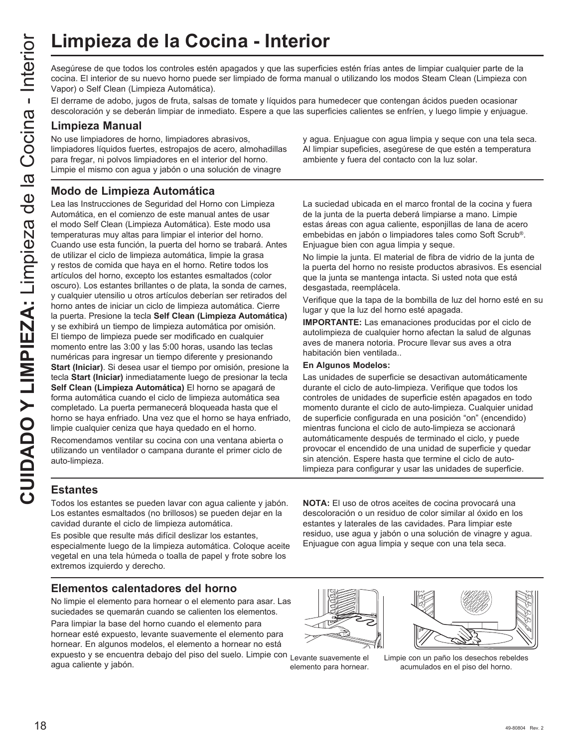# Limpieza de la Cocina - Interior

Asegúrese de que todos los controles estén apagados y que las superficies estén frías antes de limpiar cualquier parte de la cocina. El interior de su nuevo horno puede ser limpiado de forma manual o utilizando los modos Steam Clean (Limpieza con Vapor) o Self Clean (Limpieza Automática).

El derrame de adobo, jugos de fruta, salsas de tomate y líquidos para humedecer que contengan ácidos pueden ocasionar descoloración y se deberán limpiar de inmediato. Espere a que las superficies calientes se enfríen, y luego limpie y enjuague.

## Limpieza Manual

No use limpiadores de horno, limpiadores abrasivos, limpiadores líquidos fuertes, estropajos de acero, almohadillas para fregar, ni polvos limpiadores en el interior del horno. Limpie el mismo con agua y jabón o una solución de vinagre y agua. Enjuague con agua limpia y seque con una tela seca. Al limpiar supeficies, asegúrese de que estén a temperatura ambiente y fuera del contacto con la luz solar.

## Modo de Limpieza Automática

Lea las Instrucciones de Seguridad del Horno con Limpieza Automática, en el comienzo de este manual antes de usar el modo Self Clean (Limpieza Automática). Este modo usa temperaturas muy altas para limpiar el interior del horno. Cuando use esta función, la puerta del horno se trabará. Antes de utilizar el ciclo de limpieza automática, limpie la grasa y restos de comida que haya en el horno. Retire todos los artículos del horno, excepto los estantes esmaltados (color oscuro). Los estantes brillantes o de plata, la sonda de carnes, y cualquier utensilio u otros artículos deberían ser retirados del horno antes de iniciar un ciclo de limpieza automática. Cierre la puerta. Presione la tecla **Self Clean (Limpieza Automática)** y se exhibirá un tiempo de limpieza automática por omisión. El tiempo de limpieza puede ser modificado en cualquier momento entre las 3:00 y las 5:00 horas, usando las teclas numéricas para ingresar un tiempo diferente y presionando **Start (Iniciar)**. Si desea usar el tiempo por omisión, presione la tecla **Start (Iniciar)** inmediatamente luego de presionar la tecla **Self Clean (Limpieza Automática)** El horno se apagará de forma automática cuando el ciclo de limpieza automática sea completado. La puerta permanecerá bloqueada hasta que el horno se haya enfriado. Una vez que el horno se haya enfriado, limpie cualquier ceniza que haya quedado en el horno.

Recomendamos ventilar su cocina con una ventana abierta o utilizando un ventilador o campana durante el primer ciclo de auto-limpieza.

La suciedad ubicada en el marco frontal de la cocina y fuera de la junta de la puerta deberá limpiarse a mano. Limpie estas áreas con agua caliente, esponjillas de lana de acero embebidas en jabón o limpiadores tales como Soft Scrub®. Enjuague bien con agua limpia y seque.

No limpie la junta. El material de fibra de vidrio de la junta de la puerta del horno no resiste productos abrasivos. Es esencial que la junta se mantenga intacta. Si usted nota que está desgastada, reemplácela.

Verifique que la tapa de la bombilla de luz del horno esté en su lugar y que la luz del horno esté apagada.

**IMPORTANTE:** Las emanaciones producidas por el ciclo de autolimpieza de cualquier horno afectan la salud de algunas aves de manera notoria. Procure llevar sus aves a otra habitación bien ventilada..

**En Algunos Modelos:**

Las unidades de superficie se desactivan automáticamente durante el ciclo de auto-limpieza. Verifique que todos los controles de unidades de superficie estén apagados en todo momento durante el ciclo de auto-limpieza. Cualquier unidad de superficie configurada en una posición "on" (encendido) mientras funciona el ciclo de auto-limpieza se accionará automáticamente después de terminado el ciclo, y puede provocar el encendido de una unidad de superficie y quedar sin atención. Espere hasta que termine el ciclo de auto-limpieza para configurar y usar las unidades de superficie.

## Estantes

Todos los estantes se pueden lavar con agua caliente y jabón. Los estantes esmaltados (no brillosos) se pueden dejar en la cavidad durante el ciclo de limpieza automática.

Es posible que resulte más difícil deslizar los estantes, especialmente luego de la limpieza automática. Coloque aceite vegetal en una tela húmeda o toalla de papel y frote sobre los extremos izquierdo y derecho.

**NOTA:** El uso de otros aceites de cocina provocará una descoloración o un residuo de color similar al óxido en los estantes y laterales de las cavidades. Para limpiar este residuo, use agua y jabón o una solución de vinagre y agua. Enjuague con agua limpia y seque con una tela seca.

## Elementos calentadores del horno

No limpie el elemento para hornear o el elemento para asar. Las suciedades se quemarán cuando se calienten los elementos.

Para limpiar la base del horno cuando el elemento para hornear esté expuesto, levante suavemente el elemento para hornear. En algunos modelos, el elemento a hornear no está expuesto y se encuentra debajo del piso del suelo. Limpie con agua caliente y jabón.

Levante suavemente el elemento para hornear.

Limpie con un paño los desechos rebeldes acumulados en el piso del horno.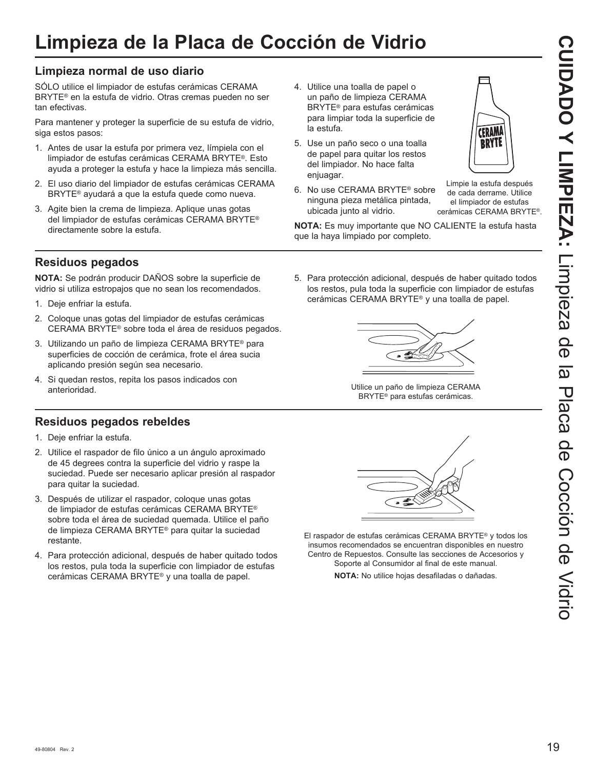# Limpieza de la Placa de Cocción de Vidrio

## Limpieza normal de uso diario

SÓLO utilice el limpiador de estufas cerámicas CERAMA BRYTE® en la estufa de vidrio. Otras cremas pueden no ser tan efectivas.

Para mantener y proteger la superficie de su estufa de vidrio, siga estos pasos:

1. Antes de usar la estufa por primera vez, límpiela con el limpiador de estufas cerámicas CERAMA BRYTE®. Esto ayuda a proteger la estufa y hace la limpieza más sencilla.
2. El uso diario del limpiador de estufas cerámicas CERAMA BRYTE® ayudará a que la estufa quede como nueva.
3. Agite bien la crema de limpieza. Aplique unas gotas del limpiador de estufas cerámicas CERAMA BRYTE® directamente sobre la estufa.
4. Utilice una toalla de papel o un paño de limpieza CERAMA BRYTE® para estufas cerámicas para limpiar toda la superficie de la estufa.
5. Use un paño seco o una toalla de papel para quitar los restos del limpiador. No hace falta enjuagar.
6. No use CERAMA BRYTE® sobre ninguna pieza metálica pintada, ubicada junto al vidrio.

Limpie la estufa después de cada derrame. Utilice el limpiador de estufas cerámicas CERAMA BRYTE®.

**NOTA:** Es muy importante que NO CALIENTE la estufa hasta que la haya limpiado por completo.

## Residuos pegados

**NOTA:** Se podrán producir DAÑOS sobre la superficie de vidrio si utiliza estropajos que no sean los recomendados.

1. Deje enfriar la estufa.
2. Coloque unas gotas del limpiador de estufas cerámicas CERAMA BRYTE® sobre toda el área de residuos pegados.
3. Utilizando un paño de limpieza CERAMA BRYTE® para superficies de cocción de cerámica, frote el área sucia aplicando presión según sea necesario.
4. Si quedan restos, repita los pasos indicados con anterioridad.
5. Para protección adicional, después de haber quitado todos los restos, pula toda la superficie con limpiador de estufas cerámicas CERAMA BRYTE® y una toalla de papel.

Utilice un paño de limpieza CERAMA BRYTE® para estufas cerámicas.

## Residuos pegados rebeldes

1. Deje enfriar la estufa.
2. Utilice el raspador de filo único a un ángulo aproximado de 45 degrees contra la superficie del vidrio y raspe la suciedad. Puede ser necesario aplicar presión al raspador para quitar la suciedad.
3. Después de utilizar el raspador, coloque unas gotas de limpiador de estufas cerámicas CERAMA BRYTE® sobre toda el área de suciedad quemada. Utilice el paño de limpieza CERAMA BRYTE® para quitar la suciedad restante.
4. Para protección adicional, después de haber quitado todos los restos, pula toda la superficie con limpiador de estufas cerámicas CERAMA BRYTE® y una toalla de papel.

El raspador de estufas cerámicas CERAMA BRYTE® y todos los insumos recomendados se encuentran disponibles en nuestro Centro de Repuestos. Consulte las secciones de Accesorios y Soporte al Consumidor al final de este manual.

**NOTA:** No utilice hojas desafiladas o dañadas.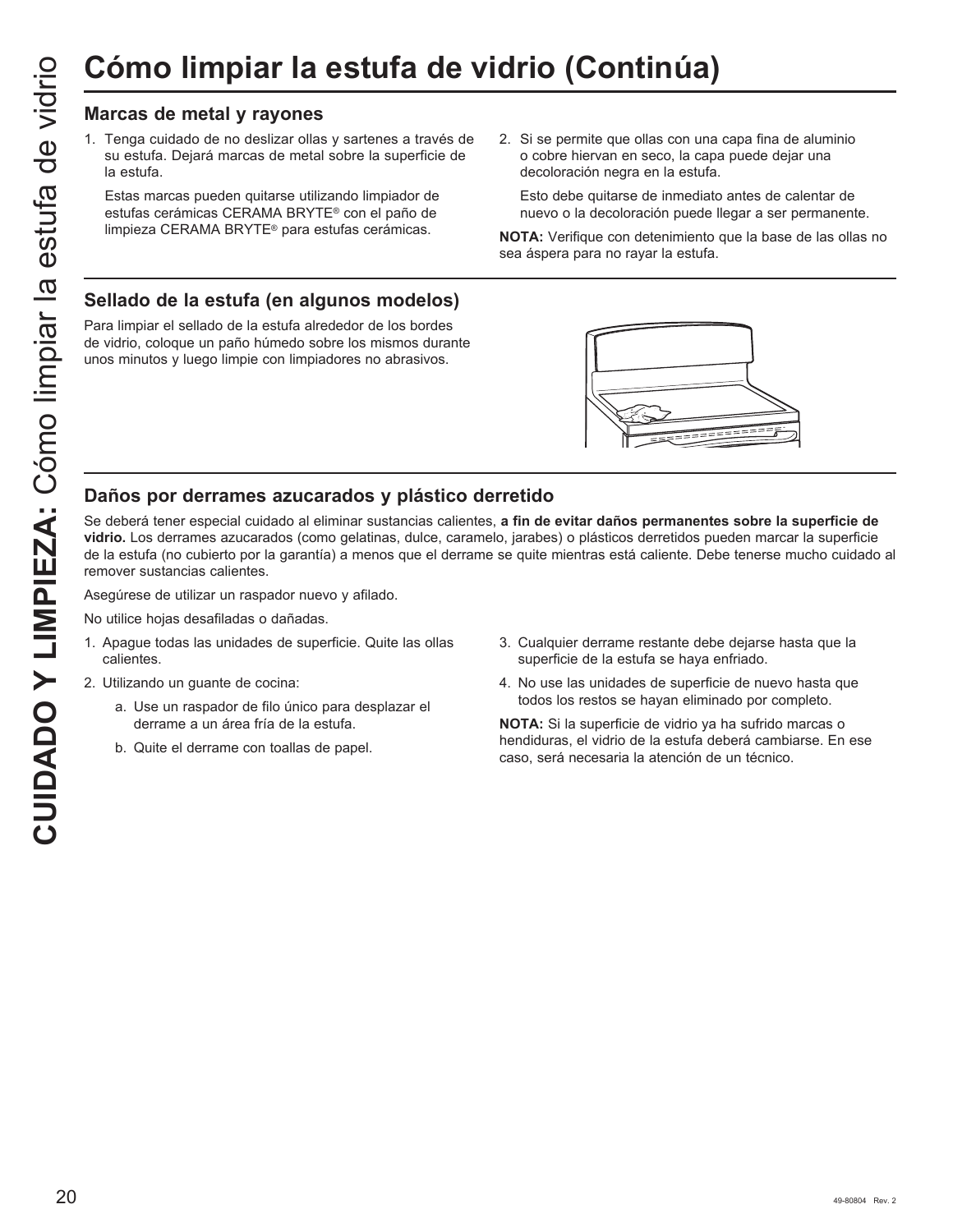# Cómo limpiar la estufa de vidrio (Continúa)

## Marcas de metal y rayones

1. Tenga cuidado de no deslizar ollas y sartenes a través de su estufa. Dejará marcas de metal sobre la superficie de la estufa.

   Estas marcas pueden quitarse utilizando limpiador de estufas cerámicas CERAMA BRYTE® con el paño de limpieza CERAMA BRYTE® para estufas cerámicas.

2. Si se permite que ollas con una capa fina de aluminio o cobre hiervan en seco, la capa puede dejar una decoloración negra en la estufa.

   Esto debe quitarse de inmediato antes de calentar de nuevo o la decoloración puede llegar a ser permanente.

**NOTA:** Verifique con detenimiento que la base de las ollas no sea áspera para no rayar la estufa.

## Sellado de la estufa (en algunos modelos)

Para limpiar el sellado de la estufa alrededor de los bordes de vidrio, coloque un paño húmedo sobre los mismos durante unos minutos y luego limpie con limpiadores no abrasivos.

## Daños por derrames azucarados y plástico derretido

Se deberá tener especial cuidado al eliminar sustancias calientes, **a fin de evitar daños permanentes sobre la superficie de vidrio.** Los derrames azucarados (como gelatinas, dulce, caramelo, jarabes) o plásticos derretidos pueden marcar la superficie de la estufa (no cubierto por la garantía) a menos que el derrame se quite mientras está caliente. Debe tenerse mucho cuidado al remover sustancias calientes.

Asegúrese de utilizar un raspador nuevo y afilado.

No utilice hojas desafiladas o dañadas.

1. Apague todas las unidades de superficie. Quite las ollas calientes.
2. Utilizando un guante de cocina:
   a. Use un raspador de filo único para desplazar el derrame a un área fría de la estufa.
   b. Quite el derrame con toallas de papel.
3. Cualquier derrame restante debe dejarse hasta que la superficie de la estufa se haya enfriado.
4. No use las unidades de superficie de nuevo hasta que todos los restos se hayan eliminado por completo.

**NOTA:** Si la superficie de vidrio ya ha sufrido marcas o hendiduras, el vidrio de la estufa deberá cambiarse. En ese caso, será necesaria la atención de un técnico.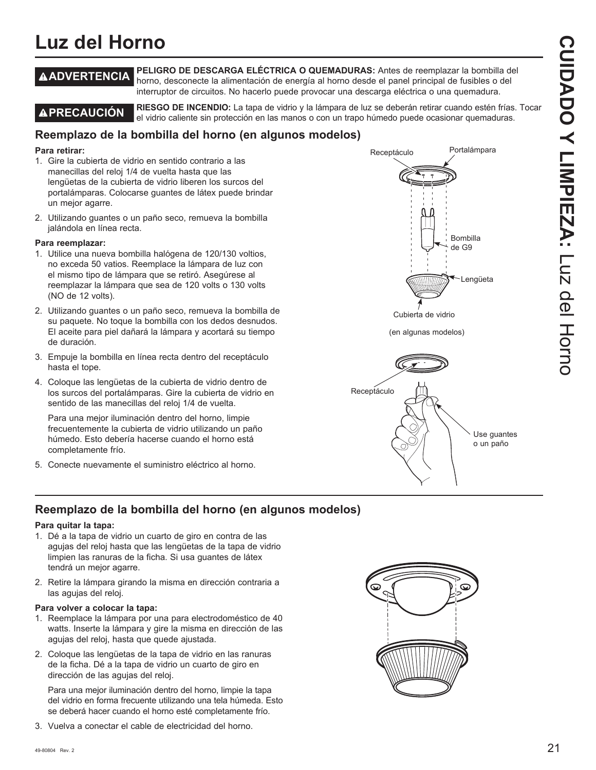# Luz del Horno

**⚠ADVERTENCIA** **PELIGRO DE DESCARGA ELÉCTRICA O QUEMADURAS:** Antes de reemplazar la bombilla del horno, desconecte la alimentación de energía al horno desde el panel principal de fusibles o del interruptor de circuitos. No hacerlo puede provocar una descarga eléctrica o una quemadura.

**⚠PRECAUCIÓN** **RIESGO DE INCENDIO:** La tapa de vidrio y la lámpara de luz se deberán retirar cuando estén frías. Tocar el vidrio caliente sin protección en las manos o con un trapo húmedo puede ocasionar quemaduras.

## Reemplazo de la bombilla del horno (en algunos modelos)

**Para retirar:**

1. Gire la cubierta de vidrio en sentido contrario a las manecillas del reloj 1/4 de vuelta hasta que las lengüetas de la cubierta de vidrio liberen los surcos del portalámparas. Colocarse guantes de látex puede brindar un mejor agarre.
2. Utilizando guantes o un paño seco, remueva la bombilla jalándola en línea recta.

**Para reemplazar:**

1. Utilice una nueva bombilla halógena de 120/130 voltios, no exceda 50 vatios. Reemplace la lámpara de luz con el mismo tipo de lámpara que se retiró. Asegúrese al reemplazar la lámpara que sea de 120 volts o 130 volts (NO de 12 volts).
2. Utilizando guantes o un paño seco, remueva la bombilla de su paquete. No toque la bombilla con los dedos desnudos. El aceite para piel dañará la lámpara y acortará su tiempo de duración.
3. Empuje la bombilla en línea recta dentro del receptáculo hasta el tope.
4. Coloque las lengüetas de la cubierta de vidrio dentro de los surcos del portalámparas. Gire la cubierta de vidrio en sentido de las manecillas del reloj 1/4 de vuelta.

   Para una mejor iluminación dentro del horno, limpie frecuentemente la cubierta de vidrio utilizando un paño húmedo. Esto debería hacerse cuando el horno está completamente frío.
5. Conecte nuevamente el suministro eléctrico al horno.

Receptáculo — Portalámpara — Bombilla de G9 — Lengüeta — Cubierta de vidrio

(en algunas modelos)

Receptáculo — Use guantes o un paño

## Reemplazo de la bombilla del horno (en algunos modelos)

**Para quitar la tapa:**

1. Dé a la tapa de vidrio un cuarto de giro en contra de las agujas del reloj hasta que las lengüetas de la tapa de vidrio limpien las ranuras de la ficha. Si usa guantes de látex tendrá un mejor agarre.
2. Retire la lámpara girando la misma en dirección contraria a las agujas del reloj.

**Para volver a colocar la tapa:**

1. Reemplace la lámpara por una para electrodoméstico de 40 watts. Inserte la lámpara y gire la misma en dirección de las agujas del reloj, hasta que quede ajustada.
2. Coloque las lengüetas de la tapa de vidrio en las ranuras de la ficha. Dé a la tapa de vidrio un cuarto de giro en dirección de las agujas del reloj.

   Para una mejor iluminación dentro del horno, limpie la tapa del vidrio en forma frecuente utilizando una tela húmeda. Esto se deberá hacer cuando el horno esté completamente frío.
3. Vuelva a conectar el cable de electricidad del horno.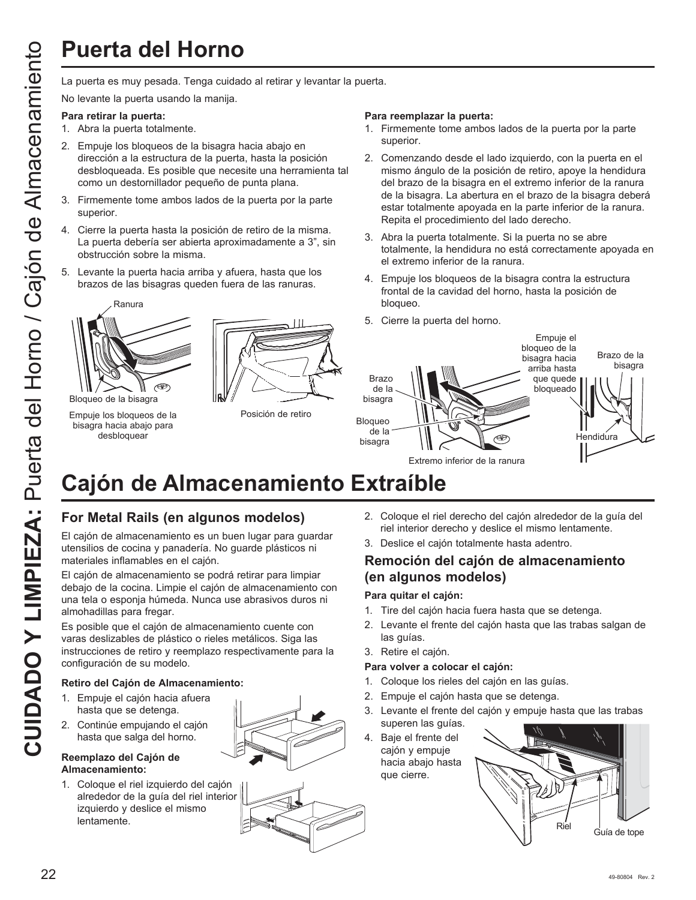# Puerta del Horno

La puerta es muy pesada. Tenga cuidado al retirar y levantar la puerta.

No levante la puerta usando la manija.

**Para retirar la puerta:**

1. Abra la puerta totalmente.
2. Empuje los bloqueos de la bisagra hacia abajo en dirección a la estructura de la puerta, hasta la posición desbloqueada. Es posible que necesite una herramienta tal como un destornillador pequeño de punta plana.
3. Firmemente tome ambos lados de la puerta por la parte superior.
4. Cierre la puerta hasta la posición de retiro de la misma. La puerta debería ser abierta aproximadamente a 3", sin obstrucción sobre la misma.
5. Levante la puerta hacia arriba y afuera, hasta que los brazos de las bisagras queden fuera de las ranuras.

Ranura

Bloqueo de la bisagra

Empuje los bloqueos de la bisagra hacia abajo para desbloquear

Posición de retiro

**Para reemplazar la puerta:**

1. Firmemente tome ambos lados de la puerta por la parte superior.
2. Comenzando desde el lado izquierdo, con la puerta en el mismo ángulo de la posición de retiro, apoye la hendidura del brazo de la bisagra en el extremo inferior de la ranura de la bisagra. La abertura en el brazo de la bisagra deberá estar totalmente apoyada en la parte inferior de la ranura. Repita el procedimiento del lado derecho.
3. Abra la puerta totalmente. Si la puerta no se abre totalmente, la hendidura no está correctamente apoyada en el extremo inferior de la ranura.
4. Empuje los bloqueos de la bisagra contra la estructura frontal de la cavidad del horno, hasta la posición de bloqueo.
5. Cierre la puerta del horno.

Brazo de la bisagra

Bloqueo de la bisagra

Empuje el bloqueo de la bisagra hacia arriba hasta que quede bloqueado

Brazo de la bisagra

Hendidura

Extremo inferior de la ranura

# Cajón de Almacenamiento Extraíble

## For Metal Rails (en algunos modelos)

El cajón de almacenamiento es un buen lugar para guardar utensilios de cocina y panadería. No guarde plásticos ni materiales inflamables en el cajón.

El cajón de almacenamiento se podrá retirar para limpiar debajo de la cocina. Limpie el cajón de almacenamiento con una tela o esponja húmeda. Nunca use abrasivos duros ni almohadillas para fregar.

Es posible que el cajón de almacenamiento cuente con varas deslizables de plástico o rieles metálicos. Siga las instrucciones de retiro y reemplazo respectivamente para la configuración de su modelo.

**Retiro del Cajón de Almacenamiento:**

1. Empuje el cajón hacia afuera hasta que se detenga.
2. Continúe empujando el cajón hasta que salga del horno.

**Reemplazo del Cajón de Almacenamiento:**

1. Coloque el riel izquierdo del cajón alrededor de la guía del riel interior izquierdo y deslice el mismo lentamente.
2. Coloque el riel derecho del cajón alrededor de la guía del riel interior derecho y deslice el mismo lentamente.
3. Deslice el cajón totalmente hasta adentro.

## Remoción del cajón de almacenamiento (en algunos modelos)

**Para quitar el cajón:**

1. Tire del cajón hacia fuera hasta que se detenga.
2. Levante el frente del cajón hasta que las trabas salgan de las guías.
3. Retire el cajón.

**Para volver a colocar el cajón:**

1. Coloque los rieles del cajón en las guías.
2. Empuje el cajón hasta que se detenga.
3. Levante el frente del cajón y empuje hasta que las trabas superen las guías.
4. Baje el frente del cajón y empuje hacia abajo hasta que cierre.

Riel

Guía de tope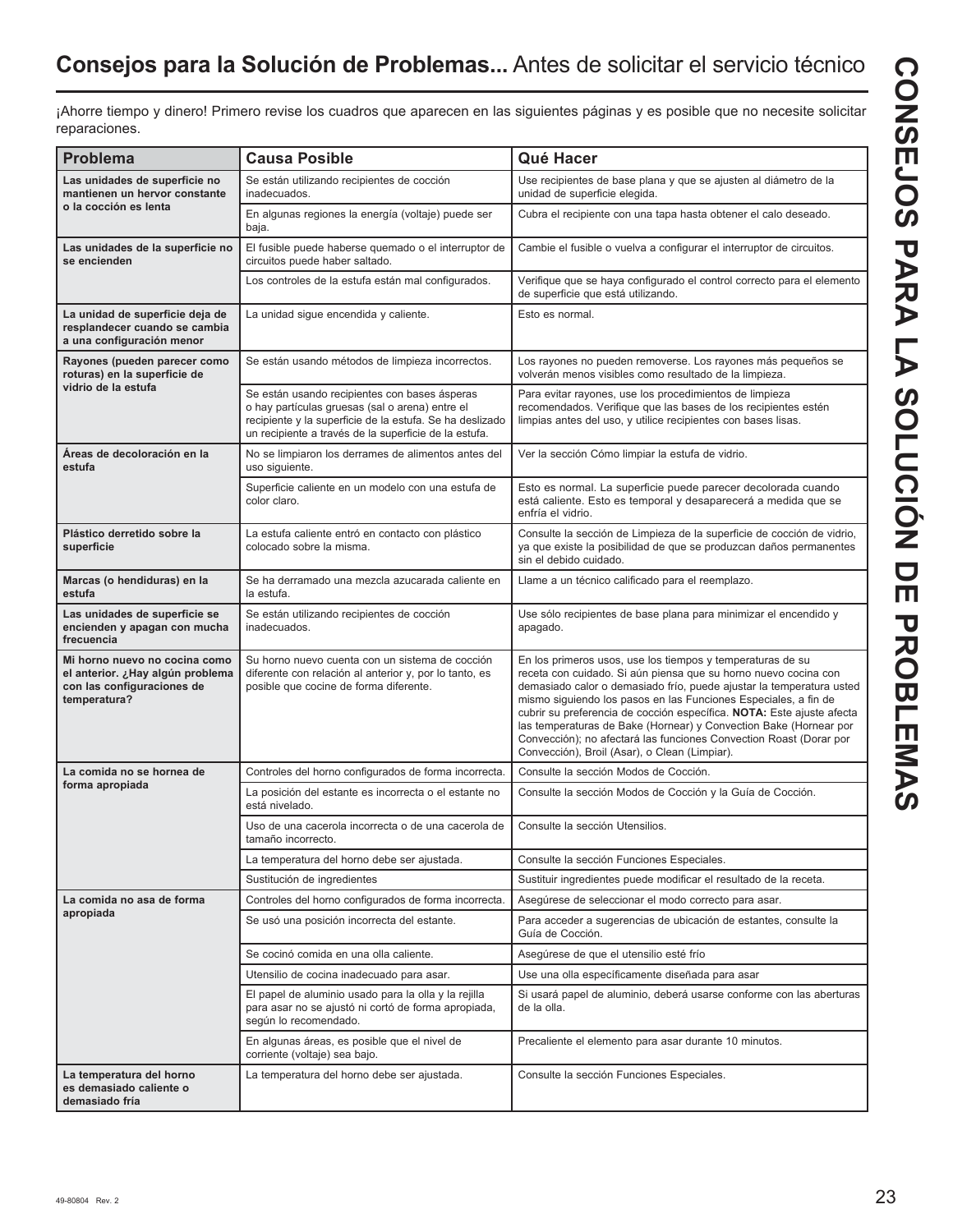## Consejos para la Solución de Problemas... Antes de solicitar el servicio técnico

¡Ahorre tiempo y dinero! Primero revise los cuadros que aparecen en las siguientes páginas y es posible que no necesite solicitar reparaciones.

| Problema | Causa Posible | Qué Hacer |
|---|---|---|
| **Las unidades de superficie no mantienen un hervor constante o la cocción es lenta** | Se están utilizando recipientes de cocción inadecuados. | Use recipientes de base plana y que se ajusten al diámetro de la unidad de superficie elegida. |
| | En algunas regiones la energía (voltaje) puede ser baja. | Cubra el recipiente con una tapa hasta obtener el calo deseado. |
| **Las unidades de la superficie no se encienden** | El fusible puede haberse quemado o el interruptor de circuitos puede haber saltado. | Cambie el fusible o vuelva a configurar el interruptor de circuitos. |
| | Los controles de la estufa están mal configurados. | Verifique que se haya configurado el control correcto para el elemento de superficie que está utilizando. |
| **La unidad de superficie deja de resplandecer cuando se cambia a una configuración menor** | La unidad sigue encendida y caliente. | Esto es normal. |
| **Rayones (pueden parecer como roturas) en la superficie de vidrio de la estufa** | Se están usando métodos de limpieza incorrectos. | Los rayones no pueden removerse. Los rayones más pequeños se volverán menos visibles como resultado de la limpieza. |
| | Se están usando recipientes con bases ásperas o hay partículas gruesas (sal o arena) entre el recipiente y la superficie de la estufa. Se ha deslizado un recipiente a través de la superficie de la estufa. | Para evitar rayones, use los procedimientos de limpieza recomendados. Verifique que las bases de los recipientes estén limpias antes del uso, y utilice recipientes con bases lisas. |
| **Áreas de decoloración en la estufa** | No se limpiaron los derrames de alimentos antes del uso siguiente. | Ver la sección Cómo limpiar la estufa de vidrio. |
| | Superficie caliente en un modelo con una estufa de color claro. | Esto es normal. La superficie puede parecer decolorada cuando está caliente. Esto es temporal y desaparecerá a medida que se enfríe el vidrio. |
| **Plástico derretido sobre la superficie** | La estufa caliente entró en contacto con plástico colocado sobre la misma. | Consulte la sección de Limpieza de la superficie de cocción de vidrio, ya que existe la posibilidad de que se produzcan daños permanentes sin el debido cuidado. |
| **Marcas (o hendiduras) en la estufa** | Se ha derramado una mezcla azucarada caliente en la estufa. | Llame a un técnico calificado para el reemplazo. |
| **Las unidades de superficie se encienden y apagan con mucha frecuencia** | Se están utilizando recipientes de cocción inadecuados. | Use sólo recipientes de base plana para minimizar el encendido y apagado. |
| **Mi horno nuevo no cocina como el anterior. ¿Hay algún problema con las configuraciones de temperatura?** | Su horno nuevo cuenta con un sistema de cocción diferente con relación al anterior y, por lo tanto, es posible que cocine de forma diferente. | En los primeros usos, use los tiempos y temperaturas de su receta con cuidado. Si aún piensa que su horno nuevo cocina con demasiado calor o demasiado frío, puede ajustar la temperatura usted mismo siguiendo los pasos en las Funciones Especiales, a fin de cubrir su preferencia de cocción específica. **NOTA:** Este ajuste afecta las temperaturas de Bake (Hornear) y Convection Bake (Hornear por Convección); no afectará las funciones Convection Roast (Dorar por Convección), Broil (Asar), o Clean (Limpiar). |
| **La comida no se hornea de forma apropiada** | Controles del horno configurados de forma incorrecta. | Consulte la sección Modos de Cocción. |
| | La posición del estante es incorrecta o el estante no está nivelado. | Consulte la sección Modos de Cocción y la Guía de Cocción. |
| | Uso de una cacerola incorrecta o de una cacerola de tamaño incorrecto. | Consulte la sección Utensilios. |
| | La temperatura del horno debe ser ajustada. | Consulte la sección Funciones Especiales. |
| | Sustitución de ingredientes | Sustituir ingredientes puede modificar el resultado de la receta. |
| **La comida no asa de forma apropiada** | Controles del horno configurados de forma incorrecta. | Asegúrese de seleccionar el modo correcto para asar. |
| | Se usó una posición incorrecta del estante. | Para acceder a sugerencias de ubicación de estantes, consulte la Guía de Cocción. |
| | Se cocinó comida en una olla caliente. | Asegúrese de que el utensilio esté frío |
| | Utensilio de cocina inadecuado para asar. | Use una olla específicamente diseñada para asar |
| | El papel de aluminio usado para la olla y la rejilla para asar no se ajustó ni cortó de forma apropiada, según lo recomendado. | Si usará papel de aluminio, deberá usarse conforme con las aberturas de la olla. |
| | En algunas áreas, es posible que el nivel de corriente (voltaje) sea bajo. | Precaliente el elemento para asar durante 10 minutos. |
| **La temperatura del horno es demasiado caliente o demasiado fría** | La temperatura del horno debe ser ajustada. | Consulte la sección Funciones Especiales. |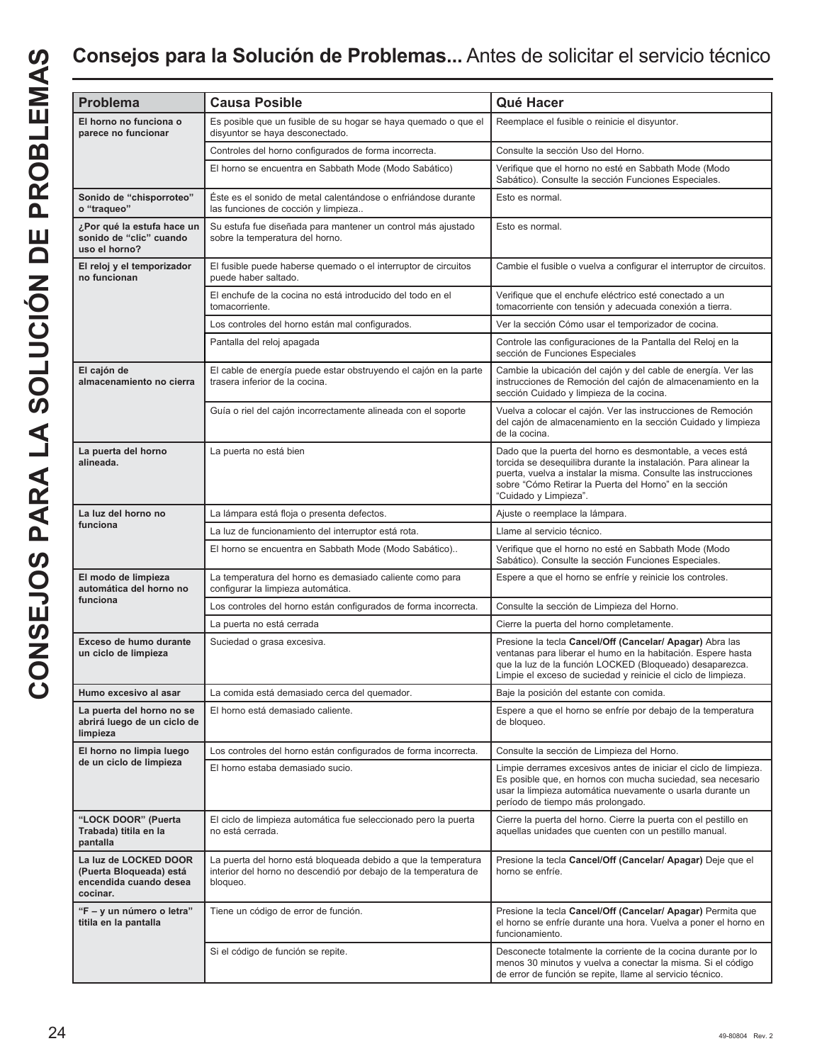# Consejos para la Solución de Problemas... Antes de solicitar el servicio técnico

| Problema | Causa Posible | Qué Hacer |
|---|---|---|
| **El horno no funciona o parece no funcionar** | Es posible que un fusible de su hogar se haya quemado o que el disyuntor se haya desconectado. | Reemplace el fusible o reinicie el disyuntor. |
| | Controles del horno configurados de forma incorrecta. | Consulte la sección Uso del Horno. |
| | El horno se encuentra en Sabbath Mode (Modo Sabático) | Verifique que el horno no esté en Sabbath Mode (Modo Sabático). Consulte la sección Funciones Especiales. |
| **Sonido de "chisporroteo" o "traqueo"** | Éste es el sonido de metal calentándose o enfriándose durante las funciones de cocción y limpieza.. | Esto es normal. |
| **¿Por qué la estufa hace un sonido de "clic" cuando uso el horno?** | Su estufa fue diseñada para mantener un control más ajustado sobre la temperatura del horno. | Esto es normal. |
| **El reloj y el temporizador no funcionan** | El fusible puede haberse quemado o el interruptor de circuitos puede haber saltado. | Cambie el fusible o vuelva a configurar el interruptor de circuitos. |
| | El enchufe de la cocina no está introducido del todo en el tomacorriente. | Verifique que el enchufe eléctrico esté conectado a un tomacorriente con tensión y adecuada conexión a tierra. |
| | Los controles del horno están mal configurados. | Ver la sección Cómo usar el temporizador de cocina. |
| | Pantalla del reloj apagada | Controle las configuraciones de la Pantalla del Reloj en la sección de Funciones Especiales |
| **El cajón de almacenamiento no cierra** | El cable de energía puede estar obstruyendo el cajón en la parte trasera inferior de la cocina. | Cambie la ubicación del cajón y del cable de energía. Ver las instrucciones de Remoción del cajón de almacenamiento en la sección Cuidado y limpieza de la cocina. |
| | Guía o riel del cajón incorrectamente alineada con el soporte | Vuelva a colocar el cajón. Ver las instrucciones de Remoción del cajón de almacenamiento en la sección Cuidado y limpieza de la cocina. |
| **La puerta del horno alineada.** | La puerta no está bien | Dado que la puerta del horno es desmontable, a veces está torcida se desequilibra durante la instalación. Para alinear la puerta, vuelva a instalar la misma. Consulte las instrucciones sobre "Cómo Retirar la Puerta del Horno" en la sección "Cuidado y Limpieza". |
| **La luz del horno no funciona** | La lámpara está floja o presenta defectos. | Ajuste o reemplace la lámpara. |
| | La luz de funcionamiento del interruptor está rota. | Llame al servicio técnico. |
| | El horno se encuentra en Sabbath Mode (Modo Sabático).. | Verifique que el horno no esté en Sabbath Mode (Modo Sabático). Consulte la sección Funciones Especiales. |
| **El modo de limpieza automática del horno no funciona** | La temperatura del horno es demasiado caliente como para configurar la limpieza automática. | Espere a que el horno se enfríe y reinicie los controles. |
| | Los controles del horno están configurados de forma incorrecta. | Consulte la sección de Limpieza del Horno. |
| | La puerta no está cerrada | Cierre la puerta del horno completamente. |
| **Exceso de humo durante un ciclo de limpieza** | Suciedad o grasa excesiva. | Presione la tecla **Cancel/Off (Cancelar/ Apagar)** Abra las ventanas para liberar el humo en la habitación. Espere hasta que la luz de la función LOCKED (Bloqueado) desaparezca. Limpie el exceso de suciedad y reinicie el ciclo de limpieza. |
| **Humo excesivo al asar** | La comida está demasiado cerca del quemador. | Baje la posición del estante con comida. |
| **La puerta del horno no se abrirá luego de un ciclo de limpieza** | El horno está demasiado caliente. | Espere a que el horno se enfríe por debajo de la temperatura de bloqueo. |
| **El horno no limpia luego de un ciclo de limpieza** | Los controles del horno están configurados de forma incorrecta. | Consulte la sección de Limpieza del Horno. |
| | El horno estaba demasiado sucio. | Limpie derrames excesivos antes de iniciar el ciclo de limpieza. Es posible que, en hornos con mucha suciedad, sea necesario usar la limpieza automática nuevamente o usarla durante un período de tiempo más prolongado. |
| **"LOCK DOOR" (Puerta Trabada) titila en la pantalla** | El ciclo de limpieza automática fue seleccionado pero la puerta no está cerrada. | Cierre la puerta del horno. Cierre la puerta con el pestillo en aquellas unidades que cuenten con un pestillo manual. |
| **La luz de LOCKED DOOR (Puerta Bloqueada) está encendida cuando desea cocinar.** | La puerta del horno está bloqueada debido a que la temperatura interior del horno no descendió por debajo de la temperatura de bloqueo. | Presione la tecla **Cancel/Off (Cancelar/ Apagar)** Deje que el horno se enfríe. |
| **"F – y un número o letra" titila en la pantalla** | Tiene un código de error de función. | Presione la tecla **Cancel/Off (Cancelar/ Apagar)** Permita que el horno se enfríe durante una hora. Vuelva a poner el horno en funcionamiento. |
| | Si el código de función se repite. | Desconecte totalmente la corriente de la cocina durante por lo menos 30 minutos y vuelva a conectar la misma. Si el código de error de función se repite, llame al servicio técnico. |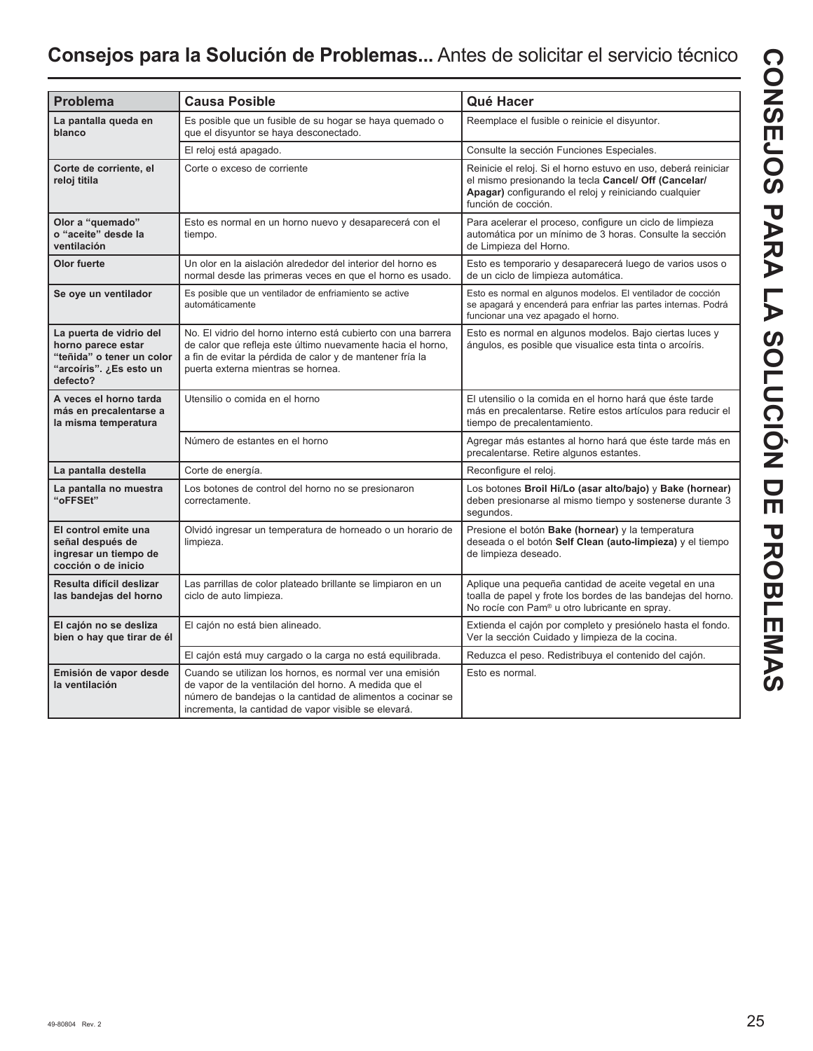## **Consejos para la Solución de Problemas...** Antes de solicitar el servicio técnico

| Problema | Causa Posible | Qué Hacer |
|---|---|---|
| **La pantalla queda en blanco** | Es posible que un fusible de su hogar se haya quemado o que el disyuntor se haya desconectado. | Reemplace el fusible o reinicie el disyuntor. |
| | El reloj está apagado. | Consulte la sección Funciones Especiales. |
| **Corte de corriente, el reloj titila** | Corte o exceso de corriente | Reinicie el reloj. Si el horno estuvo en uso, deberá reiniciar el mismo presionando la tecla **Cancel/ Off (Cancelar/ Apagar)** configurando el reloj y reiniciando cualquier función de cocción. |
| **Olor a "quemado" o "aceite" desde la ventilación** | Esto es normal en un horno nuevo y desaparecerá con el tiempo. | Para acelerar el proceso, configure un ciclo de limpieza automática por un mínimo de 3 horas. Consulte la sección de Limpieza del Horno. |
| **Olor fuerte** | Un olor en la aislación alrededor del interior del horno es normal desde las primeras veces en que el horno es usado. | Esto es temporario y desaparecerá luego de varios usos o de un ciclo de limpieza automática. |
| **Se oye un ventilador** | Es posible que un ventilador de enfriamiento se active automáticamente | Esto es normal en algunos modelos. El ventilador de cocción se apagará y encenderá para enfriar las partes internas. Podrá funcionar una vez apagado el horno. |
| **La puerta de vidrio del horno parece estar "teñida" o tener un color "arcoíris". ¿Es esto un defecto?** | No. El vidrio del horno interno está cubierto con una barrera de calor que refleja este último nuevamente hacia el horno, a fin de evitar la pérdida de calor y de mantener fría la puerta externa mientras se hornea. | Esto es normal en algunos modelos. Bajo ciertas luces y ángulos, es posible que visualice esta tinta o arcoíris. |
| **A veces el horno tarda más en precalentarse a la misma temperatura** | Utensilio o comida en el horno | El utensilio o la comida en el horno hará que éste tarde más en precalentarse. Retire estos artículos para reducir el tiempo de precalentamiento. |
| | Número de estantes en el horno | Agregar más estantes al horno hará que éste tarde más en precalentarse. Retire algunos estantes. |
| **La pantalla destella** | Corte de energía. | Reconfigure el reloj. |
| **La pantalla no muestra "oFFSEt"** | Los botones de control del horno no se presionaron correctamente. | Los botones **Broil Hi/Lo (asar alto/bajo)** y **Bake (hornear)** deben presionarse al mismo tiempo y sostenerse durante 3 segundos. |
| **El control emite una señal después de ingresar un tiempo de cocción o de inicio** | Olvidó ingresar un temperatura de horneado o un horario de limpieza. | Presione el botón **Bake (hornear)** y la temperatura deseada o el botón **Self Clean (auto-limpieza)** y el tiempo de limpieza deseado. |
| **Resulta difícil deslizar las bandejas del horno** | Las parrillas de color plateado brillante se limpiaron en un ciclo de auto limpieza. | Aplique una pequeña cantidad de aceite vegetal en una toalla de papel y frote los bordes de las bandejas del horno. No rocíe con Pam® u otro lubricante en spray. |
| **El cajón no se desliza bien o hay que tirar de él** | El cajón no está bien alineado. | Extienda el cajón por completo y presiónelo hasta el fondo. Ver la sección Cuidado y limpieza de la cocina. |
| | El cajón está muy cargado o la carga no está equilibrada. | Reduzca el peso. Redistribuya el contenido del cajón. |
| **Emisión de vapor desde la ventilación** | Cuando se utilizan los hornos, es normal ver una emisión de vapor de la ventilación del horno. A medida que el número de bandejas o la cantidad de alimentos a cocinar se incrementa, la cantidad de vapor visible se elevará. | Esto es normal. |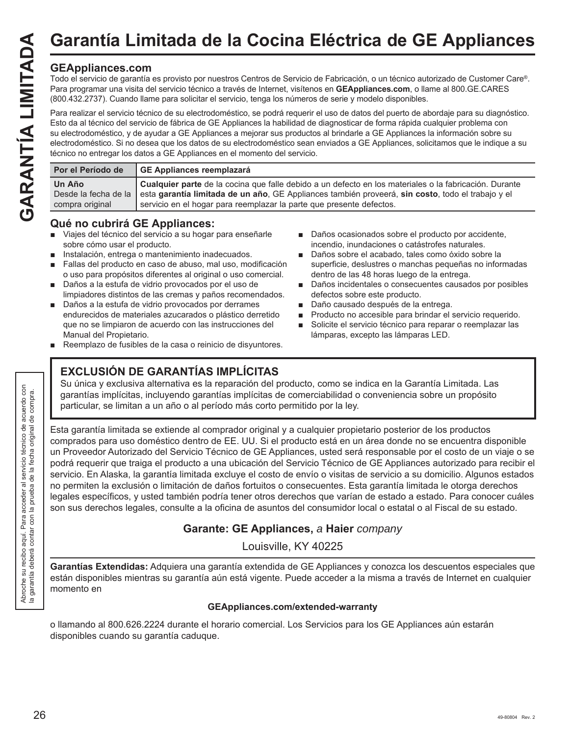# Garantía Limitada de la Cocina Eléctrica de GE Appliances

## GEAppliances.com

Todo el servicio de garantía es provisto por nuestros Centros de Servicio de Fabricación, o un técnico autorizado de Customer Care®. Para programar una visita del servicio técnico a través de Internet, visítenos en **GEAppliances.com**, o llame al 800.GE.CARES (800.432.2737). Cuando llame para solicitar el servicio, tenga los números de serie y modelo disponibles.

Para realizar el servicio técnico de su electrodoméstico, se podrá requerir el uso de datos del puerto de abordaje para su diagnóstico. Esto da al técnico del servicio de fábrica de GE Appliances la habilidad de diagnosticar de forma rápida cualquier problema con su electrodoméstico, y de ayudar a GE Appliances a mejorar sus productos al brindarle a GE Appliances la información sobre su electrodoméstico. Si no desea que los datos de su electrodoméstico sean enviados a GE Appliances, solicitamos que le indique a su técnico no entregar los datos a GE Appliances en el momento del servicio.

| Por el Período de | GE Appliances reemplazará |
|---|---|
| **Un Año** Desde la fecha de la compra original | **Cualquier parte** de la cocina que falle debido a un defecto en los materiales o la fabricación. Durante esta **garantía limitada de un año**, GE Appliances también proverá, **sin costo**, todo el trabajo y el servicio en el hogar para reemplazar la parte que presente defectos. |

## Qué no cubrirá GE Appliances:

- Viajes del técnico del servicio a su hogar para enseñarle sobre cómo usar el producto.
- Instalación, entrega o mantenimiento inadecuados.
- Fallas del producto en caso de abuso, mal uso, modificación o uso para propósitos diferentes al original o uso comercial.
- Daños a la estufa de vidrio provocados por el uso de limpiadores distintos de las cremas y paños recomendados.
- Daños a la estufa de vidrio provocados por derrames endurecidos de materiales azucarados o plástico derretido que no se limpiaron de acuerdo con las instrucciones del Manual del Propietario.
- Reemplazo de fusibles de la casa o reinicio de disyuntores.
- Daños ocasionados sobre el producto por accidente, incendio, inundaciones o catástrofes naturales.
- Daños sobre el acabado, tales como óxido sobre la superficie, deslustres o manchas pequeñas no informadas dentro de las 48 horas luego de la entrega.
- Daños incidentales o consecuentes causados por posibles defectos sobre este producto.
- Daño causado después de la entrega.
- Producto no accesible para brindar el servicio requerido.
- Solicite el servicio técnico para reparar o reemplazar las lámparas, excepto las lámparas LED.

## EXCLUSIÓN DE GARANTÍAS IMPLÍCITAS

Su única y exclusiva alternativa es la reparación del producto, como se indica en la Garantía Limitada. Las garantías implícitas, incluyendo garantías implícitas de comerciabilidad o conveniencia sobre un propósito particular, se limitan a un año o al período más corto permitido por la ley.

Esta garantía limitada se extiende al comprador original y a cualquier propietario posterior de los productos comprados para uso doméstico dentro de EE. UU. Si el producto está en un área donde no se encuentra disponible un Proveedor Autorizado del Servicio Técnico de GE Appliances, usted será responsable por el costo de un viaje o se podrá requerir que traiga el producto a una ubicación del Servicio Técnico de GE Appliances autorizado para recibir el servicio. En Alaska, la garantía limitada excluye el costo de envío o visitas de servicio a su domicilio. Algunos estados no permiten la exclusión o limitación de daños fortuitos o consecuentes. Esta garantía limitada le otorga derechos legales específicos, y usted también podría tener otros derechos que varían de estado a estado. Para conocer cuáles son sus derechos legales, consulte a la oficina de asuntos del consumidor local o estatal o al Fiscal de su estado.

**Garante: GE Appliances,** *a* **Haier** *company*

Louisville, KY 40225

**Garantías Extendidas:** Adquiera una garantía extendida de GE Appliances y conozca los descuentos especiales que están disponibles mientras su garantía aún está vigente. Puede acceder a la misma a través de Internet en cualquier momento en

**GEAppliances.com/extended-warranty**

o llamando al 800.626.2224 durante el horario comercial. Los Servicios para los GE Appliances aún estarán disponibles cuando su garantía caduque.

Abroche su recibo aquí. Para acceder al servicio técnico de acuerdo con la garantía deberá contar con la prueba de la fecha original de compra.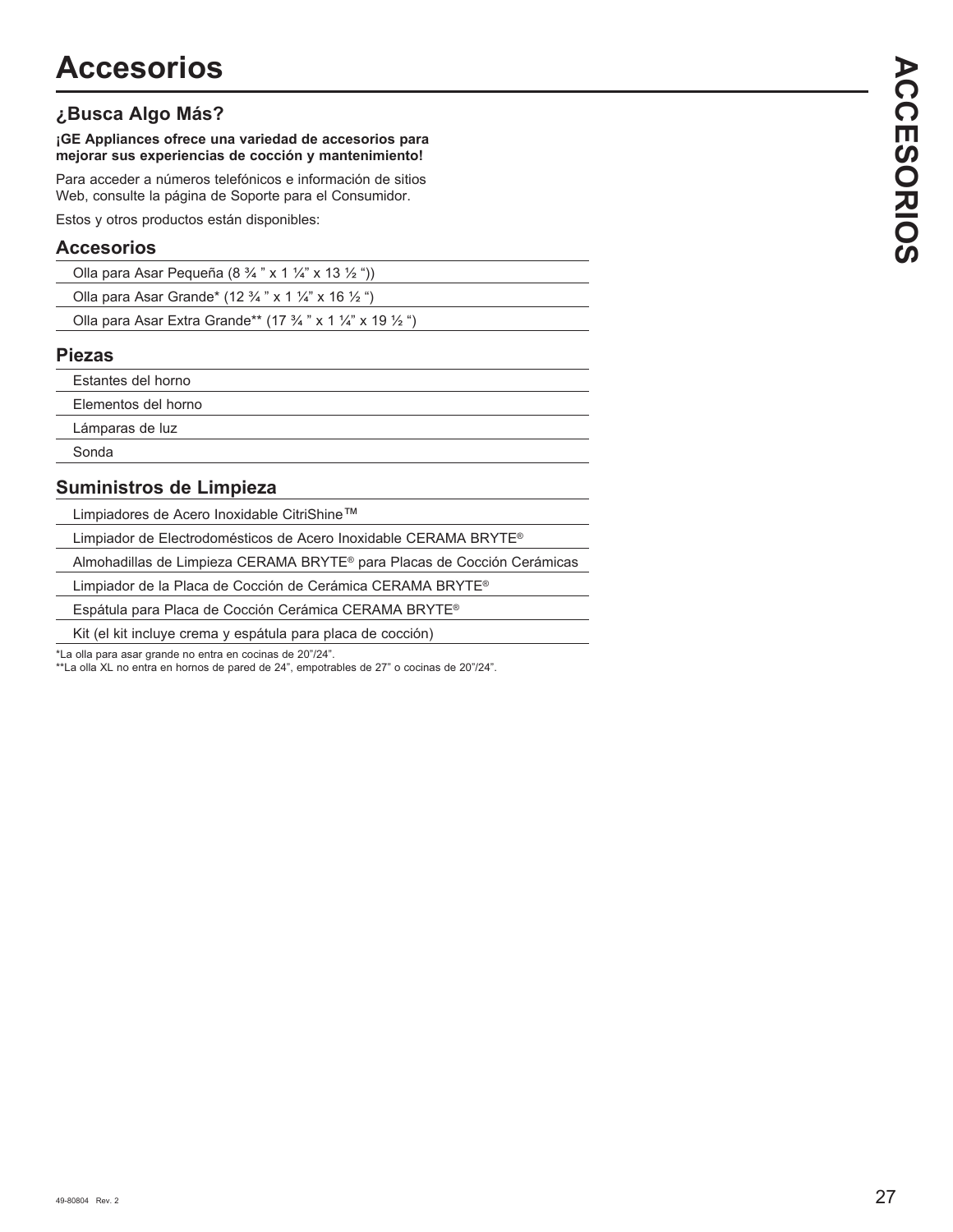# Accesorios

## ¿Busca Algo Más?

**¡GE Appliances ofrece una variedad de accesorios para mejorar sus experiencias de cocción y mantenimiento!**

Para acceder a números telefónicos e información de sitios Web, consulte la página de Soporte para el Consumidor.

Estos y otros productos están disponibles:

### Accesorios

Olla para Asar Pequeña (8 ¾ " x 1 ¼" x 13 ½ "))

Olla para Asar Grande* (12 ¾ " x 1 ¼" x 16 ½ ")

Olla para Asar Extra Grande** (17 ¾ " x 1 ¼" x 19 ½ ")

### Piezas

Estantes del horno

Elementos del horno

Lámparas de luz

Sonda

### Suministros de Limpieza

Limpiadores de Acero Inoxidable CitriShine™

Limpiador de Electrodomésticos de Acero Inoxidable CERAMA BRYTE®

Almohadillas de Limpieza CERAMA BRYTE® para Placas de Cocción Cerámicas

Limpiador de la Placa de Cocción de Cerámica CERAMA BRYTE®

Espátula para Placa de Cocción Cerámica CERAMA BRYTE®

Kit (el kit incluye crema y espátula para placa de cocción)

*La olla para asar grande no entra en cocinas de 20"/24".

**La olla XL no entra en hornos de pared de 24", empotrables de 27" o cocinas de 20"/24".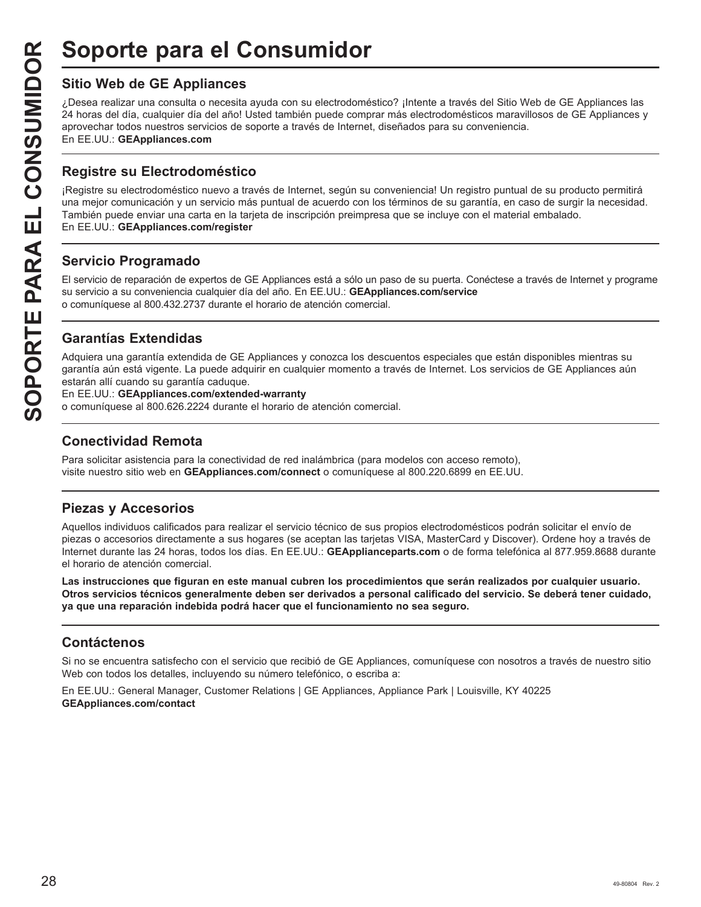# Soporte para el Consumidor

## Sitio Web de GE Appliances

¿Desea realizar una consulta o necesita ayuda con su electrodoméstico? ¡Intente a través del Sitio Web de GE Appliances las 24 horas del día, cualquier día del año! Usted también puede comprar más electrodomésticos maravillosos de GE Appliances y aprovechar todos nuestros servicios de soporte a través de Internet, diseñados para su conveniencia.
En EE.UU.: **GEAppliances.com**

## Registre su Electrodoméstico

¡Registre su electrodoméstico nuevo a través de Internet, según su conveniencia! Un registro puntual de su producto permitirá una mejor comunicación y un servicio más puntual de acuerdo con los términos de su garantía, en caso de surgir la necesidad. También puede enviar una carta en la tarjeta de inscripción preimpresa que se incluye con el material embalado.
En EE.UU.: **GEAppliances.com/register**

## Servicio Programado

El servicio de reparación de expertos de GE Appliances está a sólo un paso de su puerta. Conéctese a través de Internet y programe su servicio a su conveniencia cualquier día del año. En EE.UU.: **GEAppliances.com/service**
o comuníquese al 800.432.2737 durante el horario de atención comercial.

## Garantías Extendidas

Adquiera una garantía extendida de GE Appliances y conozca los descuentos especiales que están disponibles mientras su garantía aún está vigente. La puede adquirir en cualquier momento a través de Internet. Los servicios de GE Appliances aún estarán allí cuando su garantía caduque.
En EE.UU.: **GEAppliances.com/extended-warranty**
o comuníquese al 800.626.2224 durante el horario de atención comercial.

## Conectividad Remota

Para solicitar asistencia para la conectividad de red inalámbrica (para modelos con acceso remoto), visite nuestro sitio web en **GEAppliances.com/connect** o comuníquese al 800.220.6899 en EE.UU.

## Piezas y Accesorios

Aquellos individuos calificados para realizar el servicio técnico de sus propios electrodomésticos podrán solicitar el envío de piezas o accesorios directamente a sus hogares (se aceptan las tarjetas VISA, MasterCard y Discover). Ordene hoy a través de Internet durante las 24 horas, todos los días. En EE.UU.: **GEApplianceparts.com** o de forma telefónica al 877.959.8688 durante el horario de atención comercial.

**Las instrucciones que figuran en este manual cubren los procedimientos que serán realizados por cualquier usuario. Otros servicios técnicos generalmente deben ser derivados a personal calificado del servicio. Se deberá tener cuidado, ya que una reparación indebida podrá hacer que el funcionamiento no sea seguro.**

## Contáctenos

Si no se encuentra satisfecho con el servicio que recibió de GE Appliances, comuníquese con nosotros a través de nuestro sitio Web con todos los detalles, incluyendo su número telefónico, o escriba a:

En EE.UU.: General Manager, Customer Relations | GE Appliances, Appliance Park | Louisville, KY 40225
**GEAppliances.com/contact**

49-80804 Rev. 2